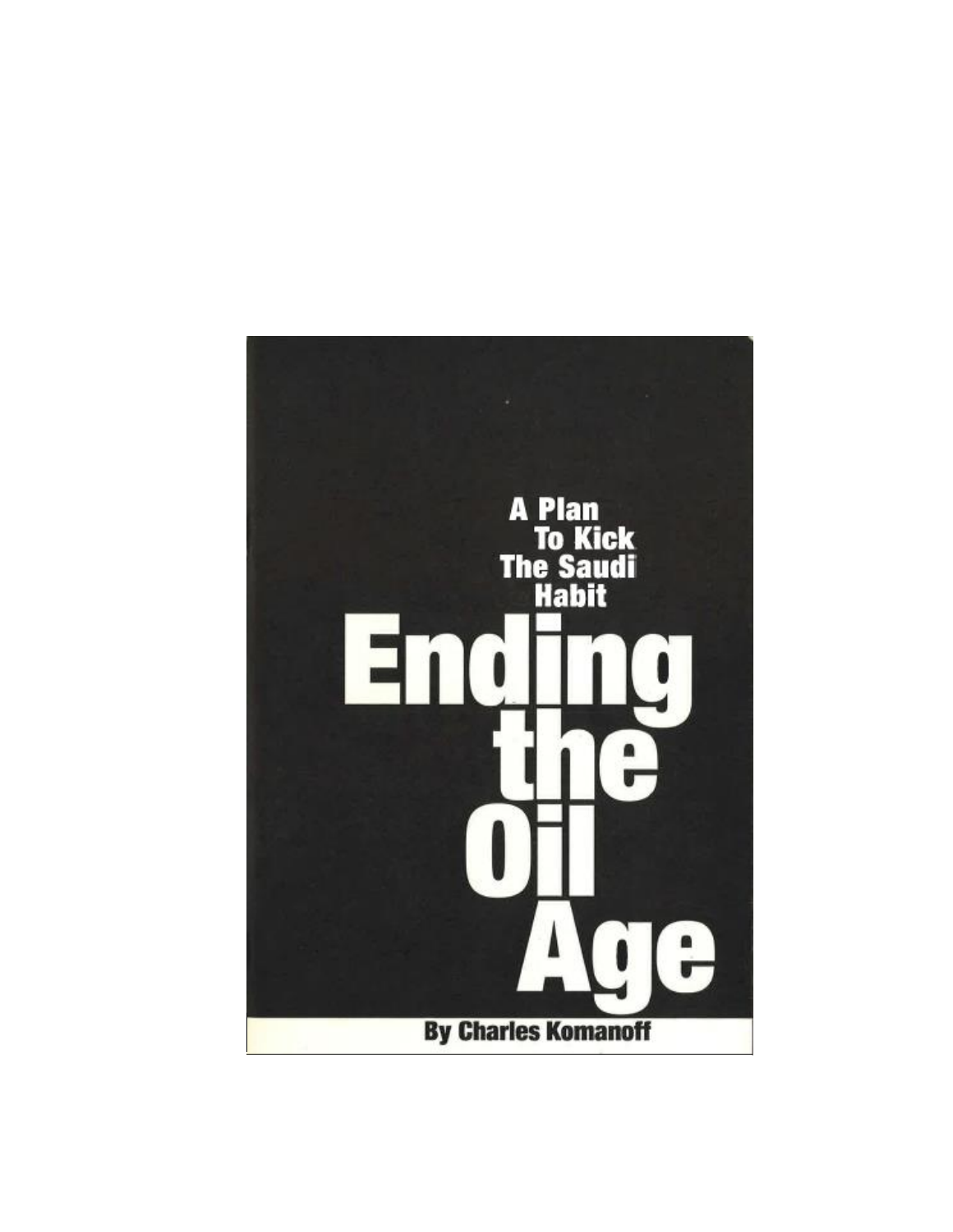A Plan To Kick The Saudi Habit

# Ending the Oil Age

By Charles Komanoff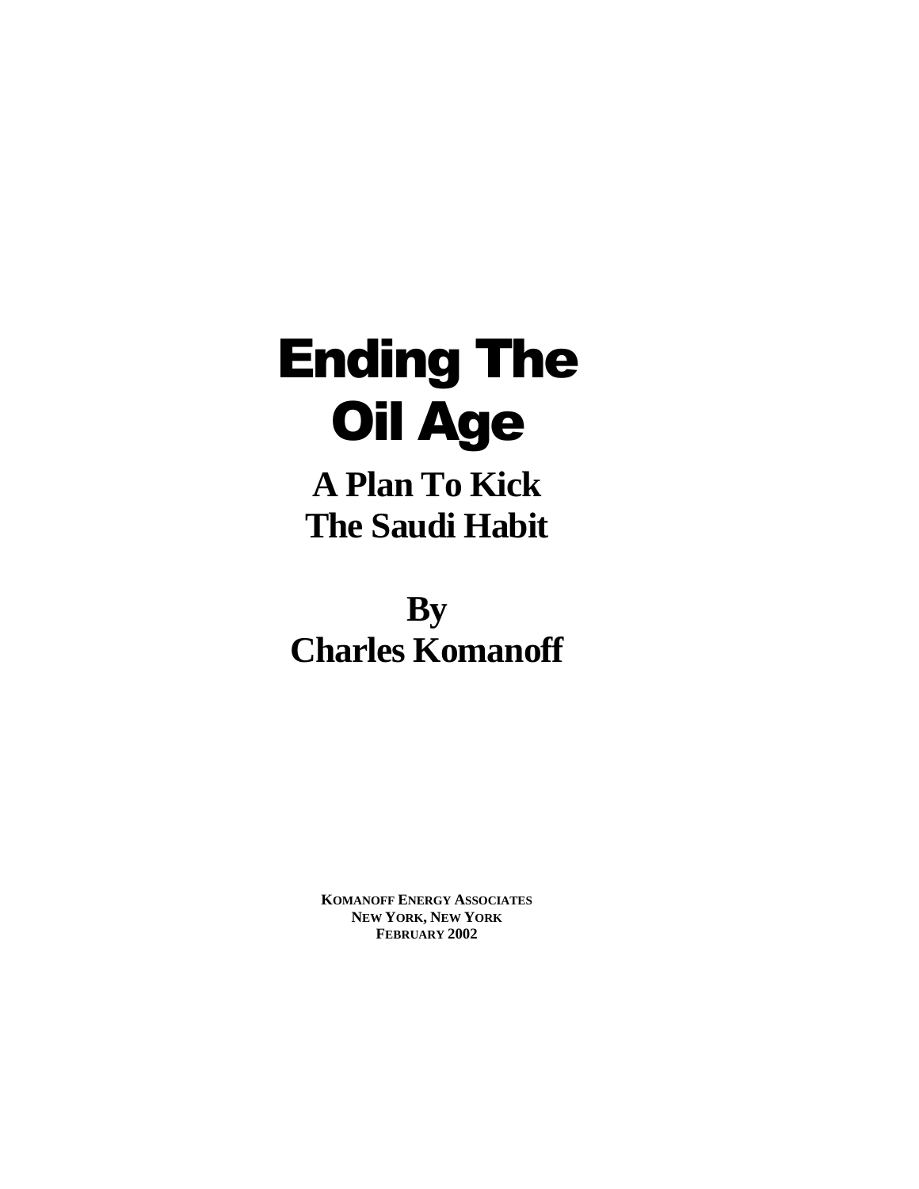# Ending The Oil Age

## A Plan To Kick The Saudi Habit

## By Charles Komanoff

**KOMANOFF ENERGY ASSOCIATES**
**NEW YORK, NEW YORK**
**FEBRUARY 2002**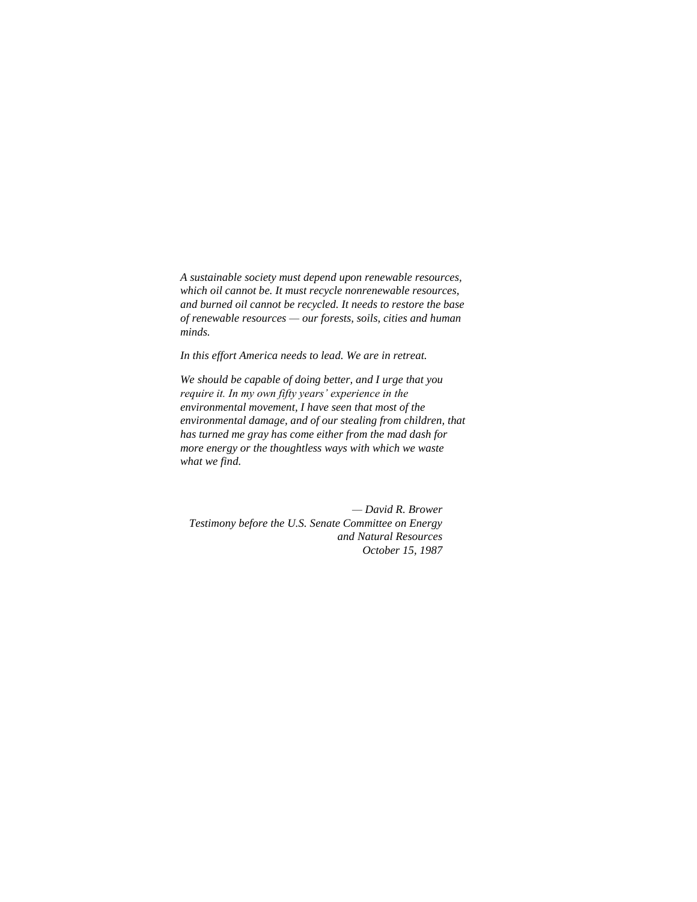*A sustainable society must depend upon renewable resources, which oil cannot be. It must recycle nonrenewable resources, and burned oil cannot be recycled. It needs to restore the base of renewable resources — our forests, soils, cities and human minds.*

*In this effort America needs to lead. We are in retreat.*

*We should be capable of doing better, and I urge that you require it. In my own fifty years' experience in the environmental movement, I have seen that most of the environmental damage, and of our stealing from children, that has turned me gray has come either from the mad dash for more energy or the thoughtless ways with which we waste what we find.*

*— David R. Brower*
*Testimony before the U.S. Senate Committee on Energy and Natural Resources*
*October 15, 1987*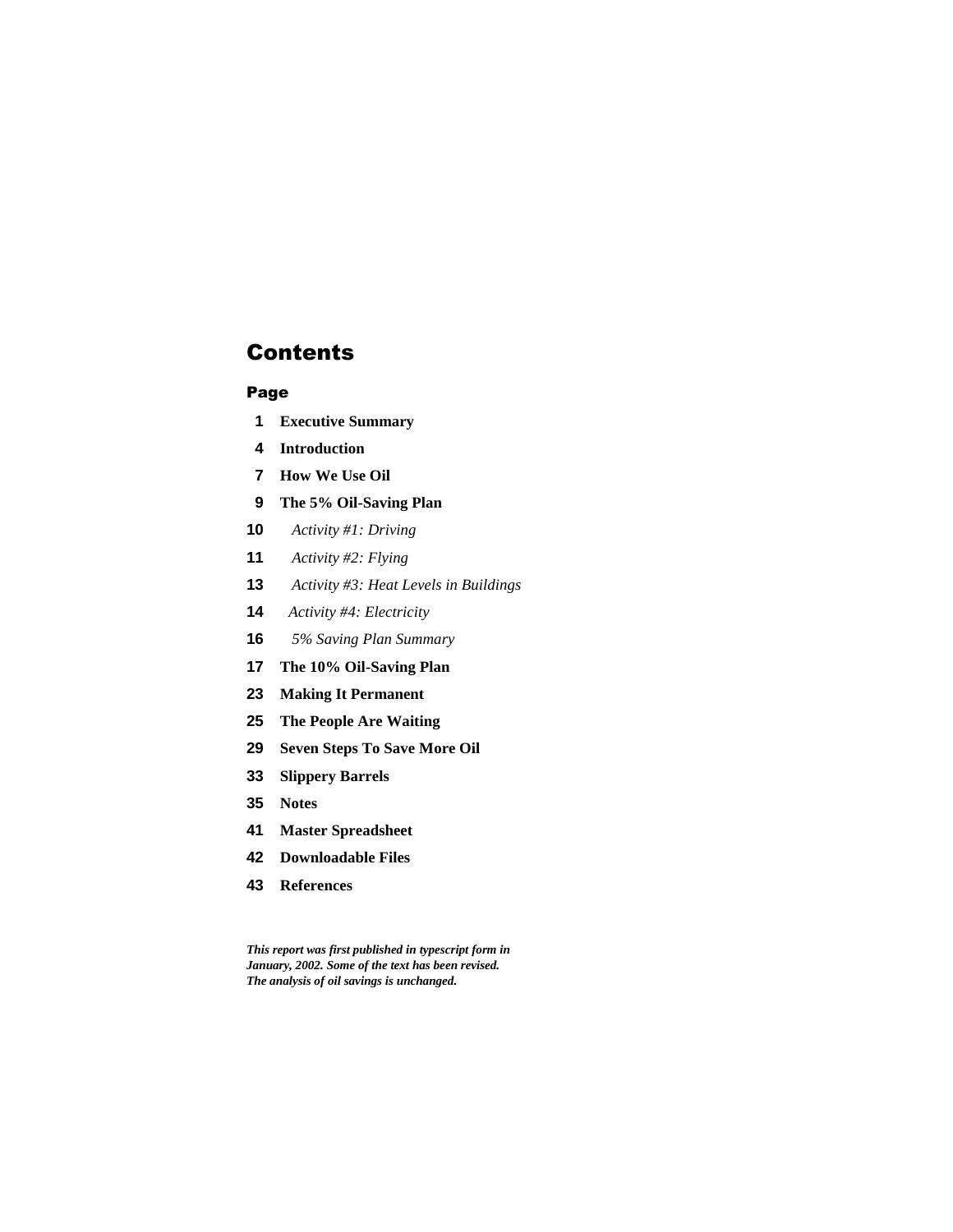# Contents

### Page

| Page | Section |
|---|---|
| 1 | **Executive Summary** |
| 4 | **Introduction** |
| 7 | **How We Use Oil** |
| 9 | **The 5% Oil-Saving Plan** |
| 10 | *Activity #1: Driving* |
| 11 | *Activity #2: Flying* |
| 13 | *Activity #3: Heat Levels in Buildings* |
| 14 | *Activity #4: Electricity* |
| 16 | *5% Saving Plan Summary* |
| 17 | **The 10% Oil-Saving Plan** |
| 23 | **Making It Permanent** |
| 25 | **The People Are Waiting** |
| 29 | **Seven Steps To Save More Oil** |
| 33 | **Slippery Barrels** |
| 35 | **Notes** |
| 41 | **Master Spreadsheet** |
| 42 | **Downloadable Files** |
| 43 | **References** |

***This report was first published in typescript form in January, 2002. Some of the text has been revised. The analysis of oil savings is unchanged.***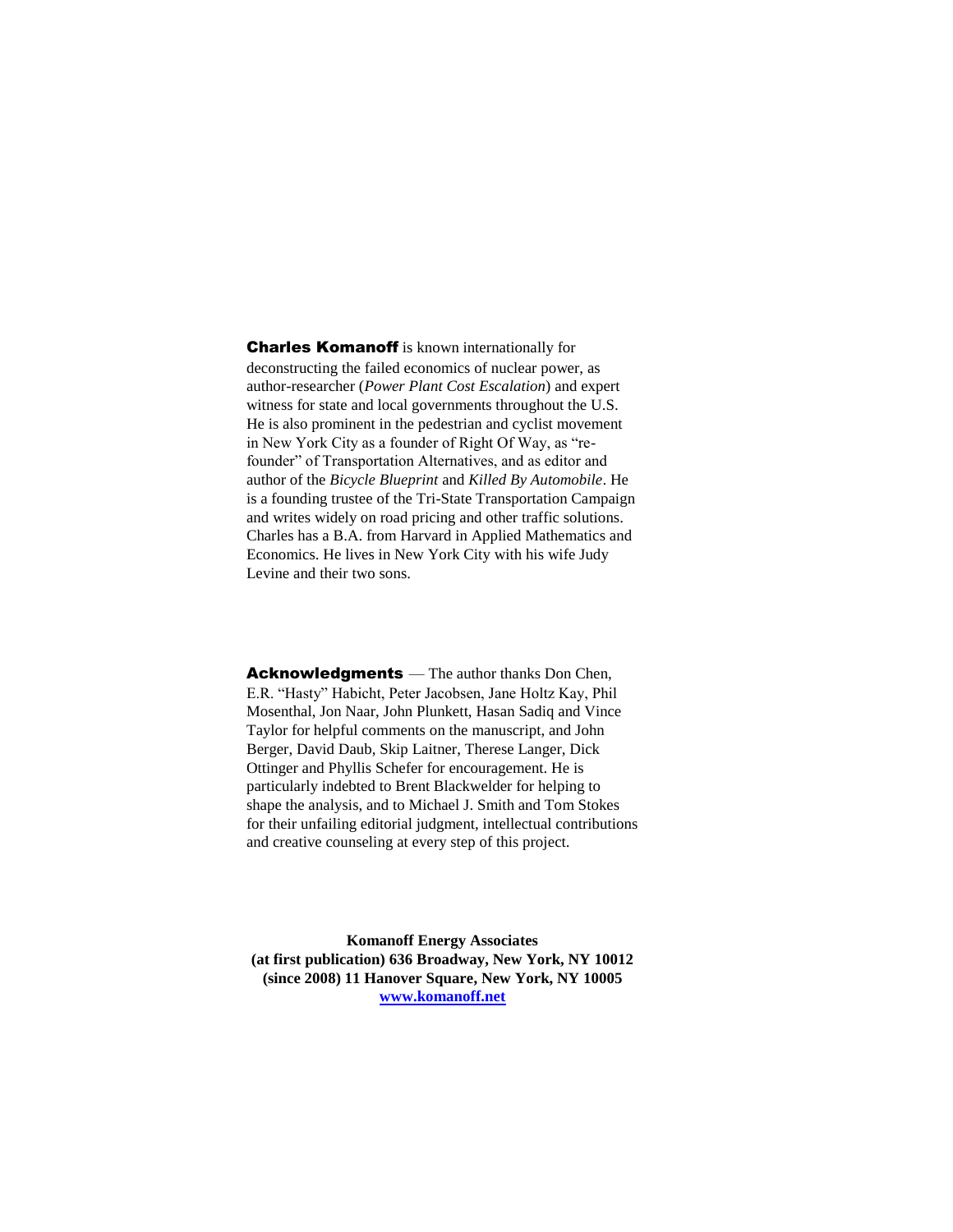**Charles Komanoff** is known internationally for deconstructing the failed economics of nuclear power, as author-researcher (*Power Plant Cost Escalation*) and expert witness for state and local governments throughout the U.S. He is also prominent in the pedestrian and cyclist movement in New York City as a founder of Right Of Way, as "re-founder" of Transportation Alternatives, and as editor and author of the *Bicycle Blueprint* and *Killed By Automobile*. He is a founding trustee of the Tri-State Transportation Campaign and writes widely on road pricing and other traffic solutions. Charles has a B.A. from Harvard in Applied Mathematics and Economics. He lives in New York City with his wife Judy Levine and their two sons.

**Acknowledgments** — The author thanks Don Chen, E.R. "Hasty" Habicht, Peter Jacobsen, Jane Holtz Kay, Phil Mosenthal, Jon Naar, John Plunkett, Hasan Sadiq and Vince Taylor for helpful comments on the manuscript, and John Berger, David Daub, Skip Laitner, Therese Langer, Dick Ottinger and Phyllis Schefer for encouragement. He is particularly indebted to Brent Blackwelder for helping to shape the analysis, and to Michael J. Smith and Tom Stokes for their unfailing editorial judgment, intellectual contributions and creative counseling at every step of this project.

**Komanoff Energy Associates**
**(at first publication) 636 Broadway, New York, NY 10012**
**(since 2008) 11 Hanover Square, New York, NY 10005**
**[www.komanoff.net](http://www.komanoff.net)**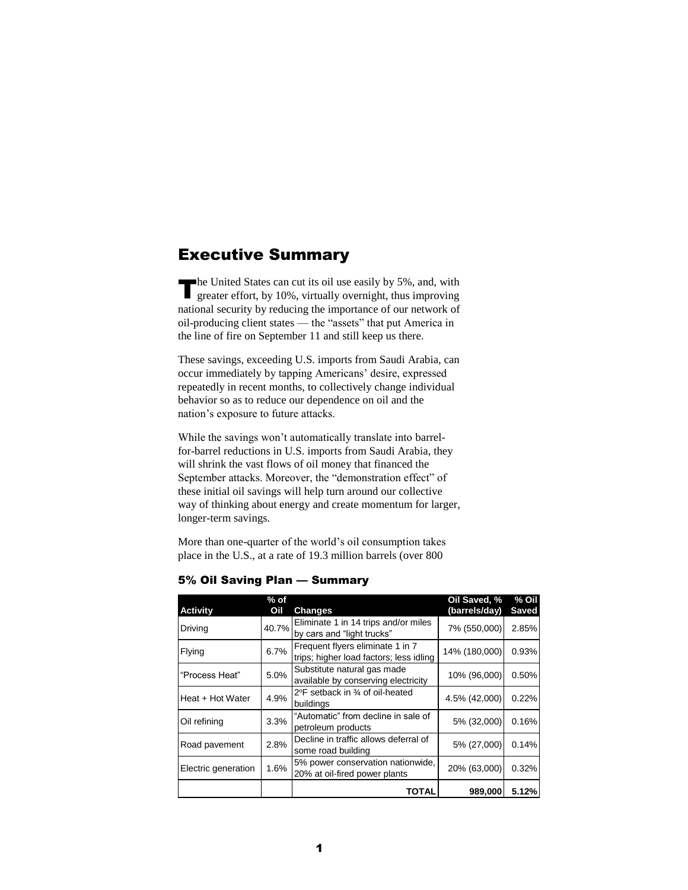# Executive Summary

The United States can cut its oil use easily by 5%, and, with greater effort, by 10%, virtually overnight, thus improving national security by reducing the importance of our network of oil-producing client states — the "assets" that put America in the line of fire on September 11 and still keep us there.

These savings, exceeding U.S. imports from Saudi Arabia, can occur immediately by tapping Americans' desire, expressed repeatedly in recent months, to collectively change individual behavior so as to reduce our dependence on oil and the nation's exposure to future attacks.

While the savings won't automatically translate into barrel-for-barrel reductions in U.S. imports from Saudi Arabia, they will shrink the vast flows of oil money that financed the September attacks. Moreover, the "demonstration effect" of these initial oil savings will help turn around our collective way of thinking about energy and create momentum for larger, longer-term savings.

More than one-quarter of the world's oil consumption takes place in the U.S., at a rate of 19.3 million barrels (over 800

### 5% Oil Saving Plan — Summary

| Activity | % of Oil | Changes | Oil Saved, % (barrels/day) | % Oil Saved |
|---|---|---|---|---|
| Driving | 40.7% | Eliminate 1 in 14 trips and/or miles by cars and "light trucks" | 7% (550,000) | 2.85% |
| Flying | 6.7% | Frequent flyers eliminate 1 in 7 trips; higher load factors; less idling | 14% (180,000) | 0.93% |
| "Process Heat" | 5.0% | Substitute natural gas made available by conserving electricity | 10% (96,000) | 0.50% |
| Heat + Hot Water | 4.9% | 2ºF setback in ¾ of oil-heated buildings | 4.5% (42,000) | 0.22% |
| Oil refining | 3.3% | "Automatic" from decline in sale of petroleum products | 5% (32,000) | 0.16% |
| Road pavement | 2.8% | Decline in traffic allows deferral of some road building | 5% (27,000) | 0.14% |
| Electric generation | 1.6% | 5% power conservation nationwide, 20% at oil-fired power plants | 20% (63,000) | 0.32% |
| | | **TOTAL** | **989,000** | **5.12%** |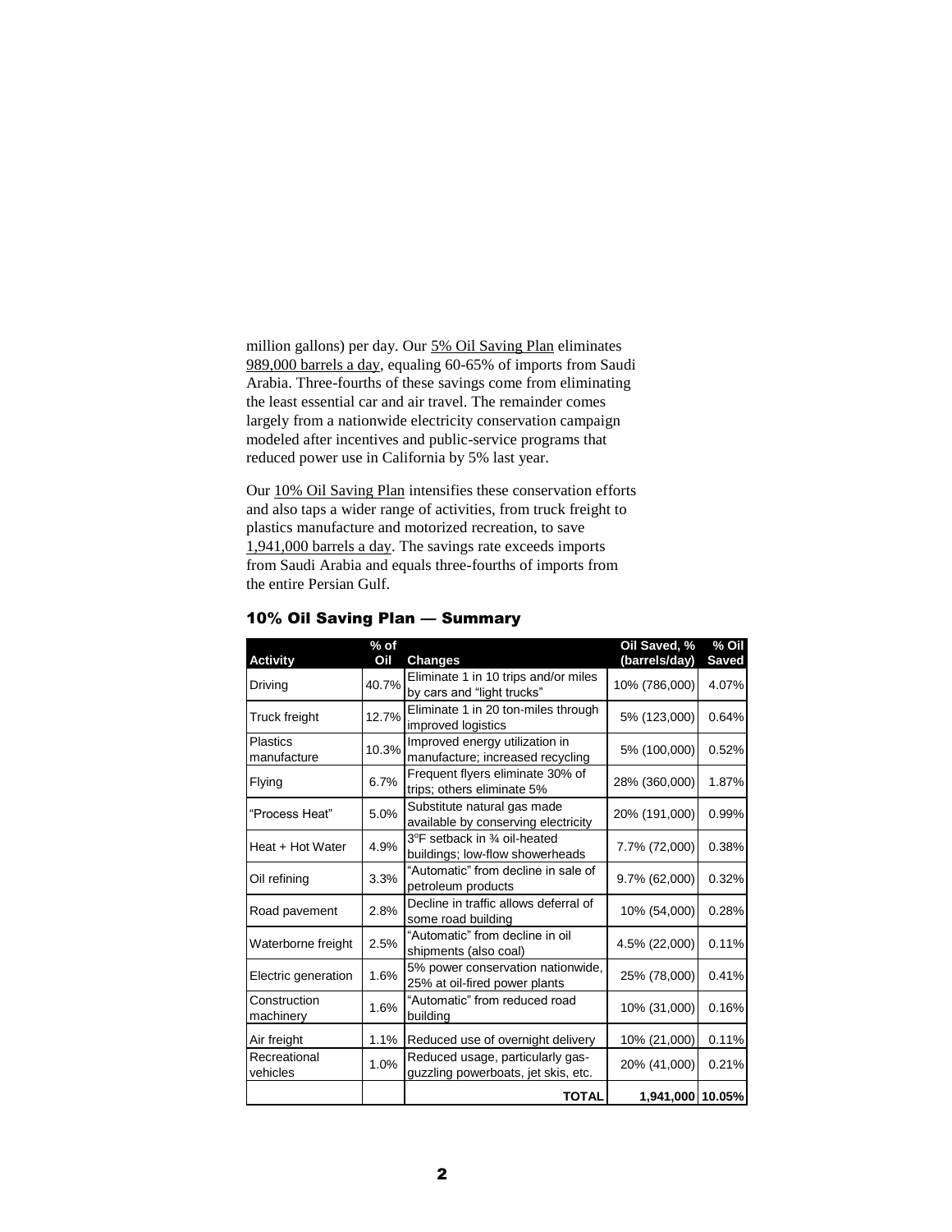million gallons) per day. Our 5% Oil Saving Plan eliminates 989,000 barrels a day, equaling 60-65% of imports from Saudi Arabia. Three-fourths of these savings come from eliminating the least essential car and air travel. The remainder comes largely from a nationwide electricity conservation campaign modeled after incentives and public-service programs that reduced power use in California by 5% last year.

Our 10% Oil Saving Plan intensifies these conservation efforts and also taps a wider range of activities, from truck freight to plastics manufacture and motorized recreation, to save 1,941,000 barrels a day. The savings rate exceeds imports from Saudi Arabia and equals three-fourths of imports from the entire Persian Gulf.

### 10% Oil Saving Plan — Summary

| Activity | % of Oil | Changes | Oil Saved, % (barrels/day) | % Oil Saved |
|---|---|---|---|---|
| Driving | 40.7% | Eliminate 1 in 10 trips and/or miles by cars and "light trucks" | 10% (786,000) | 4.07% |
| Truck freight | 12.7% | Eliminate 1 in 20 ton-miles through improved logistics | 5% (123,000) | 0.64% |
| Plastics manufacture | 10.3% | Improved energy utilization in manufacture; increased recycling | 5% (100,000) | 0.52% |
| Flying | 6.7% | Frequent flyers eliminate 30% of trips; others eliminate 5% | 28% (360,000) | 1.87% |
| "Process Heat" | 5.0% | Substitute natural gas made available by conserving electricity | 20% (191,000) | 0.99% |
| Heat + Hot Water | 4.9% | 3°F setback in ¾ oil-heated buildings; low-flow showerheads | 7.7% (72,000) | 0.38% |
| Oil refining | 3.3% | "Automatic" from decline in sale of petroleum products | 9.7% (62,000) | 0.32% |
| Road pavement | 2.8% | Decline in traffic allows deferral of some road building | 10% (54,000) | 0.28% |
| Waterborne freight | 2.5% | "Automatic" from decline in oil shipments (also coal) | 4.5% (22,000) | 0.11% |
| Electric generation | 1.6% | 5% power conservation nationwide, 25% at oil-fired power plants | 25% (78,000) | 0.41% |
| Construction machinery | 1.6% | "Automatic" from reduced road building | 10% (31,000) | 0.16% |
| Air freight | 1.1% | Reduced use of overnight delivery | 10% (21,000) | 0.11% |
| Recreational vehicles | 1.0% | Reduced usage, particularly gas-guzzling powerboats, jet skis, etc. | 20% (41,000) | 0.21% |
| | | **TOTAL** | **1,941,000** | **10.05%** |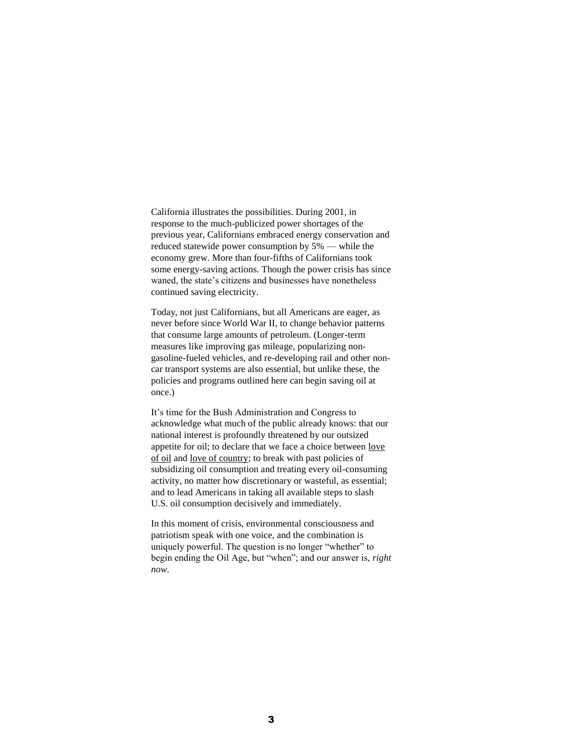California illustrates the possibilities. During 2001, in response to the much-publicized power shortages of the previous year, Californians embraced energy conservation and reduced statewide power consumption by 5% — while the economy grew. More than four-fifths of Californians took some energy-saving actions. Though the power crisis has since waned, the state's citizens and businesses have nonetheless continued saving electricity.

Today, not just Californians, but all Americans are eager, as never before since World War II, to change behavior patterns that consume large amounts of petroleum. (Longer-term measures like improving gas mileage, popularizing non-gasoline-fueled vehicles, and re-developing rail and other non-car transport systems are also essential, but unlike these, the policies and programs outlined here can begin saving oil at once.)

It's time for the Bush Administration and Congress to acknowledge what much of the public already knows: that our national interest is profoundly threatened by our outsized appetite for oil; to declare that we face a choice between <u>love of oil</u> and <u>love of country</u>; to break with past policies of subsidizing oil consumption and treating every oil-consuming activity, no matter how discretionary or wasteful, as essential; and to lead Americans in taking all available steps to slash U.S. oil consumption decisively and immediately.

In this moment of crisis, environmental consciousness and patriotism speak with one voice, and the combination is uniquely powerful. The question is no longer "whether" to begin ending the Oil Age, but "when"; and our answer is, *right now*.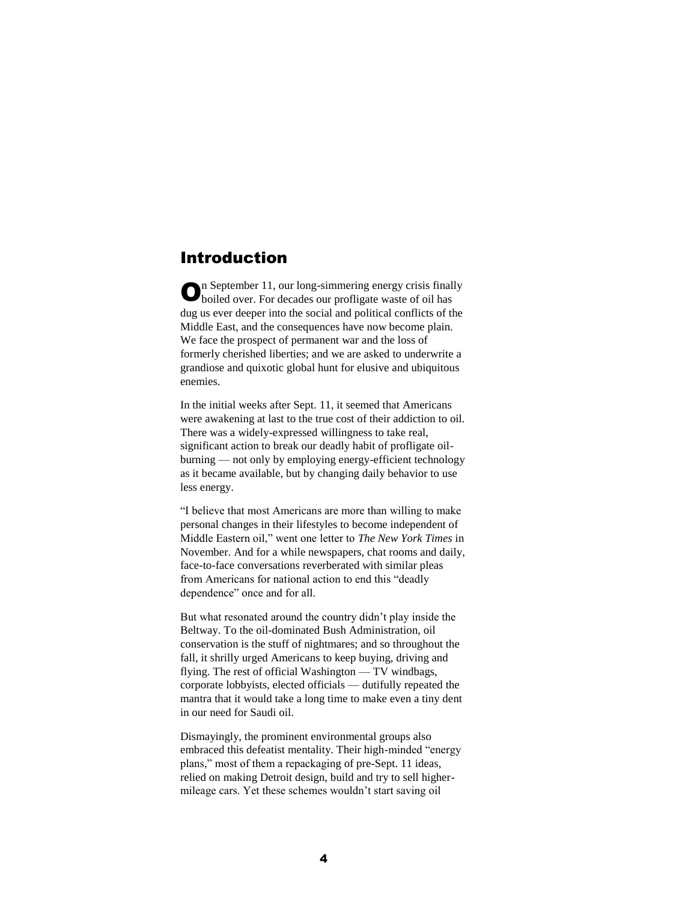## Introduction

On September 11, our long-simmering energy crisis finally boiled over. For decades our profligate waste of oil has dug us ever deeper into the social and political conflicts of the Middle East, and the consequences have now become plain. We face the prospect of permanent war and the loss of formerly cherished liberties; and we are asked to underwrite a grandiose and quixotic global hunt for elusive and ubiquitous enemies.

In the initial weeks after Sept. 11, it seemed that Americans were awakening at last to the true cost of their addiction to oil. There was a widely-expressed willingness to take real, significant action to break our deadly habit of profligate oil-burning — not only by employing energy-efficient technology as it became available, but by changing daily behavior to use less energy.

"I believe that most Americans are more than willing to make personal changes in their lifestyles to become independent of Middle Eastern oil," went one letter to *The New York Times* in November. And for a while newspapers, chat rooms and daily, face-to-face conversations reverberated with similar pleas from Americans for national action to end this "deadly dependence" once and for all.

But what resonated around the country didn't play inside the Beltway. To the oil-dominated Bush Administration, oil conservation is the stuff of nightmares; and so throughout the fall, it shrilly urged Americans to keep buying, driving and flying. The rest of official Washington — TV windbags, corporate lobbyists, elected officials — dutifully repeated the mantra that it would take a long time to make even a tiny dent in our need for Saudi oil.

Dismayingly, the prominent environmental groups also embraced this defeatist mentality. Their high-minded "energy plans," most of them a repackaging of pre-Sept. 11 ideas, relied on making Detroit design, build and try to sell higher-mileage cars. Yet these schemes wouldn't start saving oil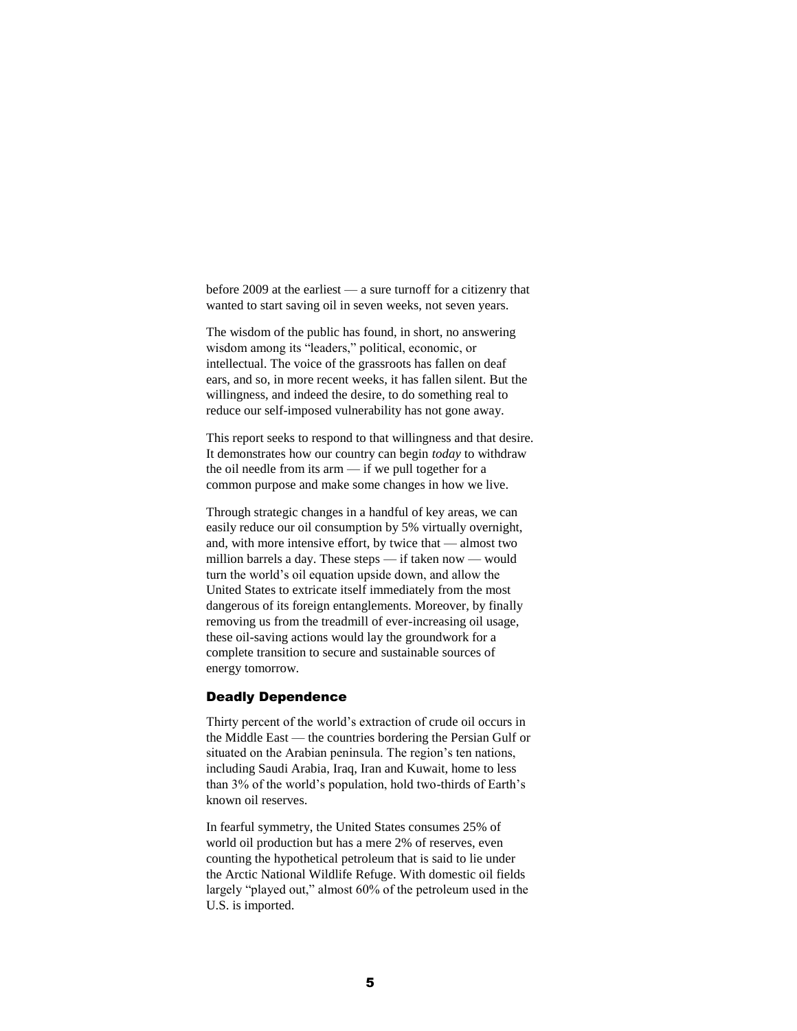before 2009 at the earliest — a sure turnoff for a citizenry that wanted to start saving oil in seven weeks, not seven years.

The wisdom of the public has found, in short, no answering wisdom among its "leaders," political, economic, or intellectual. The voice of the grassroots has fallen on deaf ears, and so, in more recent weeks, it has fallen silent. But the willingness, and indeed the desire, to do something real to reduce our self-imposed vulnerability has not gone away.

This report seeks to respond to that willingness and that desire. It demonstrates how our country can begin *today* to withdraw the oil needle from its arm — if we pull together for a common purpose and make some changes in how we live.

Through strategic changes in a handful of key areas, we can easily reduce our oil consumption by 5% virtually overnight, and, with more intensive effort, by twice that — almost two million barrels a day. These steps — if taken now — would turn the world's oil equation upside down, and allow the United States to extricate itself immediately from the most dangerous of its foreign entanglements. Moreover, by finally removing us from the treadmill of ever-increasing oil usage, these oil-saving actions would lay the groundwork for a complete transition to secure and sustainable sources of energy tomorrow.

### Deadly Dependence

Thirty percent of the world's extraction of crude oil occurs in the Middle East — the countries bordering the Persian Gulf or situated on the Arabian peninsula. The region's ten nations, including Saudi Arabia, Iraq, Iran and Kuwait, home to less than 3% of the world's population, hold two-thirds of Earth's known oil reserves.

In fearful symmetry, the United States consumes 25% of world oil production but has a mere 2% of reserves, even counting the hypothetical petroleum that is said to lie under the Arctic National Wildlife Refuge. With domestic oil fields largely "played out," almost 60% of the petroleum used in the U.S. is imported.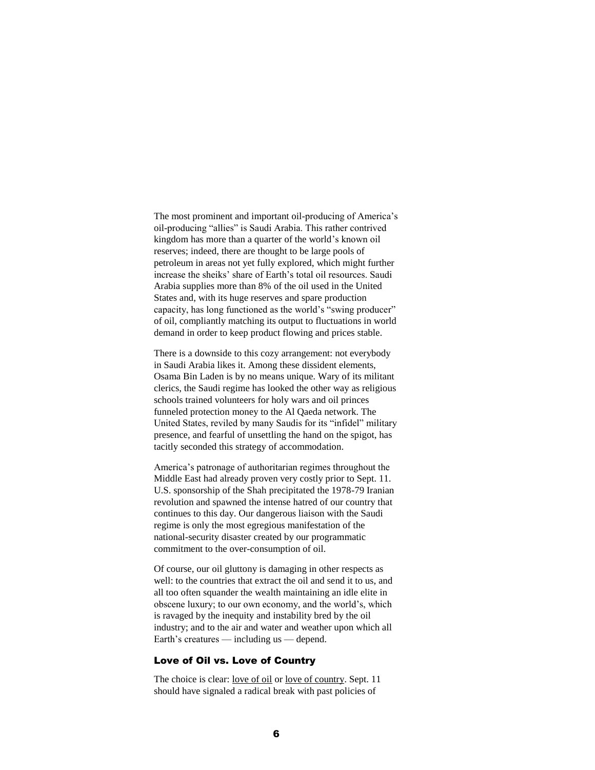The most prominent and important oil-producing of America's oil-producing "allies" is Saudi Arabia. This rather contrived kingdom has more than a quarter of the world's known oil reserves; indeed, there are thought to be large pools of petroleum in areas not yet fully explored, which might further increase the sheiks' share of Earth's total oil resources. Saudi Arabia supplies more than 8% of the oil used in the United States and, with its huge reserves and spare production capacity, has long functioned as the world's "swing producer" of oil, compliantly matching its output to fluctuations in world demand in order to keep product flowing and prices stable.

There is a downside to this cozy arrangement: not everybody in Saudi Arabia likes it. Among these dissident elements, Osama Bin Laden is by no means unique. Wary of its militant clerics, the Saudi regime has looked the other way as religious schools trained volunteers for holy wars and oil princes funneled protection money to the Al Qaeda network. The United States, reviled by many Saudis for its "infidel" military presence, and fearful of unsettling the hand on the spigot, has tacitly seconded this strategy of accommodation.

America's patronage of authoritarian regimes throughout the Middle East had already proven very costly prior to Sept. 11. U.S. sponsorship of the Shah precipitated the 1978-79 Iranian revolution and spawned the intense hatred of our country that continues to this day. Our dangerous liaison with the Saudi regime is only the most egregious manifestation of the national-security disaster created by our programmatic commitment to the over-consumption of oil.

Of course, our oil gluttony is damaging in other respects as well: to the countries that extract the oil and send it to us, and all too often squander the wealth maintaining an idle elite in obscene luxury; to our own economy, and the world's, which is ravaged by the inequity and instability bred by the oil industry; and to the air and water and weather upon which all Earth's creatures — including us — depend.

### Love of Oil vs. Love of Country

The choice is clear: love of oil or love of country. Sept. 11 should have signaled a radical break with past policies of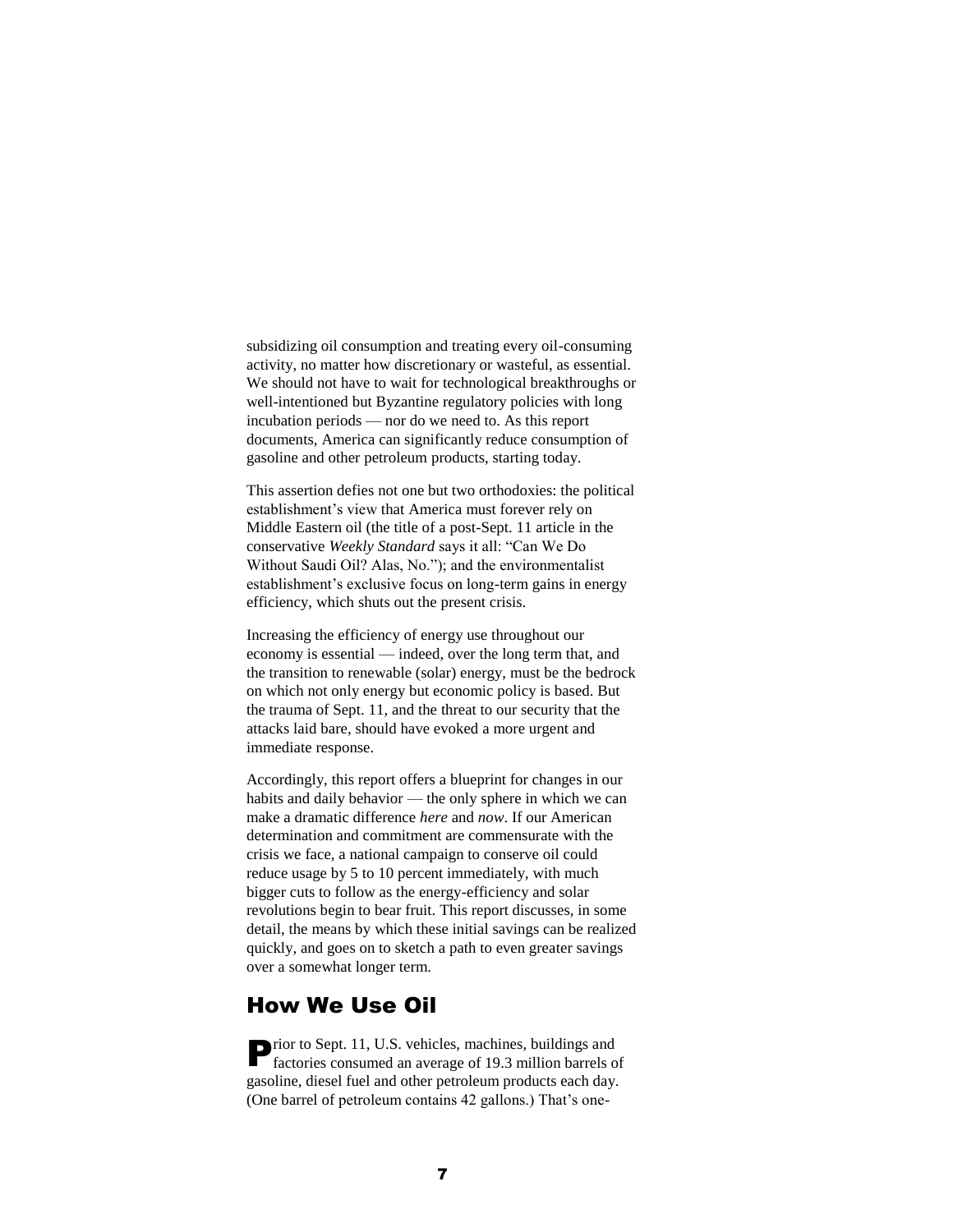subsidizing oil consumption and treating every oil-consuming activity, no matter how discretionary or wasteful, as essential. We should not have to wait for technological breakthroughs or well-intentioned but Byzantine regulatory policies with long incubation periods — nor do we need to. As this report documents, America can significantly reduce consumption of gasoline and other petroleum products, starting today.

This assertion defies not one but two orthodoxies: the political establishment's view that America must forever rely on Middle Eastern oil (the title of a post-Sept. 11 article in the conservative *Weekly Standard* says it all: "Can We Do Without Saudi Oil? Alas, No."); and the environmentalist establishment's exclusive focus on long-term gains in energy efficiency, which shuts out the present crisis.

Increasing the efficiency of energy use throughout our economy is essential — indeed, over the long term that, and the transition to renewable (solar) energy, must be the bedrock on which not only energy but economic policy is based. But the trauma of Sept. 11, and the threat to our security that the attacks laid bare, should have evoked a more urgent and immediate response.

Accordingly, this report offers a blueprint for changes in our habits and daily behavior — the only sphere in which we can make a dramatic difference *here* and *now*. If our American determination and commitment are commensurate with the crisis we face, a national campaign to conserve oil could reduce usage by 5 to 10 percent immediately, with much bigger cuts to follow as the energy-efficiency and solar revolutions begin to bear fruit. This report discusses, in some detail, the means by which these initial savings can be realized quickly, and goes on to sketch a path to even greater savings over a somewhat longer term.

## How We Use Oil

Prior to Sept. 11, U.S. vehicles, machines, buildings and factories consumed an average of 19.3 million barrels of gasoline, diesel fuel and other petroleum products each day. (One barrel of petroleum contains 42 gallons.) That's one-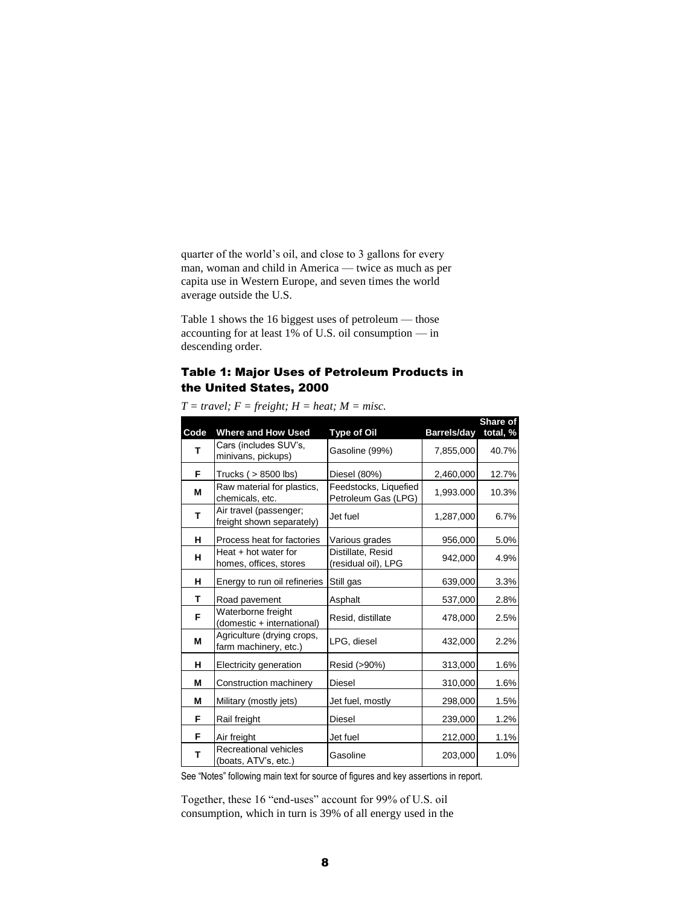quarter of the world's oil, and close to 3 gallons for every man, woman and child in America — twice as much as per capita use in Western Europe, and seven times the world average outside the U.S.

Table 1 shows the 16 biggest uses of petroleum — those accounting for at least 1% of U.S. oil consumption — in descending order.

### Table 1: Major Uses of Petroleum Products in the United States, 2000

*T = travel; F = freight; H = heat; M = misc.*

| Code | Where and How Used | Type of Oil | Barrels/day | Share of total, % |
|---|---|---|---|---|
| T | Cars (includes SUV's, minivans, pickups) | Gasoline (99%) | 7,855,000 | 40.7% |
| F | Trucks ( > 8500 lbs) | Diesel (80%) | 2,460,000 | 12.7% |
| M | Raw material for plastics, chemicals, etc. | Feedstocks, Liquefied Petroleum Gas (LPG) | 1,993.000 | 10.3% |
| T | Air travel (passenger; freight shown separately) | Jet fuel | 1,287,000 | 6.7% |
| H | Process heat for factories | Various grades | 956,000 | 5.0% |
| H | Heat + hot water for homes, offices, stores | Distillate, Resid (residual oil), LPG | 942,000 | 4.9% |
| H | Energy to run oil refineries | Still gas | 639,000 | 3.3% |
| T | Road pavement | Asphalt | 537,000 | 2.8% |
| F | Waterborne freight (domestic + international) | Resid, distillate | 478,000 | 2.5% |
| M | Agriculture (drying crops, farm machinery, etc.) | LPG, diesel | 432,000 | 2.2% |
| H | Electricity generation | Resid (>90%) | 313,000 | 1.6% |
| M | Construction machinery | Diesel | 310,000 | 1.6% |
| M | Military (mostly jets) | Jet fuel, mostly | 298,000 | 1.5% |
| F | Rail freight | Diesel | 239,000 | 1.2% |
| F | Air freight | Jet fuel | 212,000 | 1.1% |
| T | Recreational vehicles (boats, ATV's, etc.) | Gasoline | 203,000 | 1.0% |

See "Notes" following main text for source of figures and key assertions in report.

Together, these 16 "end-uses" account for 99% of U.S. oil consumption, which in turn is 39% of all energy used in the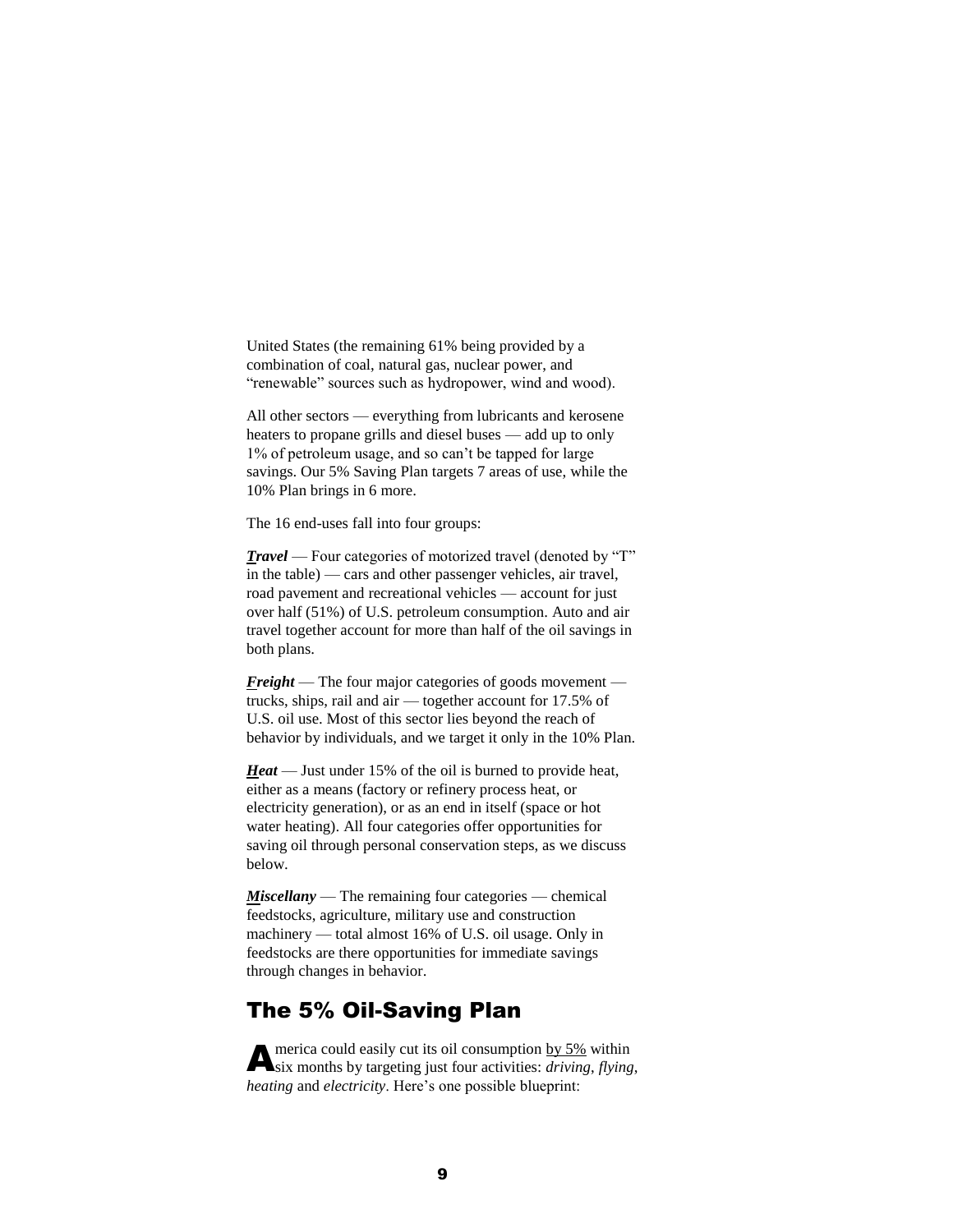United States (the remaining 61% being provided by a combination of coal, natural gas, nuclear power, and "renewable" sources such as hydropower, wind and wood).

All other sectors — everything from lubricants and kerosene heaters to propane grills and diesel buses — add up to only 1% of petroleum usage, and so can't be tapped for large savings. Our 5% Saving Plan targets 7 areas of use, while the 10% Plan brings in 6 more.

The 16 end-uses fall into four groups:

***T*ravel** — Four categories of motorized travel (denoted by "T" in the table) — cars and other passenger vehicles, air travel, road pavement and recreational vehicles — account for just over half (51%) of U.S. petroleum consumption. Auto and air travel together account for more than half of the oil savings in both plans.

***F*reight** — The four major categories of goods movement — trucks, ships, rail and air — together account for 17.5% of U.S. oil use. Most of this sector lies beyond the reach of behavior by individuals, and we target it only in the 10% Plan.

***H*eat** — Just under 15% of the oil is burned to provide heat, either as a means (factory or refinery process heat, or electricity generation), or as an end in itself (space or hot water heating). All four categories offer opportunities for saving oil through personal conservation steps, as we discuss below.

***M*iscellany** — The remaining four categories — chemical feedstocks, agriculture, military use and construction machinery — total almost 16% of U.S. oil usage. Only in feedstocks are there opportunities for immediate savings through changes in behavior.

## The 5% Oil-Saving Plan

**A**merica could easily cut its oil consumption by 5% within six months by targeting just four activities: *driving*, *flying*, *heating* and *electricity*. Here's one possible blueprint: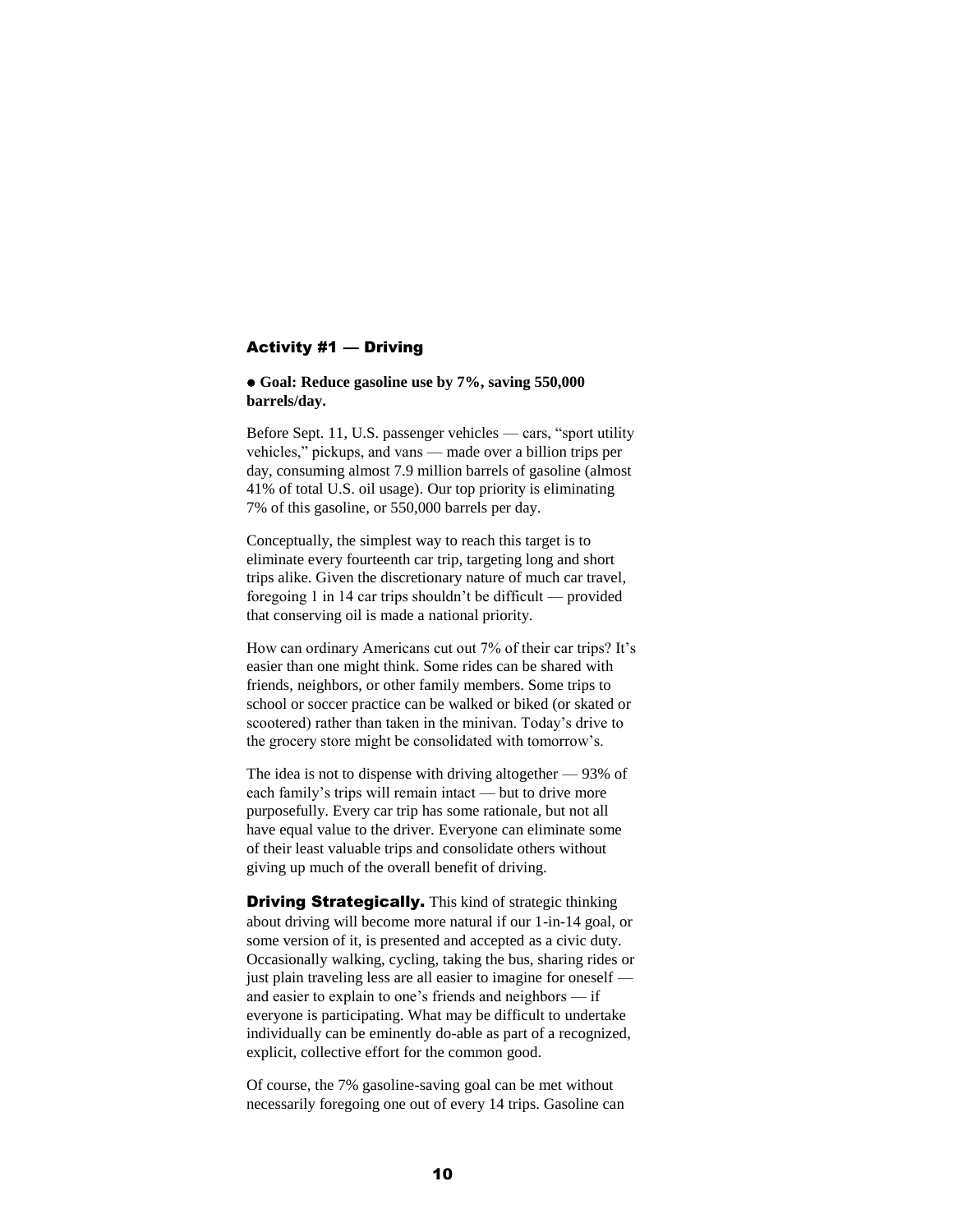## Activity #1 — Driving

● **Goal: Reduce gasoline use by 7%, saving 550,000 barrels/day.**

Before Sept. 11, U.S. passenger vehicles — cars, "sport utility vehicles," pickups, and vans — made over a billion trips per day, consuming almost 7.9 million barrels of gasoline (almost 41% of total U.S. oil usage). Our top priority is eliminating 7% of this gasoline, or 550,000 barrels per day.

Conceptually, the simplest way to reach this target is to eliminate every fourteenth car trip, targeting long and short trips alike. Given the discretionary nature of much car travel, foregoing 1 in 14 car trips shouldn't be difficult — provided that conserving oil is made a national priority.

How can ordinary Americans cut out 7% of their car trips? It's easier than one might think. Some rides can be shared with friends, neighbors, or other family members. Some trips to school or soccer practice can be walked or biked (or skated or scootered) rather than taken in the minivan. Today's drive to the grocery store might be consolidated with tomorrow's.

The idea is not to dispense with driving altogether — 93% of each family's trips will remain intact — but to drive more purposefully. Every car trip has some rationale, but not all have equal value to the driver. Everyone can eliminate some of their least valuable trips and consolidate others without giving up much of the overall benefit of driving.

**Driving Strategically.** This kind of strategic thinking about driving will become more natural if our 1-in-14 goal, or some version of it, is presented and accepted as a civic duty. Occasionally walking, cycling, taking the bus, sharing rides or just plain traveling less are all easier to imagine for oneself — and easier to explain to one's friends and neighbors — if everyone is participating. What may be difficult to undertake individually can be eminently do-able as part of a recognized, explicit, collective effort for the common good.

Of course, the 7% gasoline-saving goal can be met without necessarily foregoing one out of every 14 trips. Gasoline can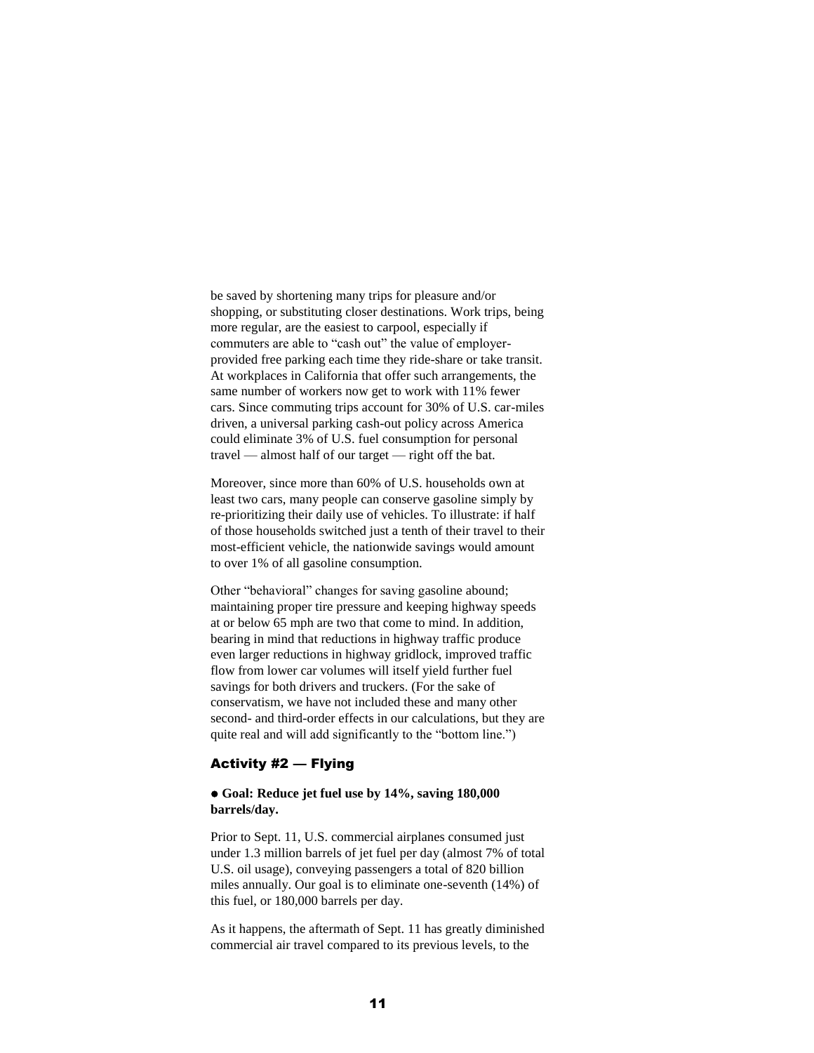be saved by shortening many trips for pleasure and/or shopping, or substituting closer destinations. Work trips, being more regular, are the easiest to carpool, especially if commuters are able to "cash out" the value of employer-provided free parking each time they ride-share or take transit. At workplaces in California that offer such arrangements, the same number of workers now get to work with 11% fewer cars. Since commuting trips account for 30% of U.S. car-miles driven, a universal parking cash-out policy across America could eliminate 3% of U.S. fuel consumption for personal travel — almost half of our target — right off the bat.

Moreover, since more than 60% of U.S. households own at least two cars, many people can conserve gasoline simply by re-prioritizing their daily use of vehicles. To illustrate: if half of those households switched just a tenth of their travel to their most-efficient vehicle, the nationwide savings would amount to over 1% of all gasoline consumption.

Other "behavioral" changes for saving gasoline abound; maintaining proper tire pressure and keeping highway speeds at or below 65 mph are two that come to mind. In addition, bearing in mind that reductions in highway traffic produce even larger reductions in highway gridlock, improved traffic flow from lower car volumes will itself yield further fuel savings for both drivers and truckers. (For the sake of conservatism, we have not included these and many other second- and third-order effects in our calculations, but they are quite real and will add significantly to the "bottom line.")

### Activity #2 — Flying

- **Goal: Reduce jet fuel use by 14%, saving 180,000 barrels/day.**

Prior to Sept. 11, U.S. commercial airplanes consumed just under 1.3 million barrels of jet fuel per day (almost 7% of total U.S. oil usage), conveying passengers a total of 820 billion miles annually. Our goal is to eliminate one-seventh (14%) of this fuel, or 180,000 barrels per day.

As it happens, the aftermath of Sept. 11 has greatly diminished commercial air travel compared to its previous levels, to the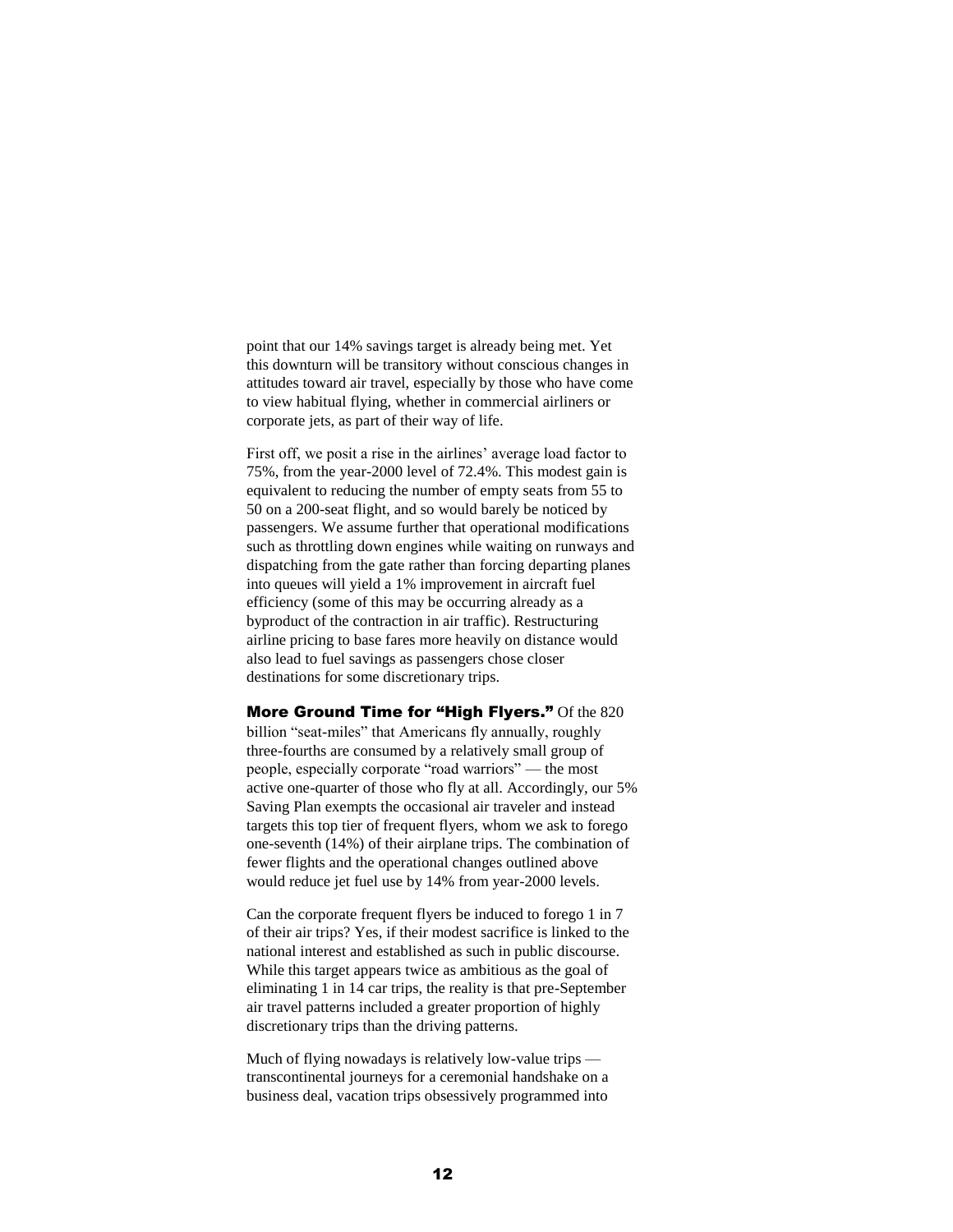point that our 14% savings target is already being met. Yet this downturn will be transitory without conscious changes in attitudes toward air travel, especially by those who have come to view habitual flying, whether in commercial airliners or corporate jets, as part of their way of life.

First off, we posit a rise in the airlines' average load factor to 75%, from the year-2000 level of 72.4%. This modest gain is equivalent to reducing the number of empty seats from 55 to 50 on a 200-seat flight, and so would barely be noticed by passengers. We assume further that operational modifications such as throttling down engines while waiting on runways and dispatching from the gate rather than forcing departing planes into queues will yield a 1% improvement in aircraft fuel efficiency (some of this may be occurring already as a byproduct of the contraction in air traffic). Restructuring airline pricing to base fares more heavily on distance would also lead to fuel savings as passengers chose closer destinations for some discretionary trips.

**More Ground Time for "High Flyers."** Of the 820 billion "seat-miles" that Americans fly annually, roughly three-fourths are consumed by a relatively small group of people, especially corporate "road warriors" — the most active one-quarter of those who fly at all. Accordingly, our 5% Saving Plan exempts the occasional air traveler and instead targets this top tier of frequent flyers, whom we ask to forego one-seventh (14%) of their airplane trips. The combination of fewer flights and the operational changes outlined above would reduce jet fuel use by 14% from year-2000 levels.

Can the corporate frequent flyers be induced to forego 1 in 7 of their air trips? Yes, if their modest sacrifice is linked to the national interest and established as such in public discourse. While this target appears twice as ambitious as the goal of eliminating 1 in 14 car trips, the reality is that pre-September air travel patterns included a greater proportion of highly discretionary trips than the driving patterns.

Much of flying nowadays is relatively low-value trips — transcontinental journeys for a ceremonial handshake on a business deal, vacation trips obsessively programmed into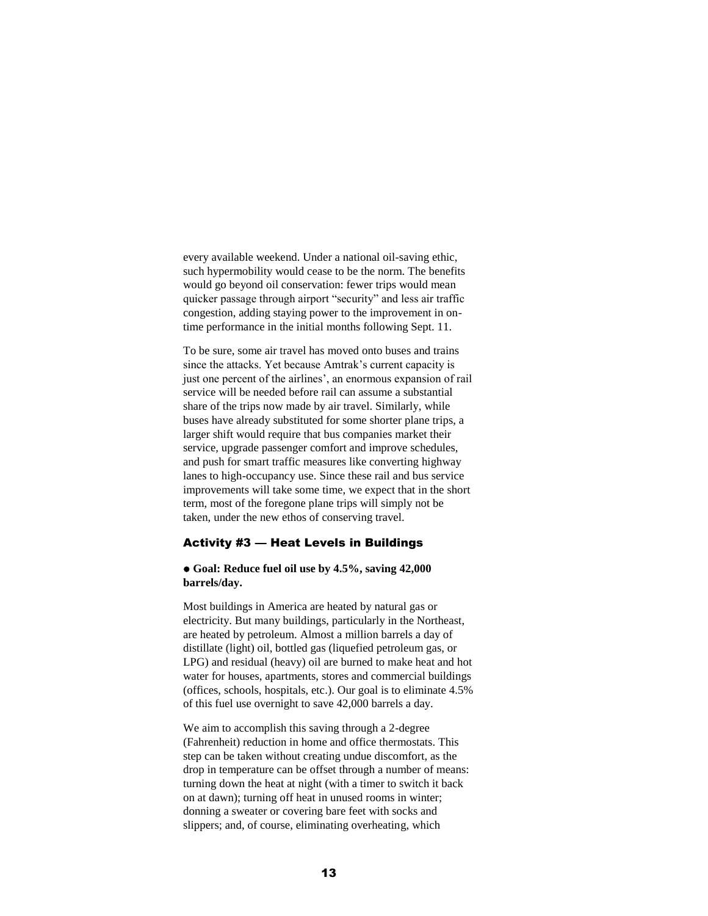every available weekend. Under a national oil-saving ethic, such hypermobility would cease to be the norm. The benefits would go beyond oil conservation: fewer trips would mean quicker passage through airport "security" and less air traffic congestion, adding staying power to the improvement in on-time performance in the initial months following Sept. 11.

To be sure, some air travel has moved onto buses and trains since the attacks. Yet because Amtrak's current capacity is just one percent of the airlines', an enormous expansion of rail service will be needed before rail can assume a substantial share of the trips now made by air travel. Similarly, while buses have already substituted for some shorter plane trips, a larger shift would require that bus companies market their service, upgrade passenger comfort and improve schedules, and push for smart traffic measures like converting highway lanes to high-occupancy use. Since these rail and bus service improvements will take some time, we expect that in the short term, most of the foregone plane trips will simply not be taken, under the new ethos of conserving travel.

### Activity #3 — Heat Levels in Buildings

- **Goal: Reduce fuel oil use by 4.5%, saving 42,000 barrels/day.**

Most buildings in America are heated by natural gas or electricity. But many buildings, particularly in the Northeast, are heated by petroleum. Almost a million barrels a day of distillate (light) oil, bottled gas (liquefied petroleum gas, or LPG) and residual (heavy) oil are burned to make heat and hot water for houses, apartments, stores and commercial buildings (offices, schools, hospitals, etc.). Our goal is to eliminate 4.5% of this fuel use overnight to save 42,000 barrels a day.

We aim to accomplish this saving through a 2-degree (Fahrenheit) reduction in home and office thermostats. This step can be taken without creating undue discomfort, as the drop in temperature can be offset through a number of means: turning down the heat at night (with a timer to switch it back on at dawn); turning off heat in unused rooms in winter; donning a sweater or covering bare feet with socks and slippers; and, of course, eliminating overheating, which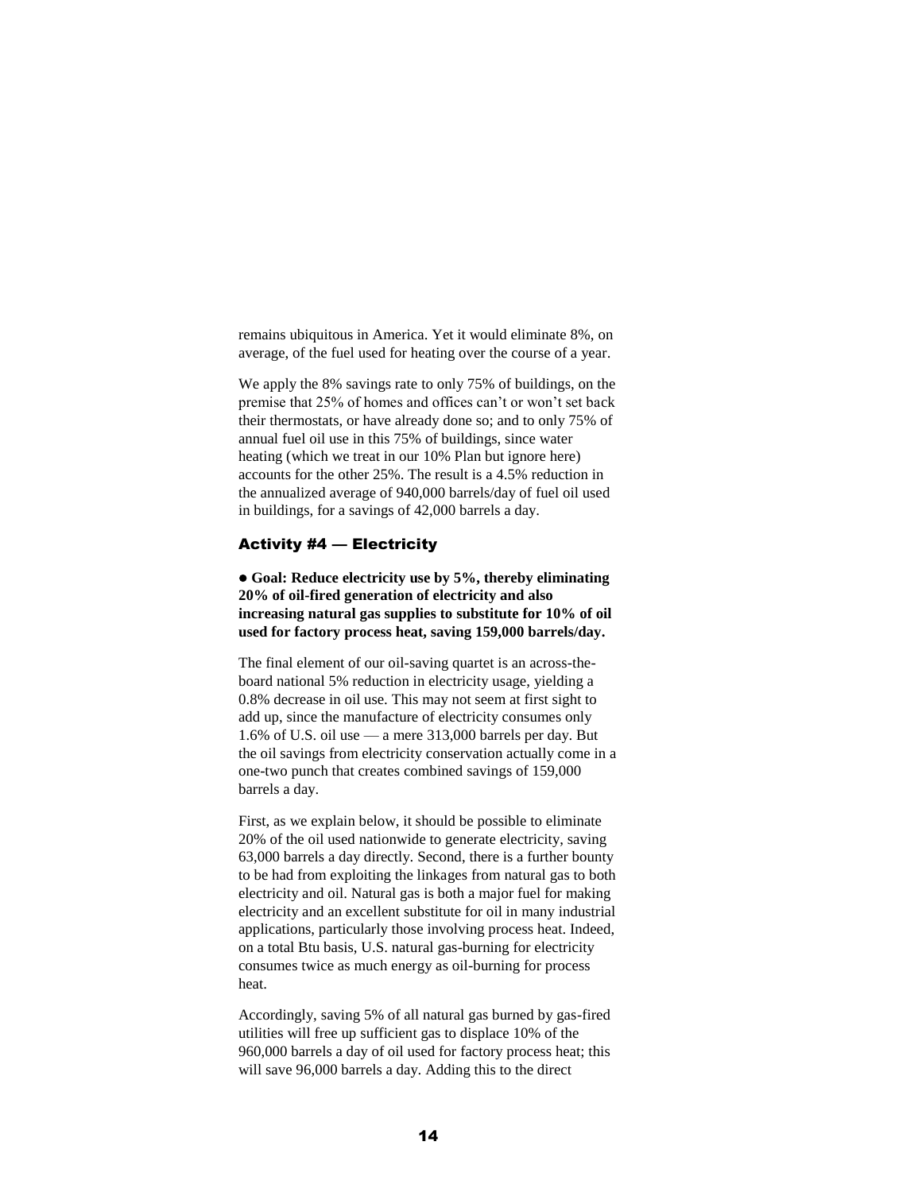remains ubiquitous in America. Yet it would eliminate 8%, on average, of the fuel used for heating over the course of a year.

We apply the 8% savings rate to only 75% of buildings, on the premise that 25% of homes and offices can't or won't set back their thermostats, or have already done so; and to only 75% of annual fuel oil use in this 75% of buildings, since water heating (which we treat in our 10% Plan but ignore here) accounts for the other 25%. The result is a 4.5% reduction in the annualized average of 940,000 barrels/day of fuel oil used in buildings, for a savings of 42,000 barrels a day.

### Activity #4 — Electricity

● **Goal: Reduce electricity use by 5%, thereby eliminating 20% of oil-fired generation of electricity and also increasing natural gas supplies to substitute for 10% of oil used for factory process heat, saving 159,000 barrels/day.**

The final element of our oil-saving quartet is an across-the-board national 5% reduction in electricity usage, yielding a 0.8% decrease in oil use. This may not seem at first sight to add up, since the manufacture of electricity consumes only 1.6% of U.S. oil use — a mere 313,000 barrels per day. But the oil savings from electricity conservation actually come in a one-two punch that creates combined savings of 159,000 barrels a day.

First, as we explain below, it should be possible to eliminate 20% of the oil used nationwide to generate electricity, saving 63,000 barrels a day directly. Second, there is a further bounty to be had from exploiting the linkages from natural gas to both electricity and oil. Natural gas is both a major fuel for making electricity and an excellent substitute for oil in many industrial applications, particularly those involving process heat. Indeed, on a total Btu basis, U.S. natural gas-burning for electricity consumes twice as much energy as oil-burning for process heat.

Accordingly, saving 5% of all natural gas burned by gas-fired utilities will free up sufficient gas to displace 10% of the 960,000 barrels a day of oil used for factory process heat; this will save 96,000 barrels a day. Adding this to the direct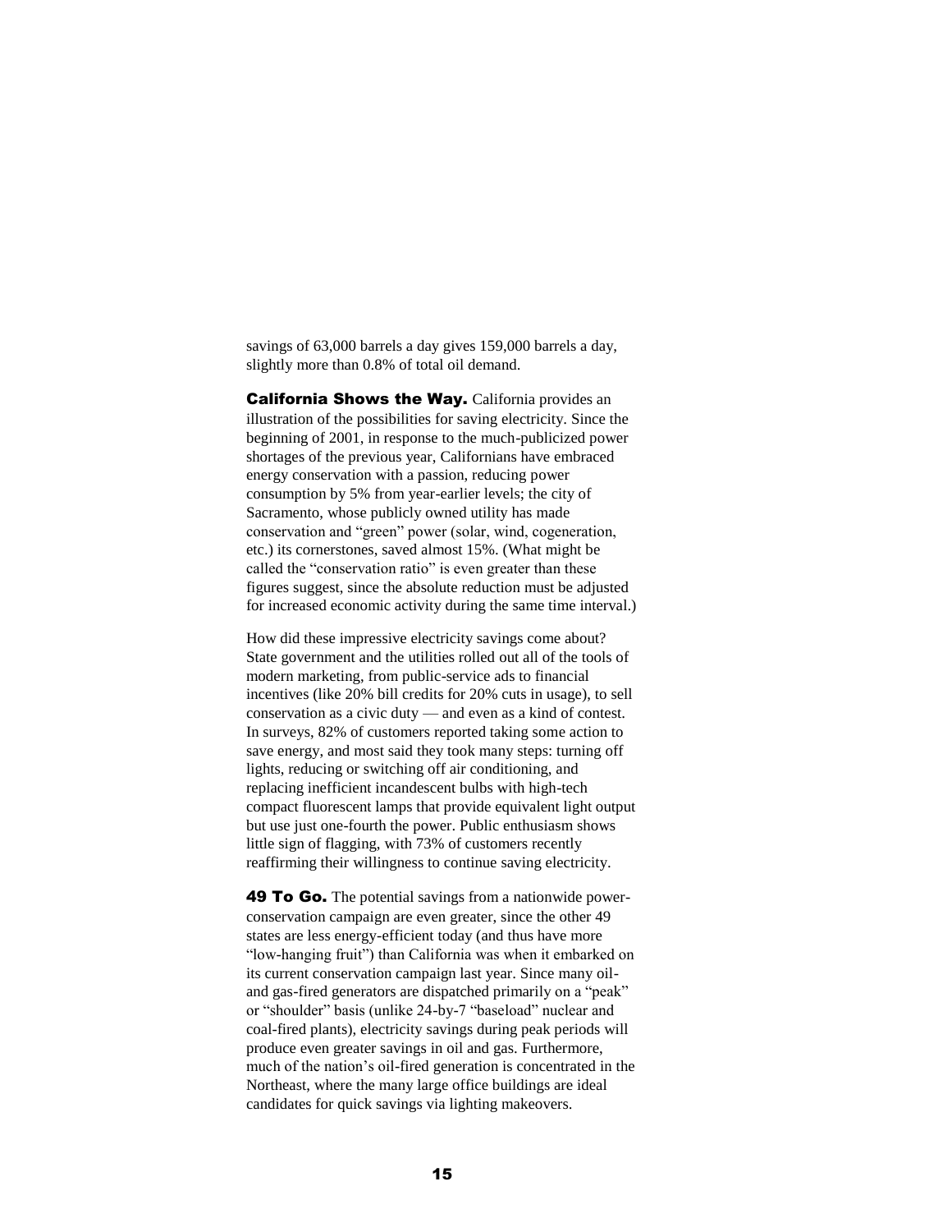savings of 63,000 barrels a day gives 159,000 barrels a day, slightly more than 0.8% of total oil demand.

**California Shows the Way.** California provides an illustration of the possibilities for saving electricity. Since the beginning of 2001, in response to the much-publicized power shortages of the previous year, Californians have embraced energy conservation with a passion, reducing power consumption by 5% from year-earlier levels; the city of Sacramento, whose publicly owned utility has made conservation and "green" power (solar, wind, cogeneration, etc.) its cornerstones, saved almost 15%. (What might be called the "conservation ratio" is even greater than these figures suggest, since the absolute reduction must be adjusted for increased economic activity during the same time interval.)

How did these impressive electricity savings come about? State government and the utilities rolled out all of the tools of modern marketing, from public-service ads to financial incentives (like 20% bill credits for 20% cuts in usage), to sell conservation as a civic duty — and even as a kind of contest. In surveys, 82% of customers reported taking some action to save energy, and most said they took many steps: turning off lights, reducing or switching off air conditioning, and replacing inefficient incandescent bulbs with high-tech compact fluorescent lamps that provide equivalent light output but use just one-fourth the power. Public enthusiasm shows little sign of flagging, with 73% of customers recently reaffirming their willingness to continue saving electricity.

**49 To Go.** The potential savings from a nationwide power-conservation campaign are even greater, since the other 49 states are less energy-efficient today (and thus have more "low-hanging fruit") than California was when it embarked on its current conservation campaign last year. Since many oil- and gas-fired generators are dispatched primarily on a "peak" or "shoulder" basis (unlike 24-by-7 "baseload" nuclear and coal-fired plants), electricity savings during peak periods will produce even greater savings in oil and gas. Furthermore, much of the nation's oil-fired generation is concentrated in the Northeast, where the many large office buildings are ideal candidates for quick savings via lighting makeovers.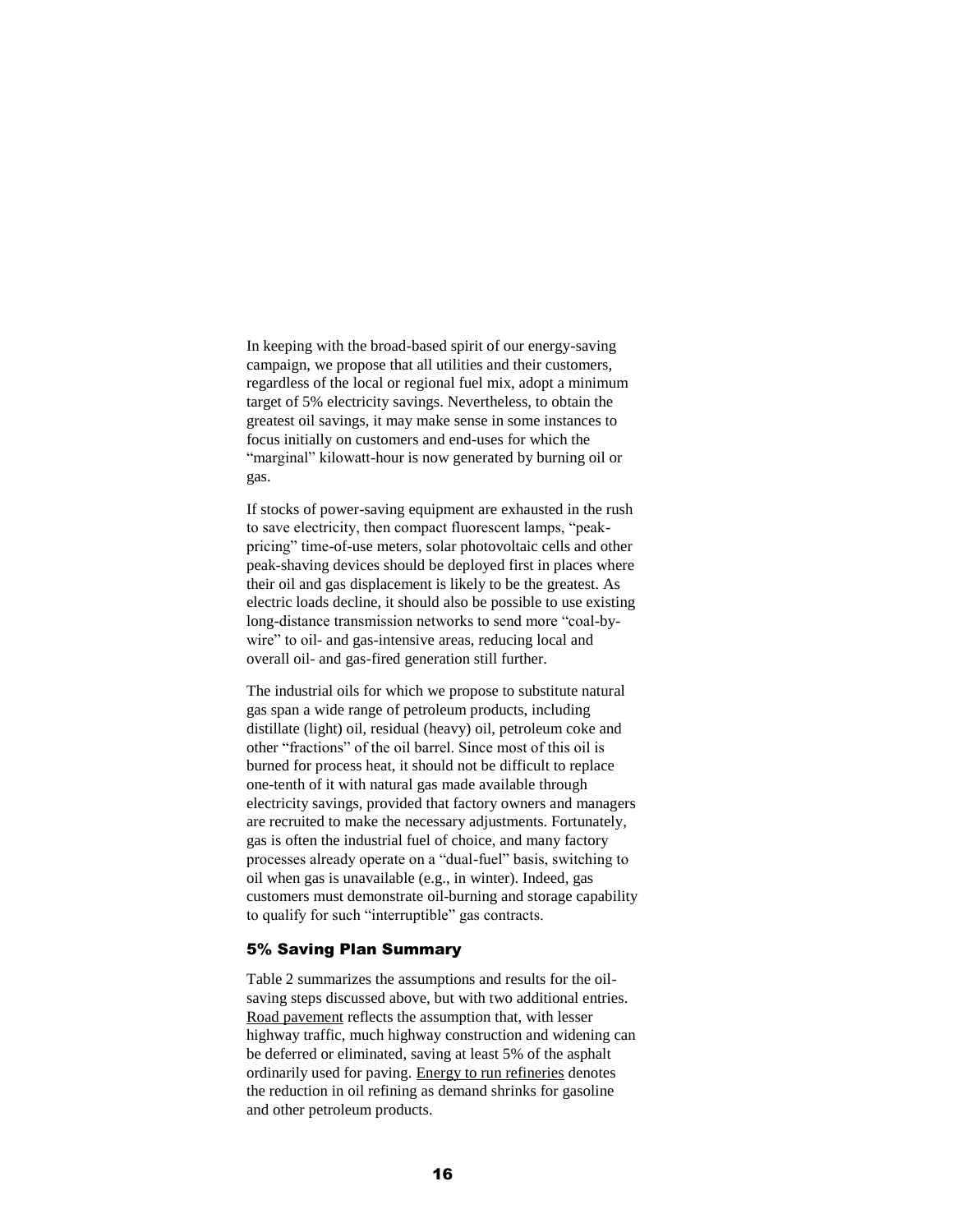In keeping with the broad-based spirit of our energy-saving campaign, we propose that all utilities and their customers, regardless of the local or regional fuel mix, adopt a minimum target of 5% electricity savings. Nevertheless, to obtain the greatest oil savings, it may make sense in some instances to focus initially on customers and end-uses for which the "marginal" kilowatt-hour is now generated by burning oil or gas.

If stocks of power-saving equipment are exhausted in the rush to save electricity, then compact fluorescent lamps, "peak-pricing" time-of-use meters, solar photovoltaic cells and other peak-shaving devices should be deployed first in places where their oil and gas displacement is likely to be the greatest. As electric loads decline, it should also be possible to use existing long-distance transmission networks to send more "coal-by-wire" to oil- and gas-intensive areas, reducing local and overall oil- and gas-fired generation still further.

The industrial oils for which we propose to substitute natural gas span a wide range of petroleum products, including distillate (light) oil, residual (heavy) oil, petroleum coke and other "fractions" of the oil barrel. Since most of this oil is burned for process heat, it should not be difficult to replace one-tenth of it with natural gas made available through electricity savings, provided that factory owners and managers are recruited to make the necessary adjustments. Fortunately, gas is often the industrial fuel of choice, and many factory processes already operate on a "dual-fuel" basis, switching to oil when gas is unavailable (e.g., in winter). Indeed, gas customers must demonstrate oil-burning and storage capability to qualify for such "interruptible" gas contracts.

### 5% Saving Plan Summary

Table 2 summarizes the assumptions and results for the oil-saving steps discussed above, but with two additional entries. Road pavement reflects the assumption that, with lesser highway traffic, much highway construction and widening can be deferred or eliminated, saving at least 5% of the asphalt ordinarily used for paving. Energy to run refineries denotes the reduction in oil refining as demand shrinks for gasoline and other petroleum products.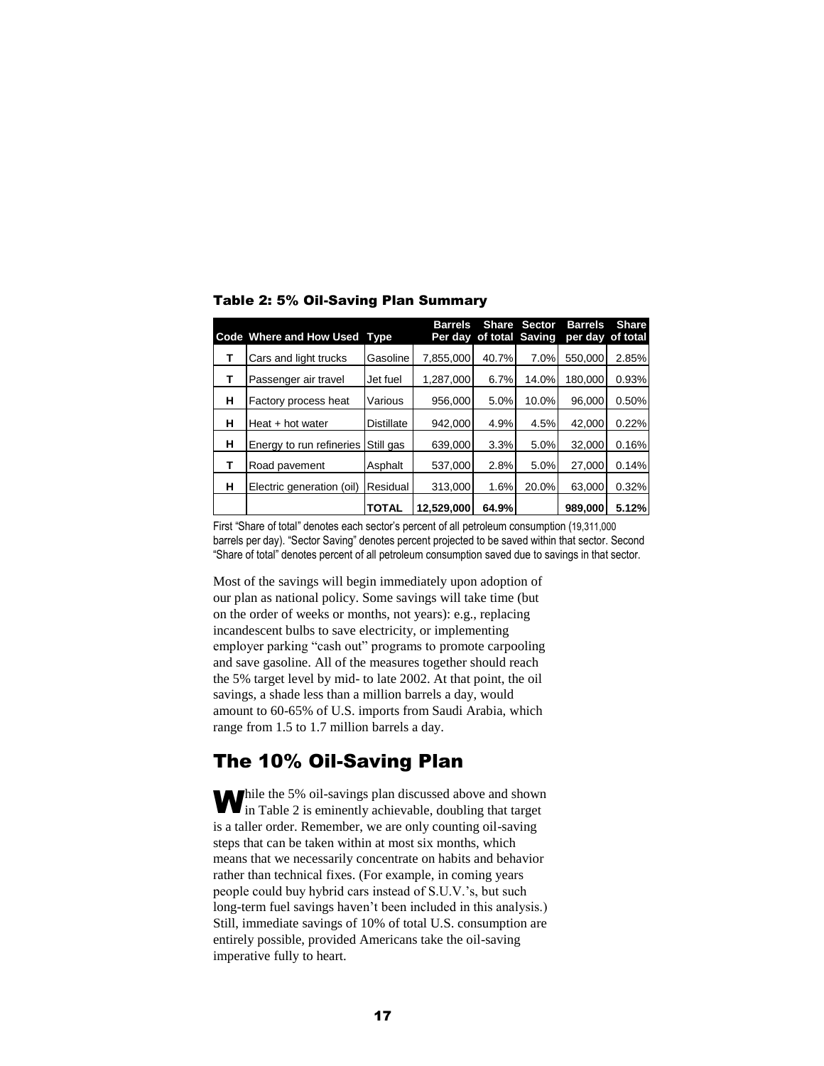**Table 2: 5% Oil-Saving Plan Summary**

| Code | Where and How Used | Type | Barrels Per day | Share of total | Sector Saving | Barrels per day | Share of total |
|---|---|---|---|---|---|---|---|
| T | Cars and light trucks | Gasoline | 7,855,000 | 40.7% | 7.0% | 550,000 | 2.85% |
| T | Passenger air travel | Jet fuel | 1,287,000 | 6.7% | 14.0% | 180,000 | 0.93% |
| H | Factory process heat | Various | 956,000 | 5.0% | 10.0% | 96,000 | 0.50% |
| H | Heat + hot water | Distillate | 942,000 | 4.9% | 4.5% | 42,000 | 0.22% |
| H | Energy to run refineries | Still gas | 639,000 | 3.3% | 5.0% | 32,000 | 0.16% |
| T | Road pavement | Asphalt | 537,000 | 2.8% | 5.0% | 27,000 | 0.14% |
| H | Electric generation (oil) | Residual | 313,000 | 1.6% | 20.0% | 63,000 | 0.32% |
| | | **TOTAL** | **12,529,000** | **64.9%** | | **989,000** | **5.12%** |

First "Share of total" denotes each sector's percent of all petroleum consumption (19,311,000 barrels per day). "Sector Saving" denotes percent projected to be saved within that sector. Second "Share of total" denotes percent of all petroleum consumption saved due to savings in that sector.

Most of the savings will begin immediately upon adoption of our plan as national policy. Some savings will take time (but on the order of weeks or months, not years): e.g., replacing incandescent bulbs to save electricity, or implementing employer parking "cash out" programs to promote carpooling and save gasoline. All of the measures together should reach the 5% target level by mid- to late 2002. At that point, the oil savings, a shade less than a million barrels a day, would amount to 60-65% of U.S. imports from Saudi Arabia, which range from 1.5 to 1.7 million barrels a day.

## The 10% Oil-Saving Plan

While the 5% oil-savings plan discussed above and shown in Table 2 is eminently achievable, doubling that target is a taller order. Remember, we are only counting oil-saving steps that can be taken within at most six months, which means that we necessarily concentrate on habits and behavior rather than technical fixes. (For example, in coming years people could buy hybrid cars instead of S.U.V.'s, but such long-term fuel savings haven't been included in this analysis.) Still, immediate savings of 10% of total U.S. consumption are entirely possible, provided Americans take the oil-saving imperative fully to heart.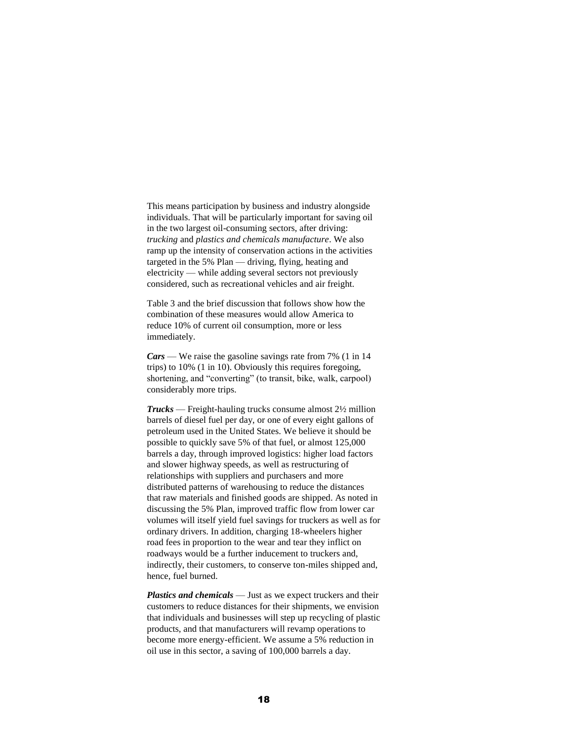This means participation by business and industry alongside individuals. That will be particularly important for saving oil in the two largest oil-consuming sectors, after driving: *trucking* and *plastics and chemicals manufacture*. We also ramp up the intensity of conservation actions in the activities targeted in the 5% Plan — driving, flying, heating and electricity — while adding several sectors not previously considered, such as recreational vehicles and air freight.

Table 3 and the brief discussion that follows show how the combination of these measures would allow America to reduce 10% of current oil consumption, more or less immediately.

***Cars*** — We raise the gasoline savings rate from 7% (1 in 14 trips) to 10% (1 in 10). Obviously this requires foregoing, shortening, and "converting" (to transit, bike, walk, carpool) considerably more trips.

***Trucks*** — Freight-hauling trucks consume almost 2½ million barrels of diesel fuel per day, or one of every eight gallons of petroleum used in the United States. We believe it should be possible to quickly save 5% of that fuel, or almost 125,000 barrels a day, through improved logistics: higher load factors and slower highway speeds, as well as restructuring of relationships with suppliers and purchasers and more distributed patterns of warehousing to reduce the distances that raw materials and finished goods are shipped. As noted in discussing the 5% Plan, improved traffic flow from lower car volumes will itself yield fuel savings for truckers as well as for ordinary drivers. In addition, charging 18-wheelers higher road fees in proportion to the wear and tear they inflict on roadways would be a further inducement to truckers and, indirectly, their customers, to conserve ton-miles shipped and, hence, fuel burned.

***Plastics and chemicals*** — Just as we expect truckers and their customers to reduce distances for their shipments, we envision that individuals and businesses will step up recycling of plastic products, and that manufacturers will revamp operations to become more energy-efficient. We assume a 5% reduction in oil use in this sector, a saving of 100,000 barrels a day.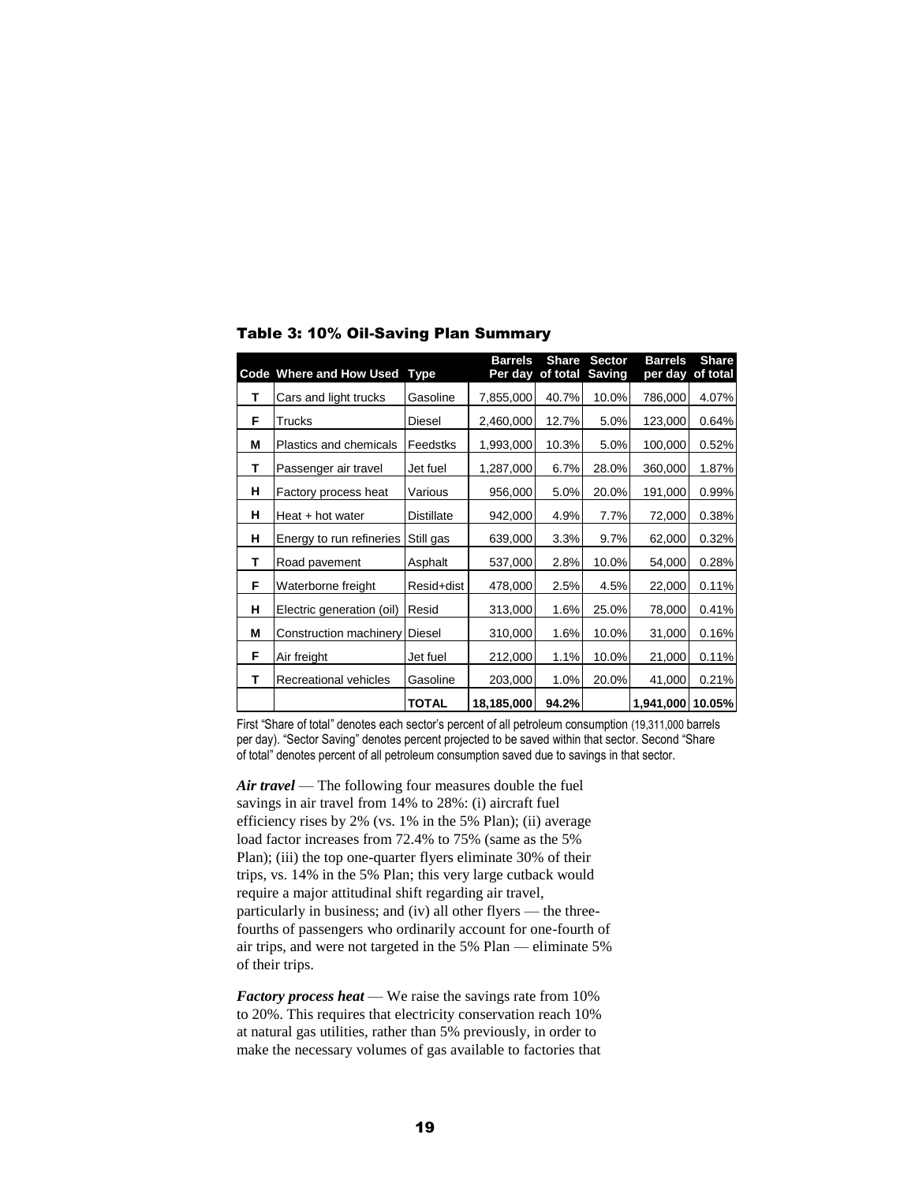### Table 3: 10% Oil-Saving Plan Summary

| Code | Where and How Used | Type | Barrels Per day | Share of total | Sector Saving | Barrels per day | Share of total |
|---|---|---|---|---|---|---|---|
| T | Cars and light trucks | Gasoline | 7,855,000 | 40.7% | 10.0% | 786,000 | 4.07% |
| F | Trucks | Diesel | 2,460,000 | 12.7% | 5.0% | 123,000 | 0.64% |
| M | Plastics and chemicals | Feedstks | 1,993,000 | 10.3% | 5.0% | 100,000 | 0.52% |
| T | Passenger air travel | Jet fuel | 1,287,000 | 6.7% | 28.0% | 360,000 | 1.87% |
| H | Factory process heat | Various | 956,000 | 5.0% | 20.0% | 191,000 | 0.99% |
| H | Heat + hot water | Distillate | 942,000 | 4.9% | 7.7% | 72,000 | 0.38% |
| H | Energy to run refineries | Still gas | 639,000 | 3.3% | 9.7% | 62,000 | 0.32% |
| T | Road pavement | Asphalt | 537,000 | 2.8% | 10.0% | 54,000 | 0.28% |
| F | Waterborne freight | Resid+dist | 478,000 | 2.5% | 4.5% | 22,000 | 0.11% |
| H | Electric generation (oil) | Resid | 313,000 | 1.6% | 25.0% | 78,000 | 0.41% |
| M | Construction machinery | Diesel | 310,000 | 1.6% | 10.0% | 31,000 | 0.16% |
| F | Air freight | Jet fuel | 212,000 | 1.1% | 10.0% | 21,000 | 0.11% |
| T | Recreational vehicles | Gasoline | 203,000 | 1.0% | 20.0% | 41,000 | 0.21% |
| | | **TOTAL** | **18,185,000** | **94.2%** | | **1,941,000** | **10.05%** |

First "Share of total" denotes each sector's percent of all petroleum consumption (19,311,000 barrels per day). "Sector Saving" denotes percent projected to be saved within that sector. Second "Share of total" denotes percent of all petroleum consumption saved due to savings in that sector.

***Air travel*** — The following four measures double the fuel savings in air travel from 14% to 28%: (i) aircraft fuel efficiency rises by 2% (vs. 1% in the 5% Plan); (ii) average load factor increases from 72.4% to 75% (same as the 5% Plan); (iii) the top one-quarter flyers eliminate 30% of their trips, vs. 14% in the 5% Plan; this very large cutback would require a major attitudinal shift regarding air travel, particularly in business; and (iv) all other flyers — the three-fourths of passengers who ordinarily account for one-fourth of air trips, and were not targeted in the 5% Plan — eliminate 5% of their trips.

***Factory process heat*** — We raise the savings rate from 10% to 20%. This requires that electricity conservation reach 10% at natural gas utilities, rather than 5% previously, in order to make the necessary volumes of gas available to factories that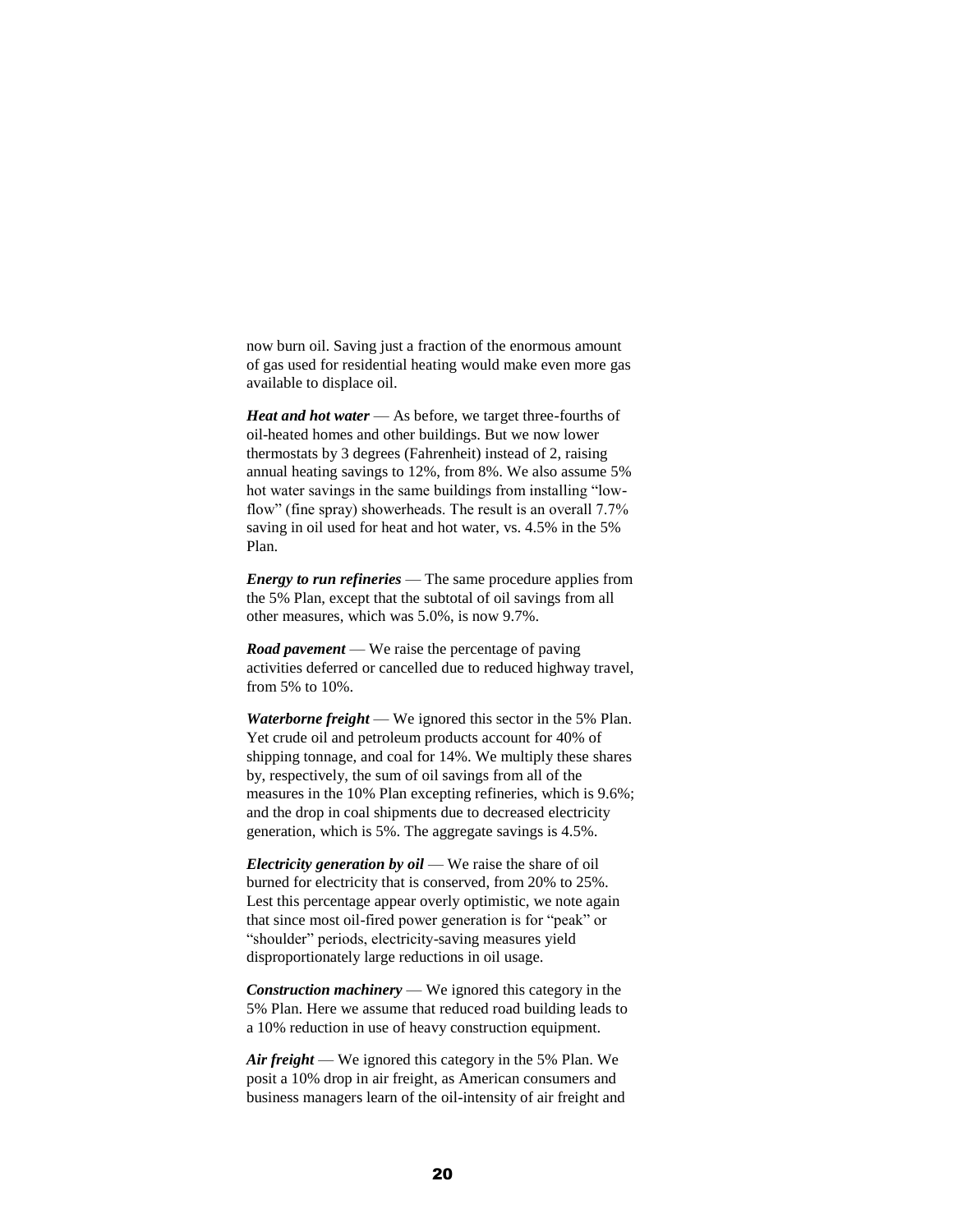now burn oil. Saving just a fraction of the enormous amount of gas used for residential heating would make even more gas available to displace oil.

***Heat and hot water*** — As before, we target three-fourths of oil-heated homes and other buildings. But we now lower thermostats by 3 degrees (Fahrenheit) instead of 2, raising annual heating savings to 12%, from 8%. We also assume 5% hot water savings in the same buildings from installing "low-flow" (fine spray) showerheads. The result is an overall 7.7% saving in oil used for heat and hot water, vs. 4.5% in the 5% Plan.

***Energy to run refineries*** — The same procedure applies from the 5% Plan, except that the subtotal of oil savings from all other measures, which was 5.0%, is now 9.7%.

***Road pavement*** — We raise the percentage of paving activities deferred or cancelled due to reduced highway travel, from 5% to 10%.

***Waterborne freight*** — We ignored this sector in the 5% Plan. Yet crude oil and petroleum products account for 40% of shipping tonnage, and coal for 14%. We multiply these shares by, respectively, the sum of oil savings from all of the measures in the 10% Plan excepting refineries, which is 9.6%; and the drop in coal shipments due to decreased electricity generation, which is 5%. The aggregate savings is 4.5%.

***Electricity generation by oil*** — We raise the share of oil burned for electricity that is conserved, from 20% to 25%. Lest this percentage appear overly optimistic, we note again that since most oil-fired power generation is for "peak" or "shoulder" periods, electricity-saving measures yield disproportionately large reductions in oil usage.

***Construction machinery*** — We ignored this category in the 5% Plan. Here we assume that reduced road building leads to a 10% reduction in use of heavy construction equipment.

***Air freight*** — We ignored this category in the 5% Plan. We posit a 10% drop in air freight, as American consumers and business managers learn of the oil-intensity of air freight and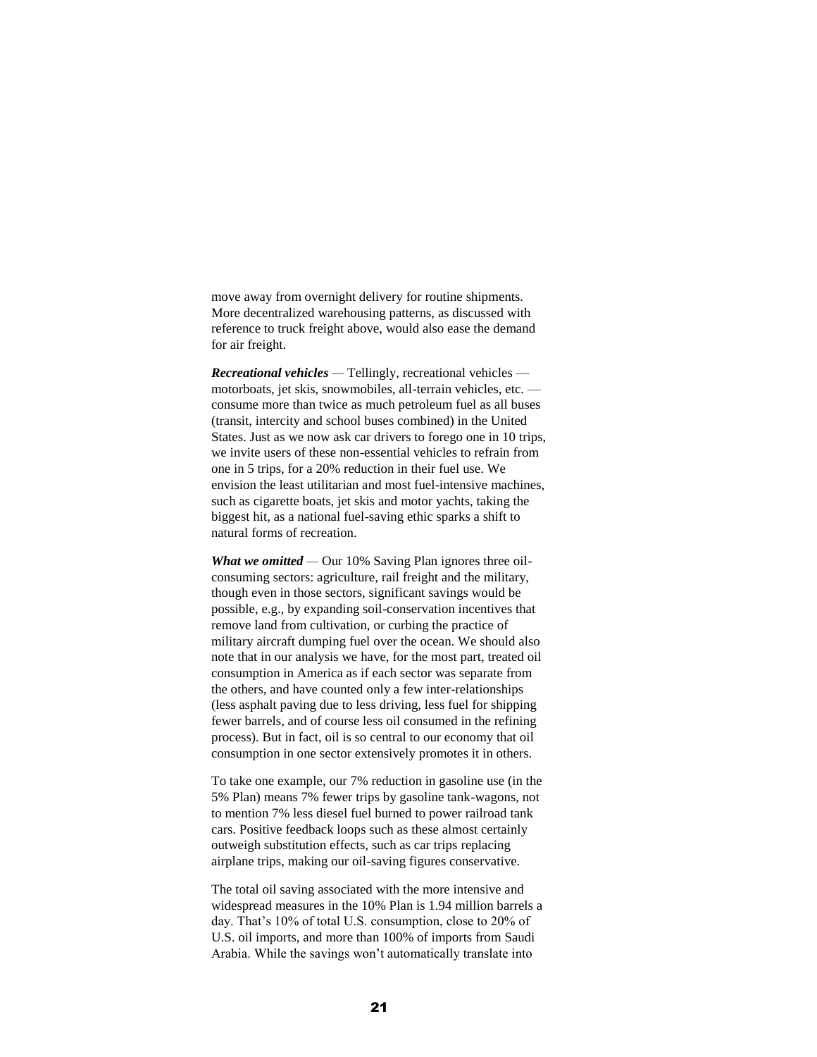move away from overnight delivery for routine shipments. More decentralized warehousing patterns, as discussed with reference to truck freight above, would also ease the demand for air freight.

***Recreational vehicles*** — Tellingly, recreational vehicles — motorboats, jet skis, snowmobiles, all-terrain vehicles, etc. — consume more than twice as much petroleum fuel as all buses (transit, intercity and school buses combined) in the United States. Just as we now ask car drivers to forego one in 10 trips, we invite users of these non-essential vehicles to refrain from one in 5 trips, for a 20% reduction in their fuel use. We envision the least utilitarian and most fuel-intensive machines, such as cigarette boats, jet skis and motor yachts, taking the biggest hit, as a national fuel-saving ethic sparks a shift to natural forms of recreation.

***What we omitted*** — Our 10% Saving Plan ignores three oil-consuming sectors: agriculture, rail freight and the military, though even in those sectors, significant savings would be possible, e.g., by expanding soil-conservation incentives that remove land from cultivation, or curbing the practice of military aircraft dumping fuel over the ocean. We should also note that in our analysis we have, for the most part, treated oil consumption in America as if each sector was separate from the others, and have counted only a few inter-relationships (less asphalt paving due to less driving, less fuel for shipping fewer barrels, and of course less oil consumed in the refining process). But in fact, oil is so central to our economy that oil consumption in one sector extensively promotes it in others.

To take one example, our 7% reduction in gasoline use (in the 5% Plan) means 7% fewer trips by gasoline tank-wagons, not to mention 7% less diesel fuel burned to power railroad tank cars. Positive feedback loops such as these almost certainly outweigh substitution effects, such as car trips replacing airplane trips, making our oil-saving figures conservative.

The total oil saving associated with the more intensive and widespread measures in the 10% Plan is 1.94 million barrels a day. That's 10% of total U.S. consumption, close to 20% of U.S. oil imports, and more than 100% of imports from Saudi Arabia. While the savings won't automatically translate into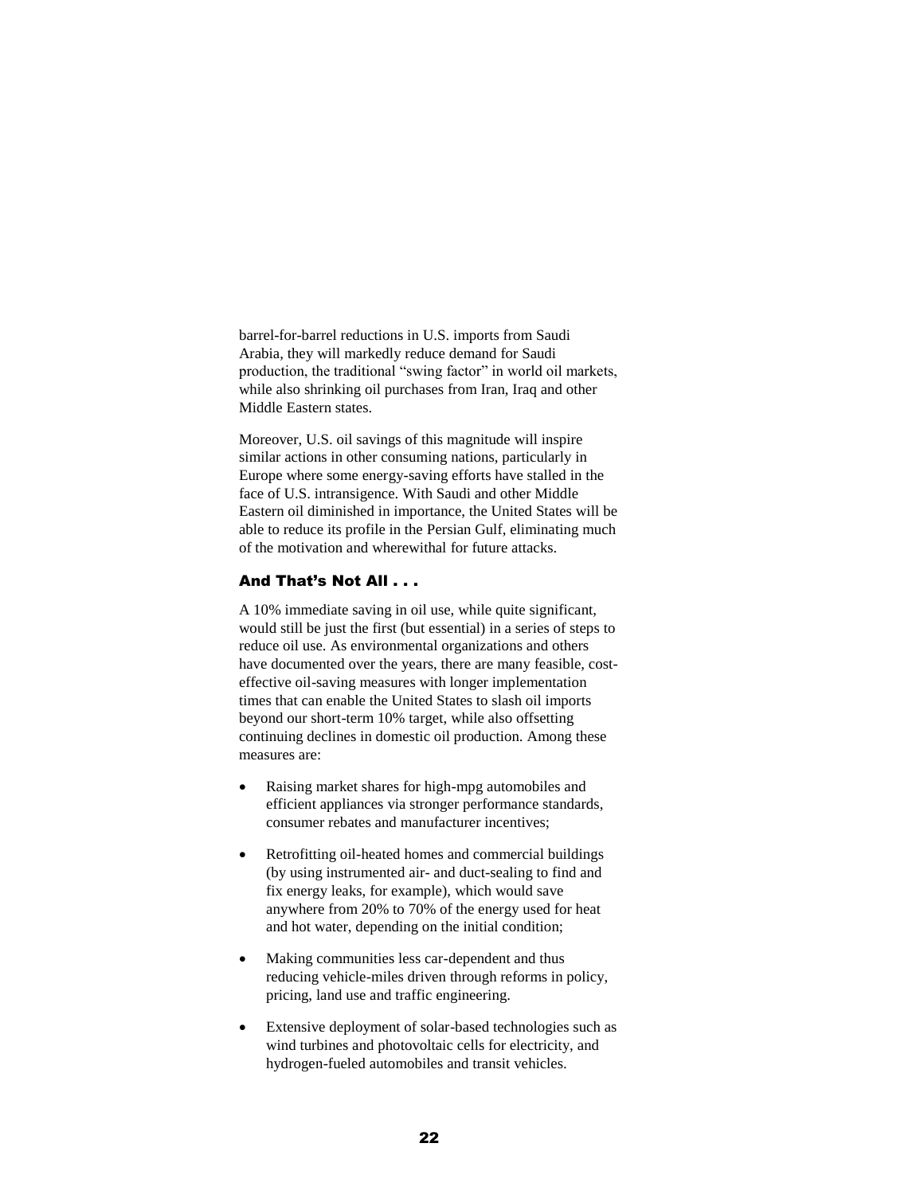barrel-for-barrel reductions in U.S. imports from Saudi Arabia, they will markedly reduce demand for Saudi production, the traditional "swing factor" in world oil markets, while also shrinking oil purchases from Iran, Iraq and other Middle Eastern states.

Moreover, U.S. oil savings of this magnitude will inspire similar actions in other consuming nations, particularly in Europe where some energy-saving efforts have stalled in the face of U.S. intransigence. With Saudi and other Middle Eastern oil diminished in importance, the United States will be able to reduce its profile in the Persian Gulf, eliminating much of the motivation and wherewithal for future attacks.

### And That's Not All . . .

A 10% immediate saving in oil use, while quite significant, would still be just the first (but essential) in a series of steps to reduce oil use. As environmental organizations and others have documented over the years, there are many feasible, cost-effective oil-saving measures with longer implementation times that can enable the United States to slash oil imports beyond our short-term 10% target, while also offsetting continuing declines in domestic oil production. Among these measures are:

- Raising market shares for high-mpg automobiles and efficient appliances via stronger performance standards, consumer rebates and manufacturer incentives;
- Retrofitting oil-heated homes and commercial buildings (by using instrumented air- and duct-sealing to find and fix energy leaks, for example), which would save anywhere from 20% to 70% of the energy used for heat and hot water, depending on the initial condition;
- Making communities less car-dependent and thus reducing vehicle-miles driven through reforms in policy, pricing, land use and traffic engineering.
- Extensive deployment of solar-based technologies such as wind turbines and photovoltaic cells for electricity, and hydrogen-fueled automobiles and transit vehicles.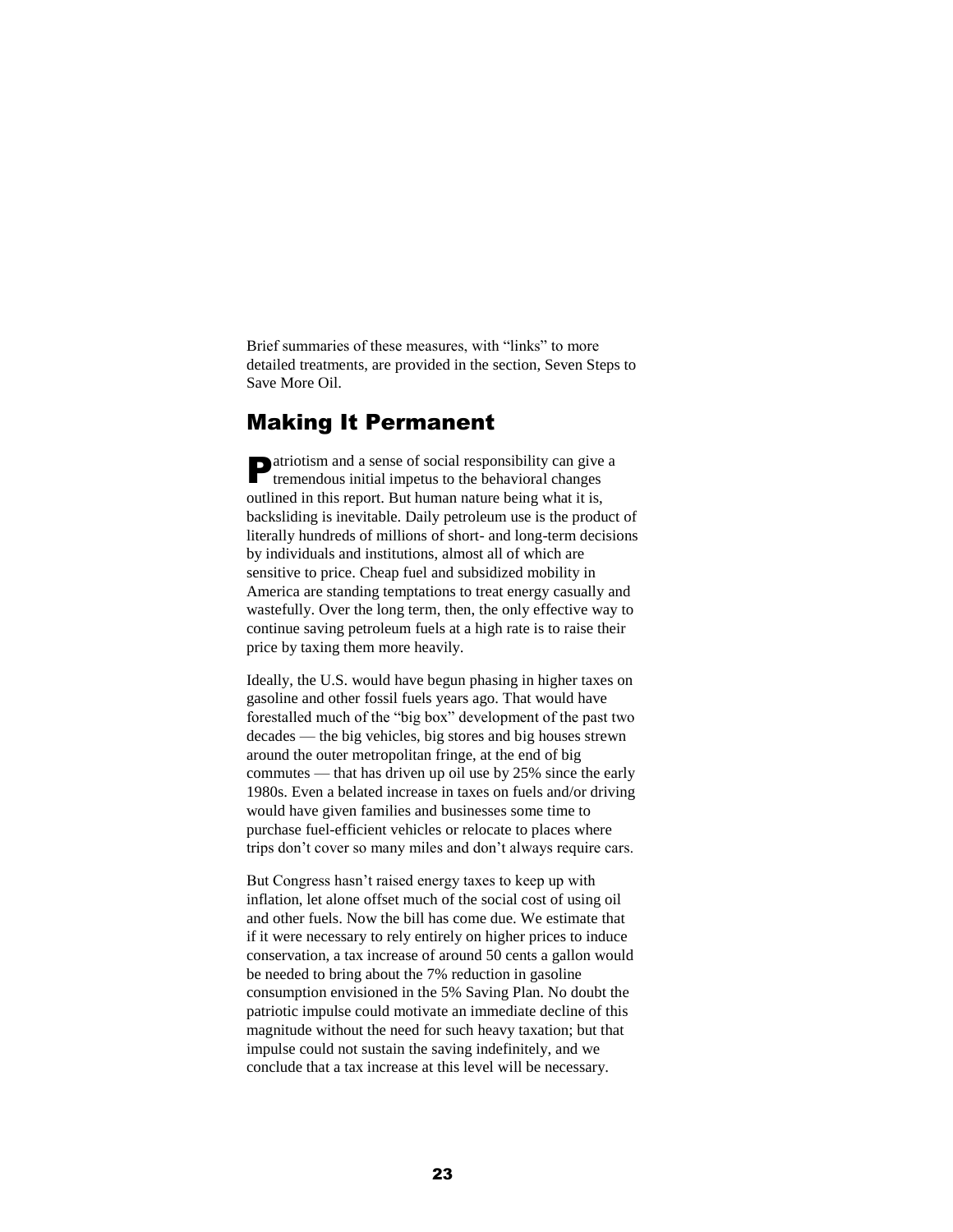Brief summaries of these measures, with "links" to more detailed treatments, are provided in the section, Seven Steps to Save More Oil.

## Making It Permanent

Patriotism and a sense of social responsibility can give a tremendous initial impetus to the behavioral changes outlined in this report. But human nature being what it is, backsliding is inevitable. Daily petroleum use is the product of literally hundreds of millions of short- and long-term decisions by individuals and institutions, almost all of which are sensitive to price. Cheap fuel and subsidized mobility in America are standing temptations to treat energy casually and wastefully. Over the long term, then, the only effective way to continue saving petroleum fuels at a high rate is to raise their price by taxing them more heavily.

Ideally, the U.S. would have begun phasing in higher taxes on gasoline and other fossil fuels years ago. That would have forestalled much of the "big box" development of the past two decades — the big vehicles, big stores and big houses strewn around the outer metropolitan fringe, at the end of big commutes — that has driven up oil use by 25% since the early 1980s. Even a belated increase in taxes on fuels and/or driving would have given families and businesses some time to purchase fuel-efficient vehicles or relocate to places where trips don't cover so many miles and don't always require cars.

But Congress hasn't raised energy taxes to keep up with inflation, let alone offset much of the social cost of using oil and other fuels. Now the bill has come due. We estimate that if it were necessary to rely entirely on higher prices to induce conservation, a tax increase of around 50 cents a gallon would be needed to bring about the 7% reduction in gasoline consumption envisioned in the 5% Saving Plan. No doubt the patriotic impulse could motivate an immediate decline of this magnitude without the need for such heavy taxation; but that impulse could not sustain the saving indefinitely, and we conclude that a tax increase at this level will be necessary.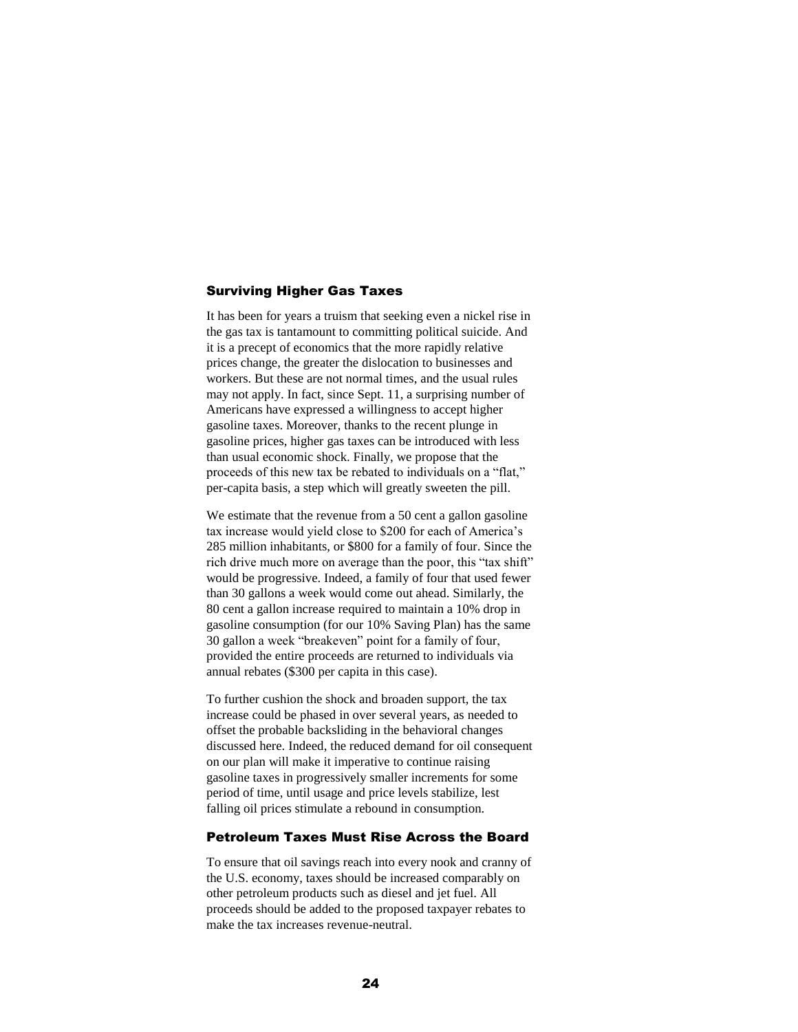### Surviving Higher Gas Taxes

It has been for years a truism that seeking even a nickel rise in the gas tax is tantamount to committing political suicide. And it is a precept of economics that the more rapidly relative prices change, the greater the dislocation to businesses and workers. But these are not normal times, and the usual rules may not apply. In fact, since Sept. 11, a surprising number of Americans have expressed a willingness to accept higher gasoline taxes. Moreover, thanks to the recent plunge in gasoline prices, higher gas taxes can be introduced with less than usual economic shock. Finally, we propose that the proceeds of this new tax be rebated to individuals on a "flat," per-capita basis, a step which will greatly sweeten the pill.

We estimate that the revenue from a 50 cent a gallon gasoline tax increase would yield close to $200 for each of America's 285 million inhabitants, or $800 for a family of four. Since the rich drive much more on average than the poor, this "tax shift" would be progressive. Indeed, a family of four that used fewer than 30 gallons a week would come out ahead. Similarly, the 80 cent a gallon increase required to maintain a 10% drop in gasoline consumption (for our 10% Saving Plan) has the same 30 gallon a week "breakeven" point for a family of four, provided the entire proceeds are returned to individuals via annual rebates ($300 per capita in this case).

To further cushion the shock and broaden support, the tax increase could be phased in over several years, as needed to offset the probable backsliding in the behavioral changes discussed here. Indeed, the reduced demand for oil consequent on our plan will make it imperative to continue raising gasoline taxes in progressively smaller increments for some period of time, until usage and price levels stabilize, lest falling oil prices stimulate a rebound in consumption.

### Petroleum Taxes Must Rise Across the Board

To ensure that oil savings reach into every nook and cranny of the U.S. economy, taxes should be increased comparably on other petroleum products such as diesel and jet fuel. All proceeds should be added to the proposed taxpayer rebates to make the tax increases revenue-neutral.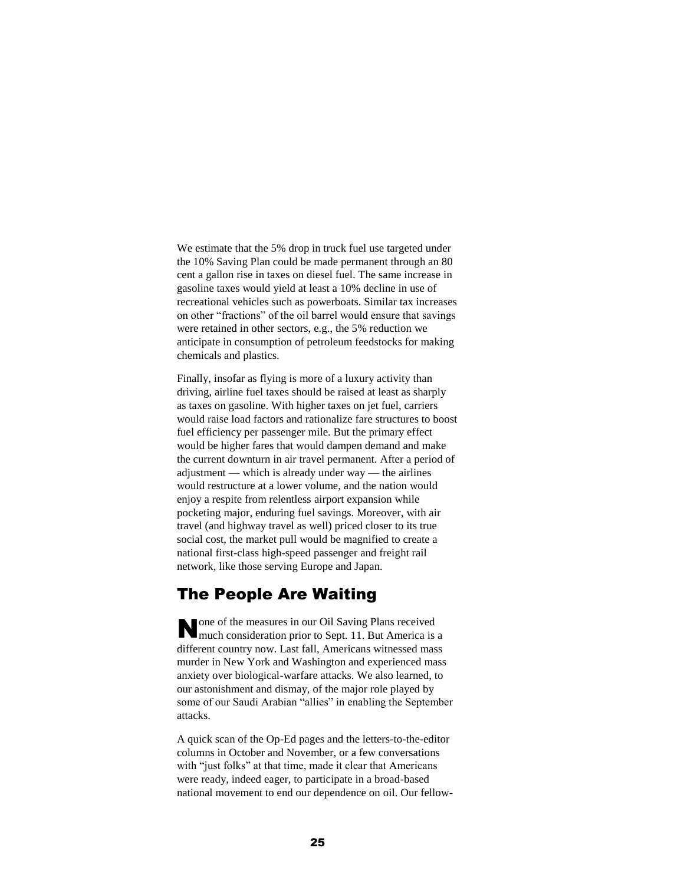We estimate that the 5% drop in truck fuel use targeted under the 10% Saving Plan could be made permanent through an 80 cent a gallon rise in taxes on diesel fuel. The same increase in gasoline taxes would yield at least a 10% decline in use of recreational vehicles such as powerboats. Similar tax increases on other "fractions" of the oil barrel would ensure that savings were retained in other sectors, e.g., the 5% reduction we anticipate in consumption of petroleum feedstocks for making chemicals and plastics.

Finally, insofar as flying is more of a luxury activity than driving, airline fuel taxes should be raised at least as sharply as taxes on gasoline. With higher taxes on jet fuel, carriers would raise load factors and rationalize fare structures to boost fuel efficiency per passenger mile. But the primary effect would be higher fares that would dampen demand and make the current downturn in air travel permanent. After a period of adjustment — which is already under way — the airlines would restructure at a lower volume, and the nation would enjoy a respite from relentless airport expansion while pocketing major, enduring fuel savings. Moreover, with air travel (and highway travel as well) priced closer to its true social cost, the market pull would be magnified to create a national first-class high-speed passenger and freight rail network, like those serving Europe and Japan.

## The People Are Waiting

None of the measures in our Oil Saving Plans received much consideration prior to Sept. 11. But America is a different country now. Last fall, Americans witnessed mass murder in New York and Washington and experienced mass anxiety over biological-warfare attacks. We also learned, to our astonishment and dismay, of the major role played by some of our Saudi Arabian "allies" in enabling the September attacks.

A quick scan of the Op-Ed pages and the letters-to-the-editor columns in October and November, or a few conversations with "just folks" at that time, made it clear that Americans were ready, indeed eager, to participate in a broad-based national movement to end our dependence on oil. Our fellow-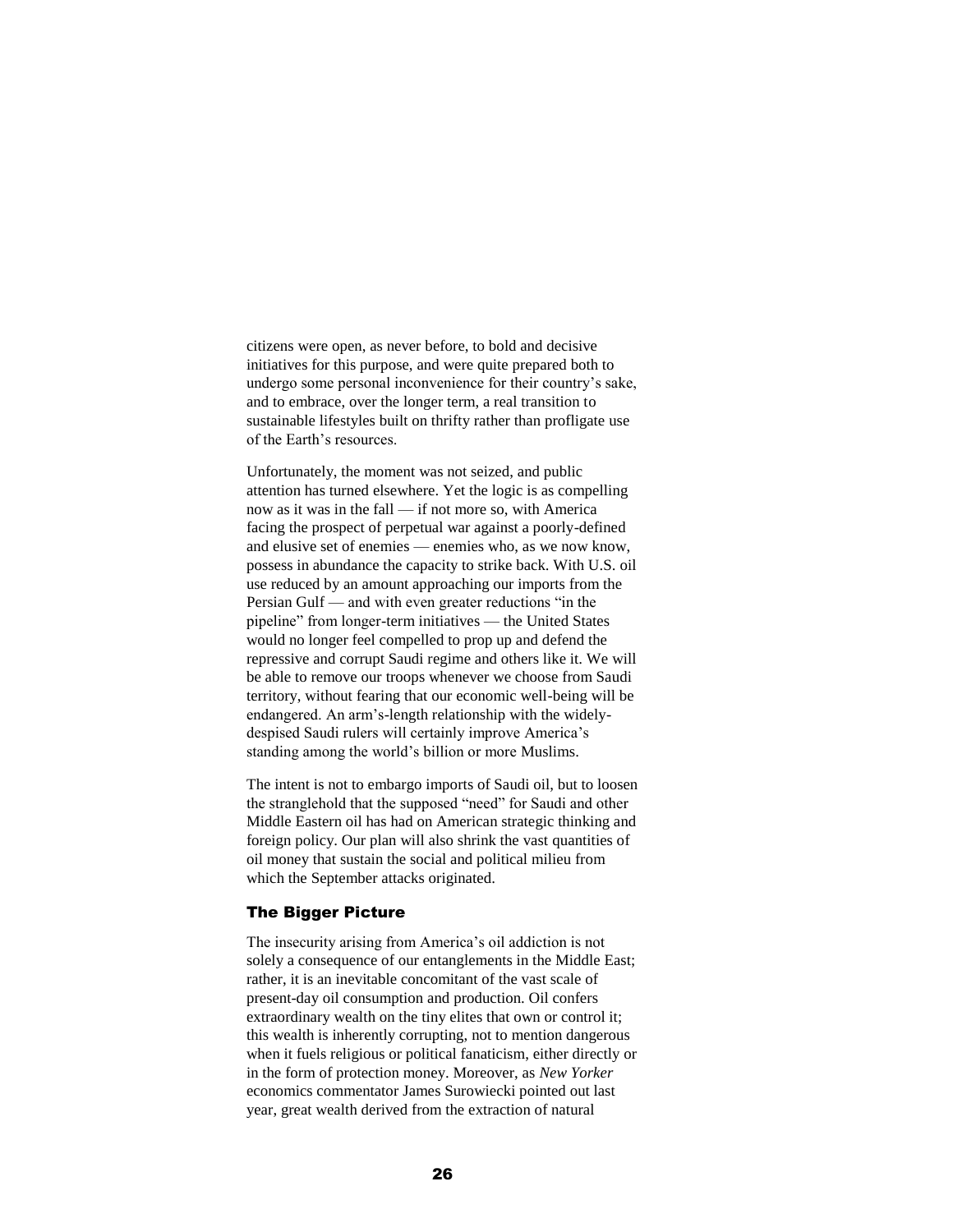citizens were open, as never before, to bold and decisive initiatives for this purpose, and were quite prepared both to undergo some personal inconvenience for their country's sake, and to embrace, over the longer term, a real transition to sustainable lifestyles built on thrifty rather than profligate use of the Earth's resources.

Unfortunately, the moment was not seized, and public attention has turned elsewhere. Yet the logic is as compelling now as it was in the fall — if not more so, with America facing the prospect of perpetual war against a poorly-defined and elusive set of enemies — enemies who, as we now know, possess in abundance the capacity to strike back. With U.S. oil use reduced by an amount approaching our imports from the Persian Gulf — and with even greater reductions "in the pipeline" from longer-term initiatives — the United States would no longer feel compelled to prop up and defend the repressive and corrupt Saudi regime and others like it. We will be able to remove our troops whenever we choose from Saudi territory, without fearing that our economic well-being will be endangered. An arm's-length relationship with the widely-despised Saudi rulers will certainly improve America's standing among the world's billion or more Muslims.

The intent is not to embargo imports of Saudi oil, but to loosen the stranglehold that the supposed "need" for Saudi and other Middle Eastern oil has had on American strategic thinking and foreign policy. Our plan will also shrink the vast quantities of oil money that sustain the social and political milieu from which the September attacks originated.

### The Bigger Picture

The insecurity arising from America's oil addiction is not solely a consequence of our entanglements in the Middle East; rather, it is an inevitable concomitant of the vast scale of present-day oil consumption and production. Oil confers extraordinary wealth on the tiny elites that own or control it; this wealth is inherently corrupting, not to mention dangerous when it fuels religious or political fanaticism, either directly or in the form of protection money. Moreover, as *New Yorker* economics commentator James Surowiecki pointed out last year, great wealth derived from the extraction of natural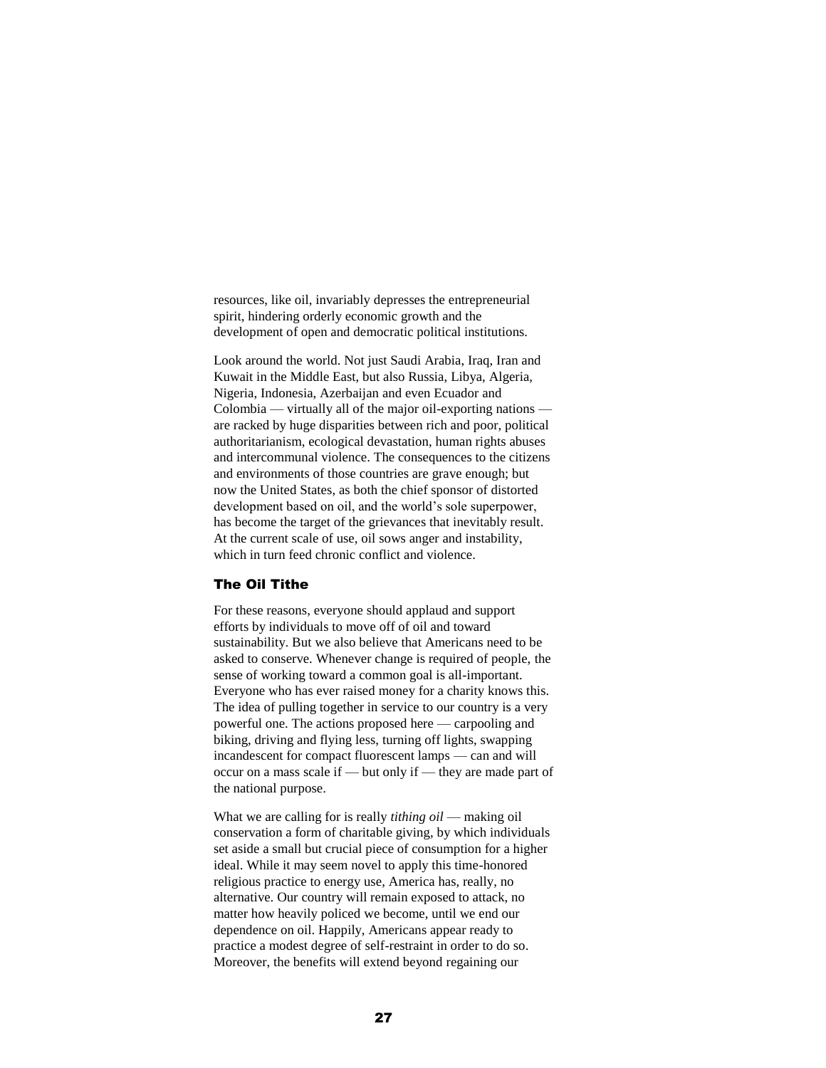resources, like oil, invariably depresses the entrepreneurial spirit, hindering orderly economic growth and the development of open and democratic political institutions.

Look around the world. Not just Saudi Arabia, Iraq, Iran and Kuwait in the Middle East, but also Russia, Libya, Algeria, Nigeria, Indonesia, Azerbaijan and even Ecuador and Colombia — virtually all of the major oil-exporting nations — are racked by huge disparities between rich and poor, political authoritarianism, ecological devastation, human rights abuses and intercommunal violence. The consequences to the citizens and environments of those countries are grave enough; but now the United States, as both the chief sponsor of distorted development based on oil, and the world's sole superpower, has become the target of the grievances that inevitably result. At the current scale of use, oil sows anger and instability, which in turn feed chronic conflict and violence.

### The Oil Tithe

For these reasons, everyone should applaud and support efforts by individuals to move off of oil and toward sustainability. But we also believe that Americans need to be asked to conserve. Whenever change is required of people, the sense of working toward a common goal is all-important. Everyone who has ever raised money for a charity knows this. The idea of pulling together in service to our country is a very powerful one. The actions proposed here — carpooling and biking, driving and flying less, turning off lights, swapping incandescent for compact fluorescent lamps — can and will occur on a mass scale if — but only if — they are made part of the national purpose.

What we are calling for is really *tithing oil* — making oil conservation a form of charitable giving, by which individuals set aside a small but crucial piece of consumption for a higher ideal. While it may seem novel to apply this time-honored religious practice to energy use, America has, really, no alternative. Our country will remain exposed to attack, no matter how heavily policed we become, until we end our dependence on oil. Happily, Americans appear ready to practice a modest degree of self-restraint in order to do so. Moreover, the benefits will extend beyond regaining our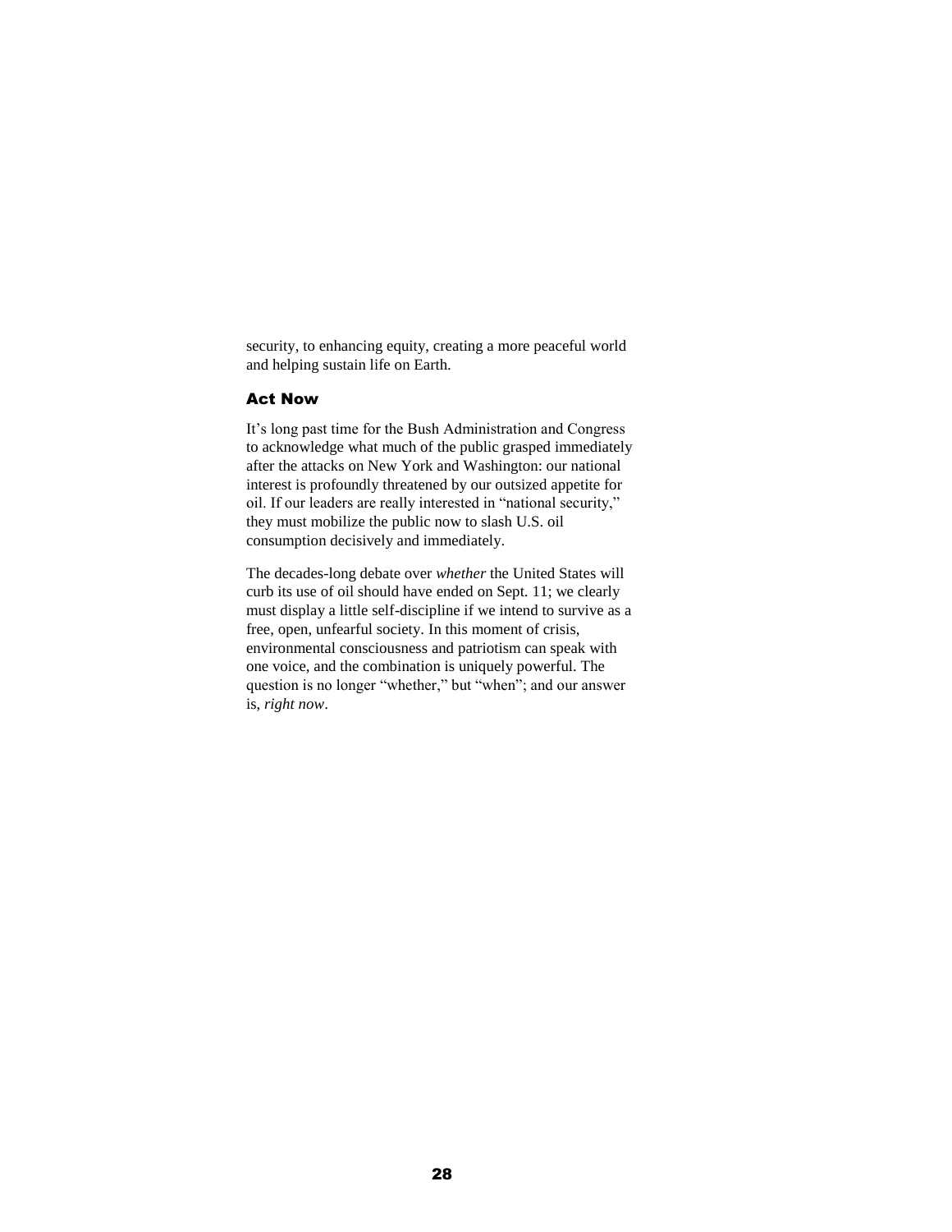security, to enhancing equity, creating a more peaceful world and helping sustain life on Earth.

### Act Now

It's long past time for the Bush Administration and Congress to acknowledge what much of the public grasped immediately after the attacks on New York and Washington: our national interest is profoundly threatened by our outsized appetite for oil. If our leaders are really interested in "national security," they must mobilize the public now to slash U.S. oil consumption decisively and immediately.

The decades-long debate over *whether* the United States will curb its use of oil should have ended on Sept. 11; we clearly must display a little self-discipline if we intend to survive as a free, open, unfearful society. In this moment of crisis, environmental consciousness and patriotism can speak with one voice, and the combination is uniquely powerful. The question is no longer "whether," but "when"; and our answer is, *right now*.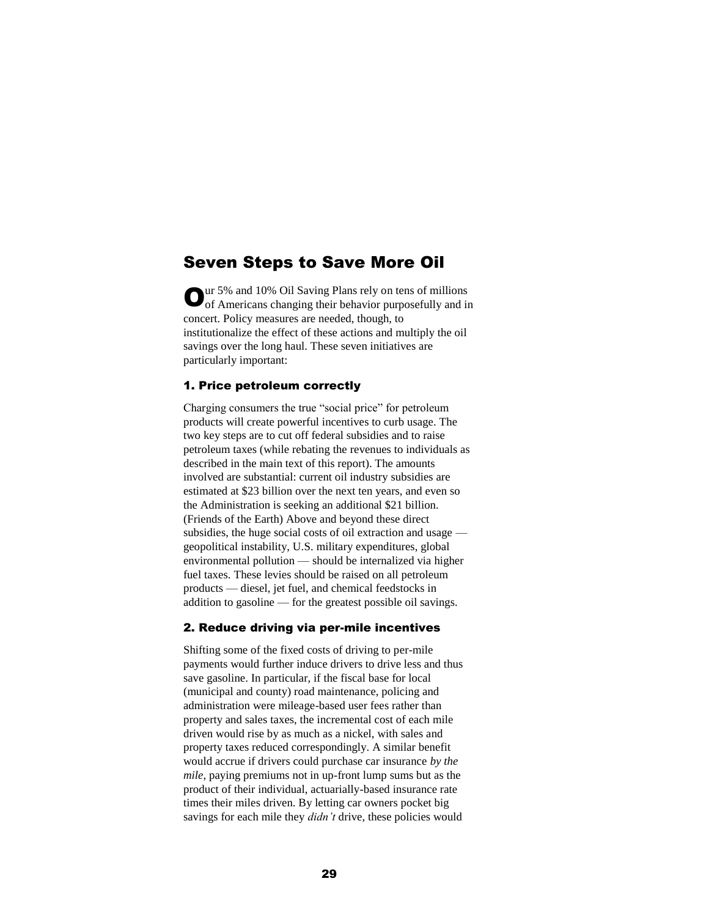## Seven Steps to Save More Oil

Our 5% and 10% Oil Saving Plans rely on tens of millions of Americans changing their behavior purposefully and in concert. Policy measures are needed, though, to institutionalize the effect of these actions and multiply the oil savings over the long haul. These seven initiatives are particularly important:

### 1. Price petroleum correctly

Charging consumers the true "social price" for petroleum products will create powerful incentives to curb usage. The two key steps are to cut off federal subsidies and to raise petroleum taxes (while rebating the revenues to individuals as described in the main text of this report). The amounts involved are substantial: current oil industry subsidies are estimated at $23 billion over the next ten years, and even so the Administration is seeking an additional $21 billion. (Friends of the Earth) Above and beyond these direct subsidies, the huge social costs of oil extraction and usage — geopolitical instability, U.S. military expenditures, global environmental pollution — should be internalized via higher fuel taxes. These levies should be raised on all petroleum products — diesel, jet fuel, and chemical feedstocks in addition to gasoline — for the greatest possible oil savings.

### 2. Reduce driving via per-mile incentives

Shifting some of the fixed costs of driving to per-mile payments would further induce drivers to drive less and thus save gasoline. In particular, if the fiscal base for local (municipal and county) road maintenance, policing and administration were mileage-based user fees rather than property and sales taxes, the incremental cost of each mile driven would rise by as much as a nickel, with sales and property taxes reduced correspondingly. A similar benefit would accrue if drivers could purchase car insurance *by the mile*, paying premiums not in up-front lump sums but as the product of their individual, actuarially-based insurance rate times their miles driven. By letting car owners pocket big savings for each mile they *didn't* drive, these policies would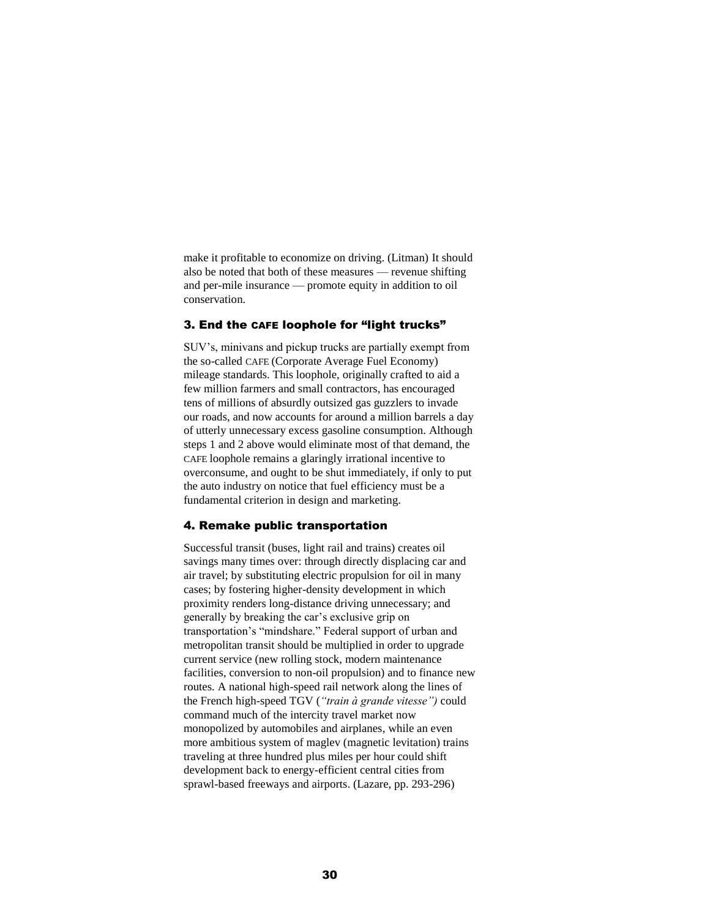make it profitable to economize on driving. (Litman) It should also be noted that both of these measures — revenue shifting and per-mile insurance — promote equity in addition to oil conservation.

### 3. End the CAFE loophole for "light trucks"

SUV's, minivans and pickup trucks are partially exempt from the so-called CAFE (Corporate Average Fuel Economy) mileage standards. This loophole, originally crafted to aid a few million farmers and small contractors, has encouraged tens of millions of absurdly outsized gas guzzlers to invade our roads, and now accounts for around a million barrels a day of utterly unnecessary excess gasoline consumption. Although steps 1 and 2 above would eliminate most of that demand, the CAFE loophole remains a glaringly irrational incentive to overconsume, and ought to be shut immediately, if only to put the auto industry on notice that fuel efficiency must be a fundamental criterion in design and marketing.

### 4. Remake public transportation

Successful transit (buses, light rail and trains) creates oil savings many times over: through directly displacing car and air travel; by substituting electric propulsion for oil in many cases; by fostering higher-density development in which proximity renders long-distance driving unnecessary; and generally by breaking the car's exclusive grip on transportation's "mindshare." Federal support of urban and metropolitan transit should be multiplied in order to upgrade current service (new rolling stock, modern maintenance facilities, conversion to non-oil propulsion) and to finance new routes. A national high-speed rail network along the lines of the French high-speed TGV (*"train à grande vitesse")* could command much of the intercity travel market now monopolized by automobiles and airplanes, while an even more ambitious system of maglev (magnetic levitation) trains traveling at three hundred plus miles per hour could shift development back to energy-efficient central cities from sprawl-based freeways and airports. (Lazare, pp. 293-296)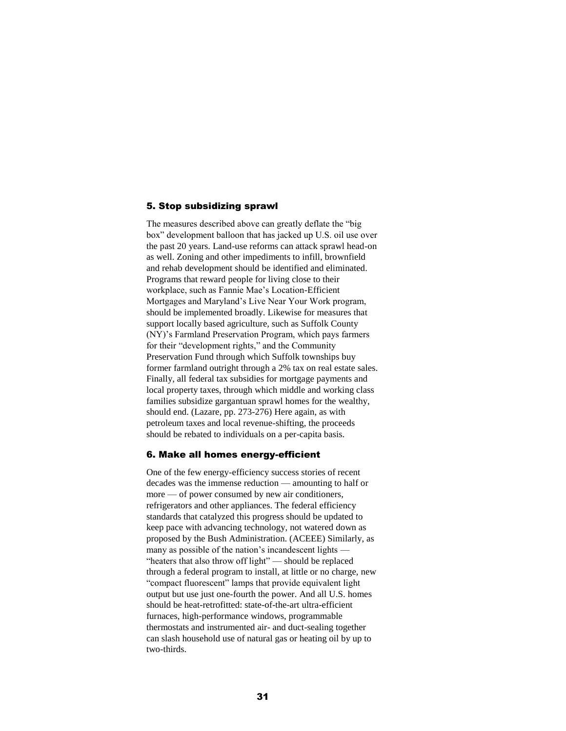### 5. Stop subsidizing sprawl

The measures described above can greatly deflate the "big box" development balloon that has jacked up U.S. oil use over the past 20 years. Land-use reforms can attack sprawl head-on as well. Zoning and other impediments to infill, brownfield and rehab development should be identified and eliminated. Programs that reward people for living close to their workplace, such as Fannie Mae's Location-Efficient Mortgages and Maryland's Live Near Your Work program, should be implemented broadly. Likewise for measures that support locally based agriculture, such as Suffolk County (NY)'s Farmland Preservation Program, which pays farmers for their "development rights," and the Community Preservation Fund through which Suffolk townships buy former farmland outright through a 2% tax on real estate sales. Finally, all federal tax subsidies for mortgage payments and local property taxes, through which middle and working class families subsidize gargantuan sprawl homes for the wealthy, should end. (Lazare, pp. 273-276) Here again, as with petroleum taxes and local revenue-shifting, the proceeds should be rebated to individuals on a per-capita basis.

### 6. Make all homes energy-efficient

One of the few energy-efficiency success stories of recent decades was the immense reduction — amounting to half or more — of power consumed by new air conditioners, refrigerators and other appliances. The federal efficiency standards that catalyzed this progress should be updated to keep pace with advancing technology, not watered down as proposed by the Bush Administration. (ACEEE) Similarly, as many as possible of the nation's incandescent lights — "heaters that also throw off light" — should be replaced through a federal program to install, at little or no charge, new "compact fluorescent" lamps that provide equivalent light output but use just one-fourth the power. And all U.S. homes should be heat-retrofitted: state-of-the-art ultra-efficient furnaces, high-performance windows, programmable thermostats and instrumented air- and duct-sealing together can slash household use of natural gas or heating oil by up to two-thirds.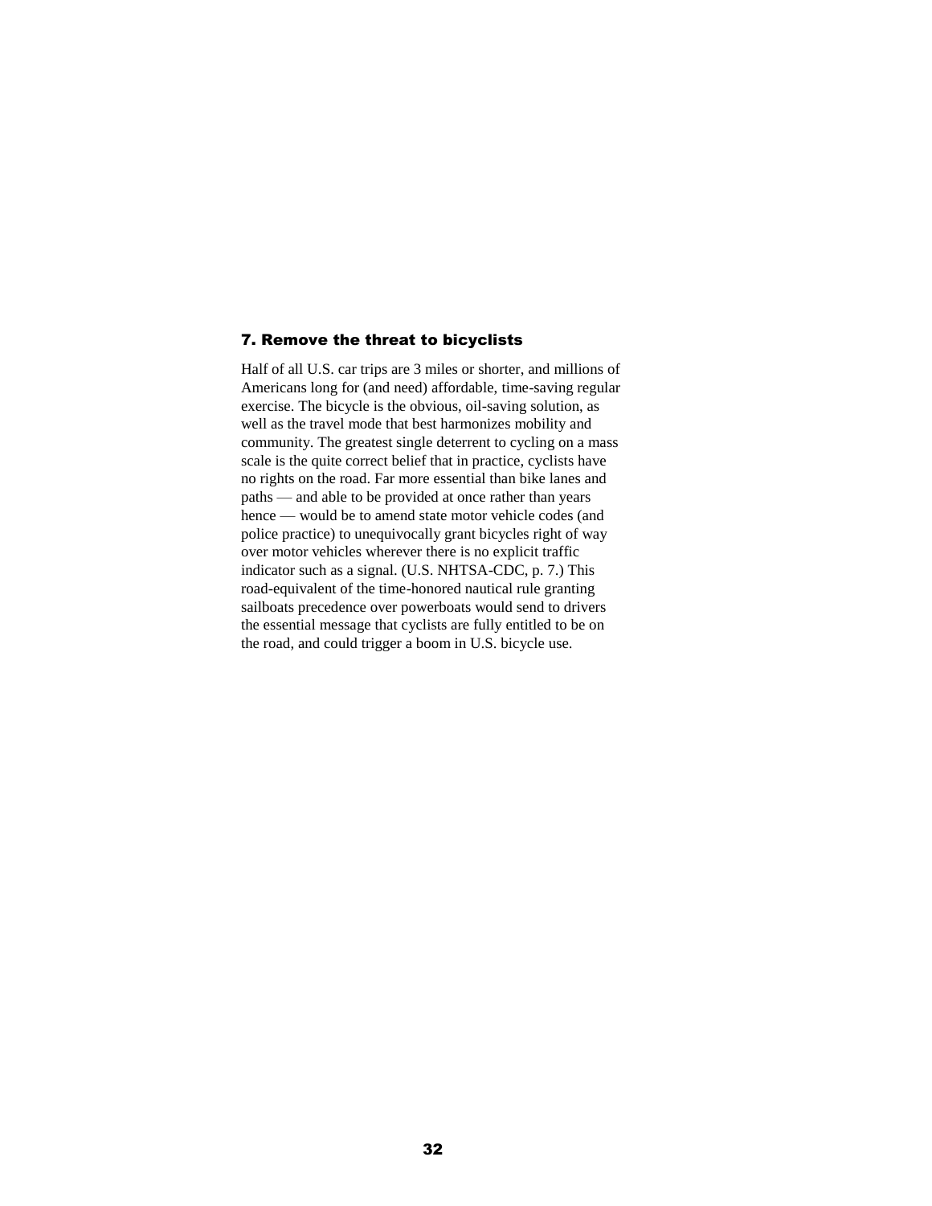### 7. Remove the threat to bicyclists

Half of all U.S. car trips are 3 miles or shorter, and millions of Americans long for (and need) affordable, time-saving regular exercise. The bicycle is the obvious, oil-saving solution, as well as the travel mode that best harmonizes mobility and community. The greatest single deterrent to cycling on a mass scale is the quite correct belief that in practice, cyclists have no rights on the road. Far more essential than bike lanes and paths — and able to be provided at once rather than years hence — would be to amend state motor vehicle codes (and police practice) to unequivocally grant bicycles right of way over motor vehicles wherever there is no explicit traffic indicator such as a signal. (U.S. NHTSA-CDC, p. 7.) This road-equivalent of the time-honored nautical rule granting sailboats precedence over powerboats would send to drivers the essential message that cyclists are fully entitled to be on the road, and could trigger a boom in U.S. bicycle use.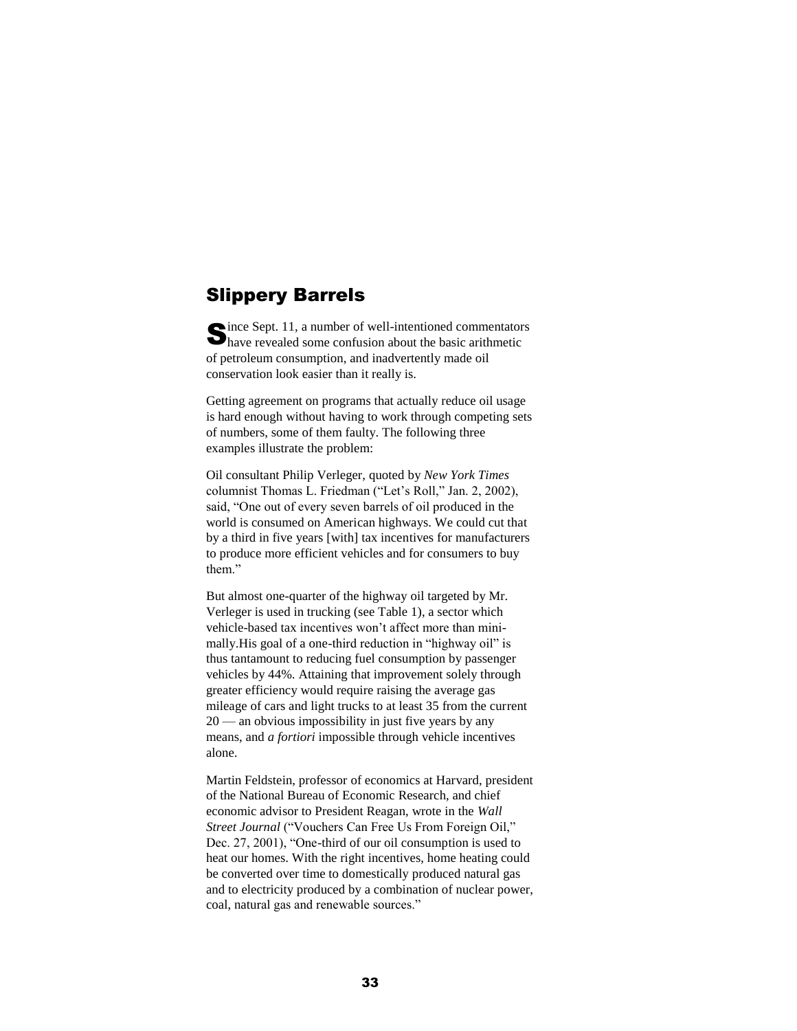## Slippery Barrels

Since Sept. 11, a number of well-intentioned commentators have revealed some confusion about the basic arithmetic of petroleum consumption, and inadvertently made oil conservation look easier than it really is.

Getting agreement on programs that actually reduce oil usage is hard enough without having to work through competing sets of numbers, some of them faulty. The following three examples illustrate the problem:

Oil consultant Philip Verleger, quoted by *New York Times* columnist Thomas L. Friedman ("Let's Roll," Jan. 2, 2002), said, "One out of every seven barrels of oil produced in the world is consumed on American highways. We could cut that by a third in five years [with] tax incentives for manufacturers to produce more efficient vehicles and for consumers to buy them."

But almost one-quarter of the highway oil targeted by Mr. Verleger is used in trucking (see Table 1), a sector which vehicle-based tax incentives won't affect more than minimally.His goal of a one-third reduction in "highway oil" is thus tantamount to reducing fuel consumption by passenger vehicles by 44%. Attaining that improvement solely through greater efficiency would require raising the average gas mileage of cars and light trucks to at least 35 from the current 20 — an obvious impossibility in just five years by any means, and *a fortiori* impossible through vehicle incentives alone.

Martin Feldstein, professor of economics at Harvard, president of the National Bureau of Economic Research, and chief economic advisor to President Reagan, wrote in the *Wall Street Journal* ("Vouchers Can Free Us From Foreign Oil," Dec. 27, 2001), "One-third of our oil consumption is used to heat our homes. With the right incentives, home heating could be converted over time to domestically produced natural gas and to electricity produced by a combination of nuclear power, coal, natural gas and renewable sources."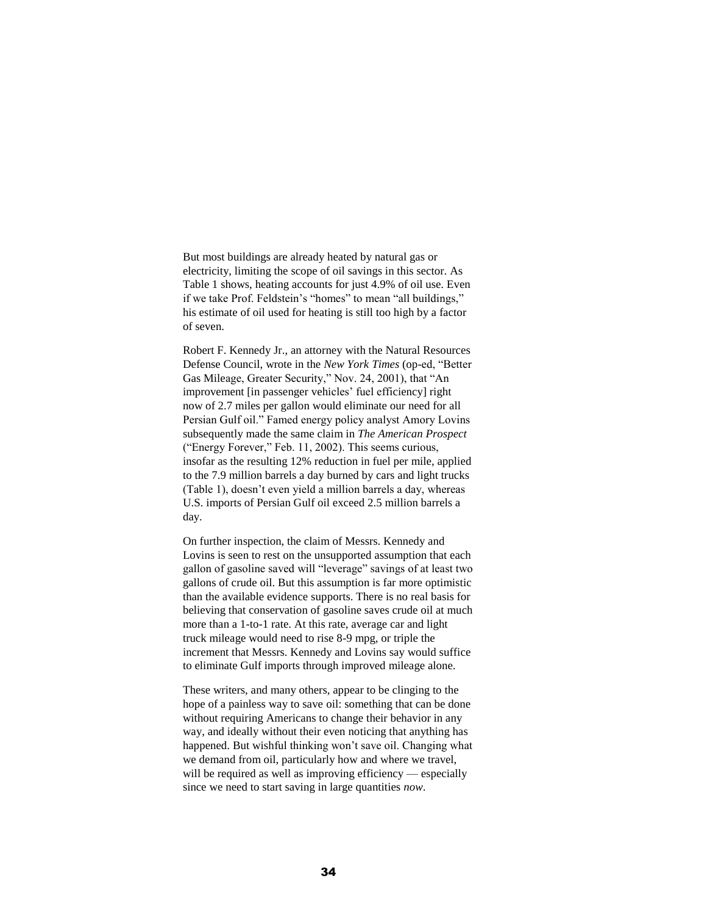But most buildings are already heated by natural gas or electricity, limiting the scope of oil savings in this sector. As Table 1 shows, heating accounts for just 4.9% of oil use. Even if we take Prof. Feldstein's "homes" to mean "all buildings," his estimate of oil used for heating is still too high by a factor of seven.

Robert F. Kennedy Jr., an attorney with the Natural Resources Defense Council, wrote in the *New York Times* (op-ed, "Better Gas Mileage, Greater Security," Nov. 24, 2001), that "An improvement [in passenger vehicles' fuel efficiency] right now of 2.7 miles per gallon would eliminate our need for all Persian Gulf oil." Famed energy policy analyst Amory Lovins subsequently made the same claim in *The American Prospect* ("Energy Forever," Feb. 11, 2002). This seems curious, insofar as the resulting 12% reduction in fuel per mile, applied to the 7.9 million barrels a day burned by cars and light trucks (Table 1), doesn't even yield a million barrels a day, whereas U.S. imports of Persian Gulf oil exceed 2.5 million barrels a day.

On further inspection, the claim of Messrs. Kennedy and Lovins is seen to rest on the unsupported assumption that each gallon of gasoline saved will "leverage" savings of at least two gallons of crude oil. But this assumption is far more optimistic than the available evidence supports. There is no real basis for believing that conservation of gasoline saves crude oil at much more than a 1-to-1 rate. At this rate, average car and light truck mileage would need to rise 8-9 mpg, or triple the increment that Messrs. Kennedy and Lovins say would suffice to eliminate Gulf imports through improved mileage alone.

These writers, and many others, appear to be clinging to the hope of a painless way to save oil: something that can be done without requiring Americans to change their behavior in any way, and ideally without their even noticing that anything has happened. But wishful thinking won't save oil. Changing what we demand from oil, particularly how and where we travel, will be required as well as improving efficiency — especially since we need to start saving in large quantities *now*.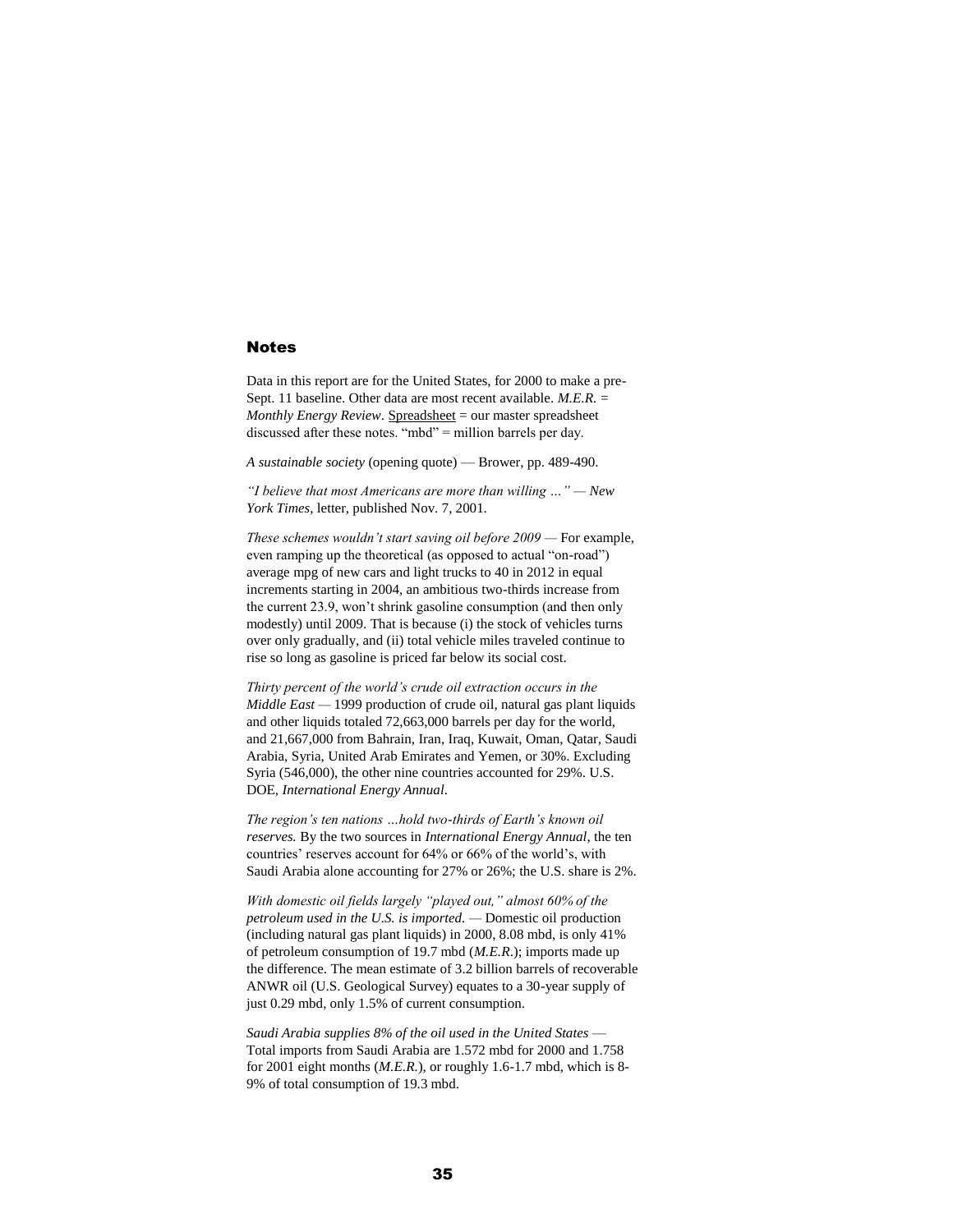## Notes

Data in this report are for the United States, for 2000 to make a pre-Sept. 11 baseline. Other data are most recent available. *M.E.R.* = *Monthly Energy Review*. Spreadsheet = our master spreadsheet discussed after these notes. "mbd" = million barrels per day.

*A sustainable society* (opening quote) — Brower, pp. 489-490.

*"I believe that most Americans are more than willing …" — New York Times*, letter, published Nov. 7, 2001.

*These schemes wouldn't start saving oil before 2009* — For example, even ramping up the theoretical (as opposed to actual "on-road") average mpg of new cars and light trucks to 40 in 2012 in equal increments starting in 2004, an ambitious two-thirds increase from the current 23.9, won't shrink gasoline consumption (and then only modestly) until 2009. That is because (i) the stock of vehicles turns over only gradually, and (ii) total vehicle miles traveled continue to rise so long as gasoline is priced far below its social cost.

*Thirty percent of the world's crude oil extraction occurs in the Middle East* — 1999 production of crude oil, natural gas plant liquids and other liquids totaled 72,663,000 barrels per day for the world, and 21,667,000 from Bahrain, Iran, Iraq, Kuwait, Oman, Qatar, Saudi Arabia, Syria, United Arab Emirates and Yemen, or 30%. Excluding Syria (546,000), the other nine countries accounted for 29%. U.S. DOE, *International Energy Annual*.

*The region's ten nations …hold two-thirds of Earth's known oil reserves.* By the two sources in *International Energy Annual*, the ten countries' reserves account for 64% or 66% of the world's, with Saudi Arabia alone accounting for 27% or 26%; the U.S. share is 2%.

*With domestic oil fields largely "played out," almost 60% of the petroleum used in the U.S. is imported.* — Domestic oil production (including natural gas plant liquids) in 2000, 8.08 mbd, is only 41% of petroleum consumption of 19.7 mbd (*M.E.R.*); imports made up the difference. The mean estimate of 3.2 billion barrels of recoverable ANWR oil (U.S. Geological Survey) equates to a 30-year supply of just 0.29 mbd, only 1.5% of current consumption.

*Saudi Arabia supplies 8% of the oil used in the United States* — Total imports from Saudi Arabia are 1.572 mbd for 2000 and 1.758 for 2001 eight months (*M.E.R.*), or roughly 1.6-1.7 mbd, which is 8-9% of total consumption of 19.3 mbd.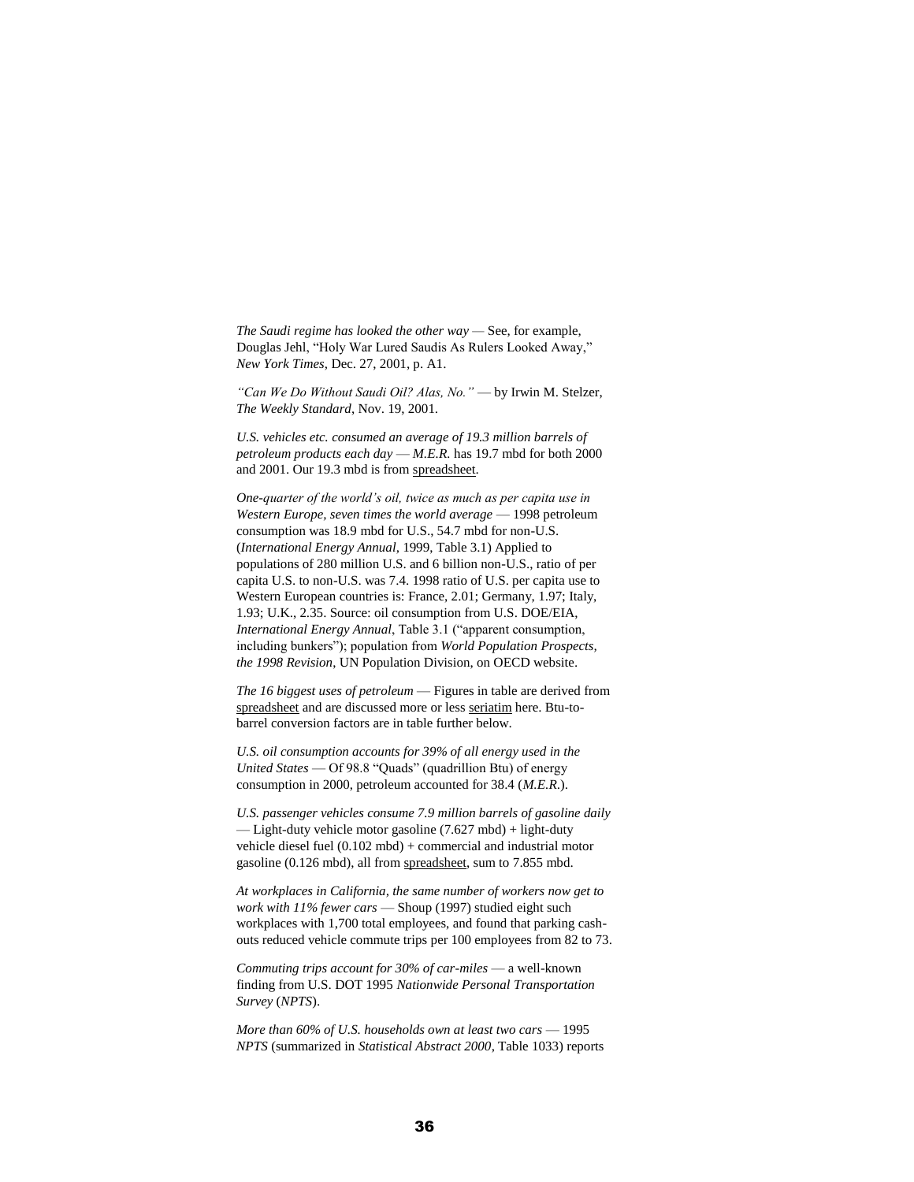*The Saudi regime has looked the other way* — See, for example, Douglas Jehl, "Holy War Lured Saudis As Rulers Looked Away," *New York Times*, Dec. 27, 2001, p. A1.

*"Can We Do Without Saudi Oil? Alas, No."* — by Irwin M. Stelzer, *The Weekly Standard*, Nov. 19, 2001.

*U.S. vehicles etc. consumed an average of 19.3 million barrels of petroleum products each day* — *M.E.R.* has 19.7 mbd for both 2000 and 2001. Our 19.3 mbd is from spreadsheet.

*One-quarter of the world's oil, twice as much as per capita use in Western Europe, seven times the world average* — 1998 petroleum consumption was 18.9 mbd for U.S., 54.7 mbd for non-U.S. (*International Energy Annual*, 1999, Table 3.1) Applied to populations of 280 million U.S. and 6 billion non-U.S., ratio of per capita U.S. to non-U.S. was 7.4. 1998 ratio of U.S. per capita use to Western European countries is: France, 2.01; Germany, 1.97; Italy, 1.93; U.K., 2.35. Source: oil consumption from U.S. DOE/EIA, *International Energy Annual*, Table 3.1 ("apparent consumption, including bunkers"); population from *World Population Prospects, the 1998 Revision*, UN Population Division, on OECD website.

*The 16 biggest uses of petroleum* — Figures in table are derived from spreadsheet and are discussed more or less seriatim here. Btu-to-barrel conversion factors are in table further below.

*U.S. oil consumption accounts for 39% of all energy used in the United States* — Of 98.8 "Quads" (quadrillion Btu) of energy consumption in 2000, petroleum accounted for 38.4 (*M.E.R.*).

*U.S. passenger vehicles consume 7.9 million barrels of gasoline daily* — Light-duty vehicle motor gasoline (7.627 mbd) + light-duty vehicle diesel fuel (0.102 mbd) + commercial and industrial motor gasoline (0.126 mbd), all from spreadsheet, sum to 7.855 mbd.

*At workplaces in California, the same number of workers now get to work with 11% fewer cars* — Shoup (1997) studied eight such workplaces with 1,700 total employees, and found that parking cash-outs reduced vehicle commute trips per 100 employees from 82 to 73.

*Commuting trips account for 30% of car-miles* — a well-known finding from U.S. DOT 1995 *Nationwide Personal Transportation Survey* (*NPTS*).

*More than 60% of U.S. households own at least two cars* — 1995 *NPTS* (summarized in *Statistical Abstract 2000*, Table 1033) reports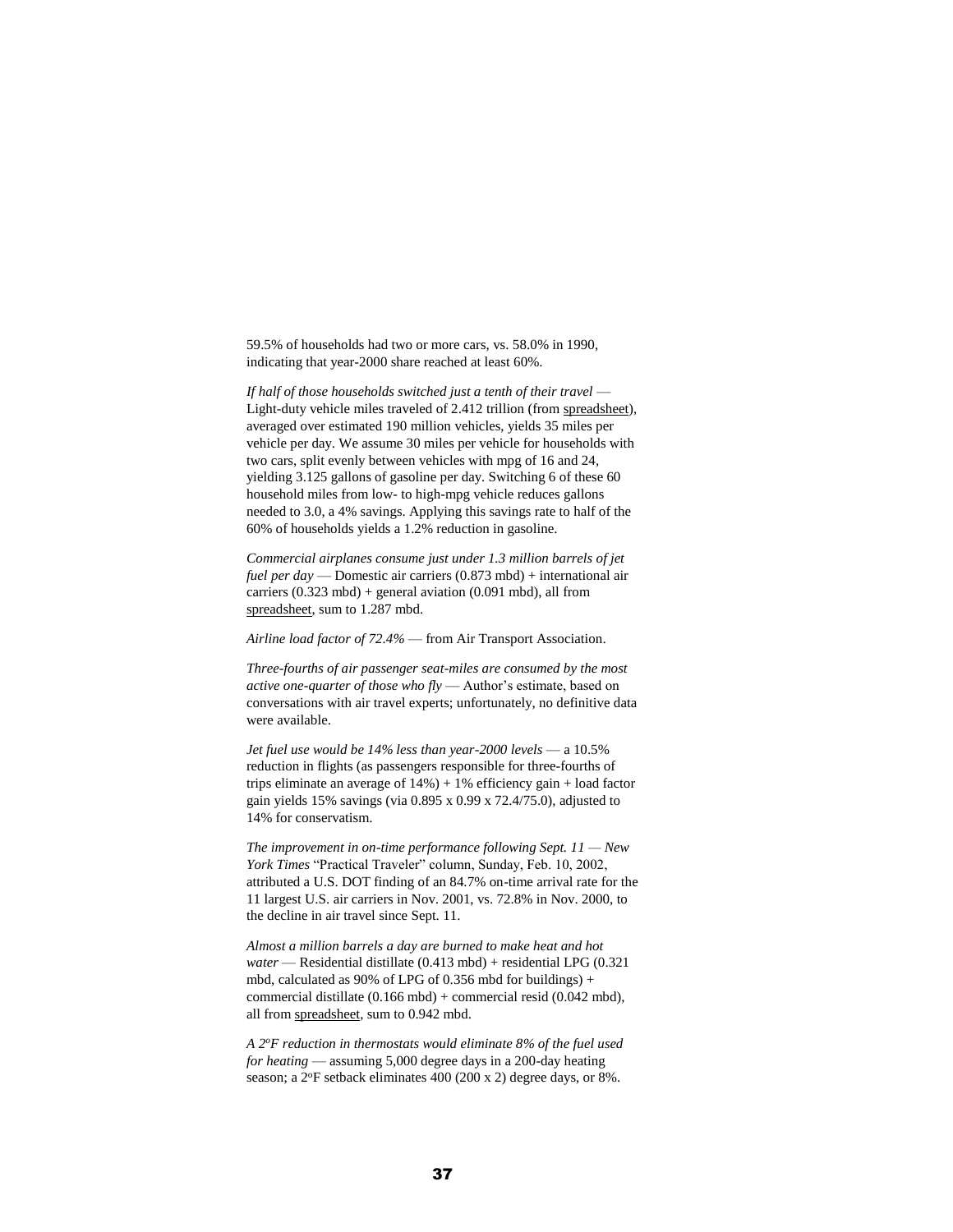59.5% of households had two or more cars, vs. 58.0% in 1990, indicating that year-2000 share reached at least 60%.

*If half of those households switched just a tenth of their travel* — Light-duty vehicle miles traveled of 2.412 trillion (from spreadsheet), averaged over estimated 190 million vehicles, yields 35 miles per vehicle per day. We assume 30 miles per vehicle for households with two cars, split evenly between vehicles with mpg of 16 and 24, yielding 3.125 gallons of gasoline per day. Switching 6 of these 60 household miles from low- to high-mpg vehicle reduces gallons needed to 3.0, a 4% savings. Applying this savings rate to half of the 60% of households yields a 1.2% reduction in gasoline.

*Commercial airplanes consume just under 1.3 million barrels of jet fuel per day* — Domestic air carriers (0.873 mbd) + international air carriers (0.323 mbd) + general aviation (0.091 mbd), all from spreadsheet, sum to 1.287 mbd.

*Airline load factor of 72.4%* — from Air Transport Association.

*Three-fourths of air passenger seat-miles are consumed by the most active one-quarter of those who fly* — Author's estimate, based on conversations with air travel experts; unfortunately, no definitive data were available.

*Jet fuel use would be 14% less than year-2000 levels* — a 10.5% reduction in flights (as passengers responsible for three-fourths of trips eliminate an average of 14%) + 1% efficiency gain + load factor gain yields 15% savings (via 0.895 x 0.99 x 72.4/75.0), adjusted to 14% for conservatism.

*The improvement in on-time performance following Sept. 11* — *New York Times* "Practical Traveler" column, Sunday, Feb. 10, 2002, attributed a U.S. DOT finding of an 84.7% on-time arrival rate for the 11 largest U.S. air carriers in Nov. 2001, vs. 72.8% in Nov. 2000, to the decline in air travel since Sept. 11.

*Almost a million barrels a day are burned to make heat and hot water* — Residential distillate (0.413 mbd) + residential LPG (0.321 mbd, calculated as 90% of LPG of 0.356 mbd for buildings) + commercial distillate (0.166 mbd) + commercial resid (0.042 mbd), all from spreadsheet, sum to 0.942 mbd.

*A 2°F reduction in thermostats would eliminate 8% of the fuel used for heating* — assuming 5,000 degree days in a 200-day heating season; a 2°F setback eliminates 400 (200 x 2) degree days, or 8%.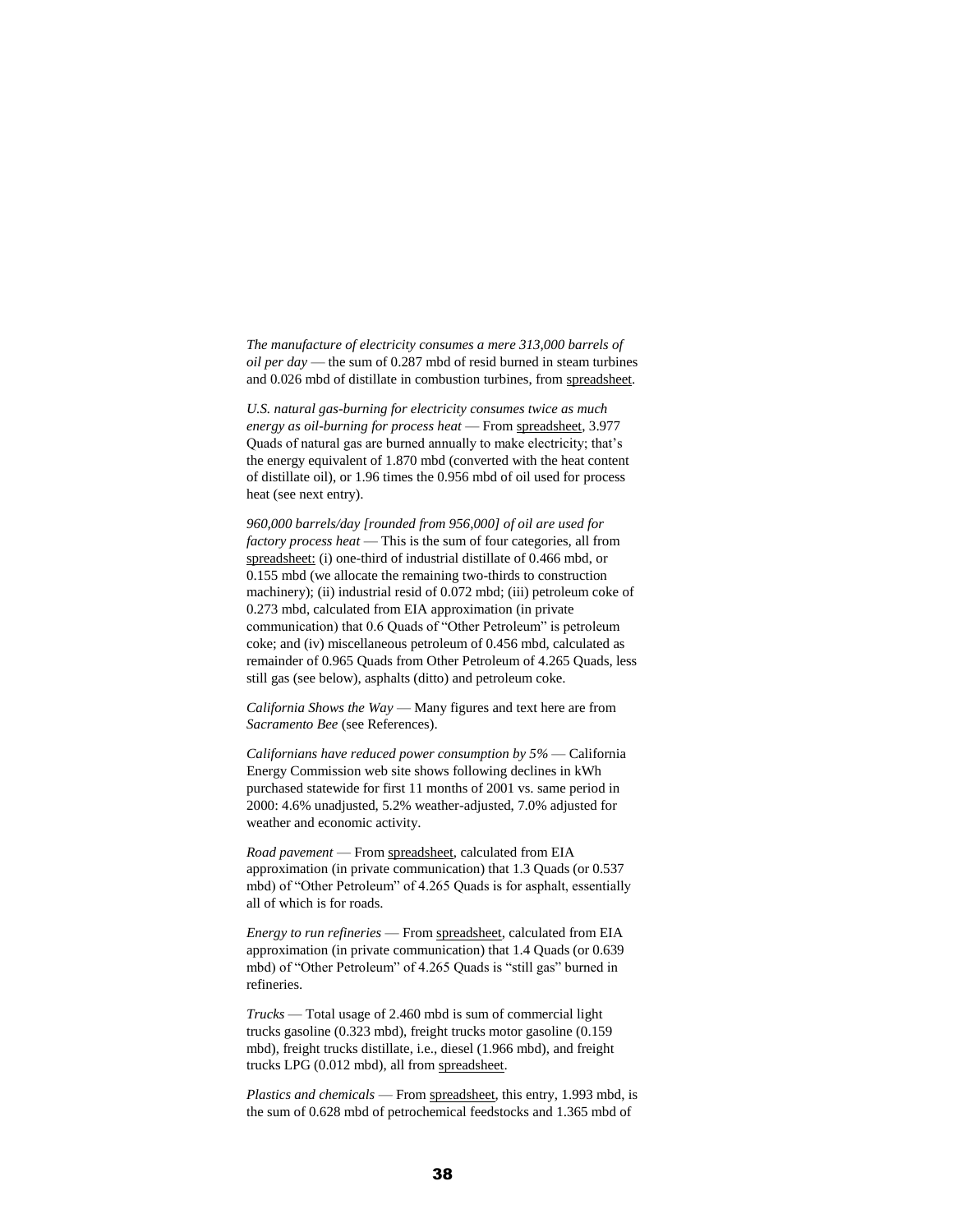*The manufacture of electricity consumes a mere 313,000 barrels of oil per day* — the sum of 0.287 mbd of resid burned in steam turbines and 0.026 mbd of distillate in combustion turbines, from spreadsheet.

*U.S. natural gas-burning for electricity consumes twice as much energy as oil-burning for process heat* — From spreadsheet, 3.977 Quads of natural gas are burned annually to make electricity; that's the energy equivalent of 1.870 mbd (converted with the heat content of distillate oil), or 1.96 times the 0.956 mbd of oil used for process heat (see next entry).

*960,000 barrels/day [rounded from 956,000] of oil are used for factory process heat* — This is the sum of four categories, all from spreadsheet: (i) one-third of industrial distillate of 0.466 mbd, or 0.155 mbd (we allocate the remaining two-thirds to construction machinery); (ii) industrial resid of 0.072 mbd; (iii) petroleum coke of 0.273 mbd, calculated from EIA approximation (in private communication) that 0.6 Quads of "Other Petroleum" is petroleum coke; and (iv) miscellaneous petroleum of 0.456 mbd, calculated as remainder of 0.965 Quads from Other Petroleum of 4.265 Quads, less still gas (see below), asphalts (ditto) and petroleum coke.

*California Shows the Way* — Many figures and text here are from *Sacramento Bee* (see References).

*Californians have reduced power consumption by 5%* — California Energy Commission web site shows following declines in kWh purchased statewide for first 11 months of 2001 vs. same period in 2000: 4.6% unadjusted, 5.2% weather-adjusted, 7.0% adjusted for weather and economic activity.

*Road pavement* — From spreadsheet, calculated from EIA approximation (in private communication) that 1.3 Quads (or 0.537 mbd) of "Other Petroleum" of 4.265 Quads is for asphalt, essentially all of which is for roads.

*Energy to run refineries* — From spreadsheet, calculated from EIA approximation (in private communication) that 1.4 Quads (or 0.639 mbd) of "Other Petroleum" of 4.265 Quads is "still gas" burned in refineries.

*Trucks* — Total usage of 2.460 mbd is sum of commercial light trucks gasoline (0.323 mbd), freight trucks motor gasoline (0.159 mbd), freight trucks distillate, i.e., diesel (1.966 mbd), and freight trucks LPG (0.012 mbd), all from spreadsheet.

*Plastics and chemicals* — From spreadsheet, this entry, 1.993 mbd, is the sum of 0.628 mbd of petrochemical feedstocks and 1.365 mbd of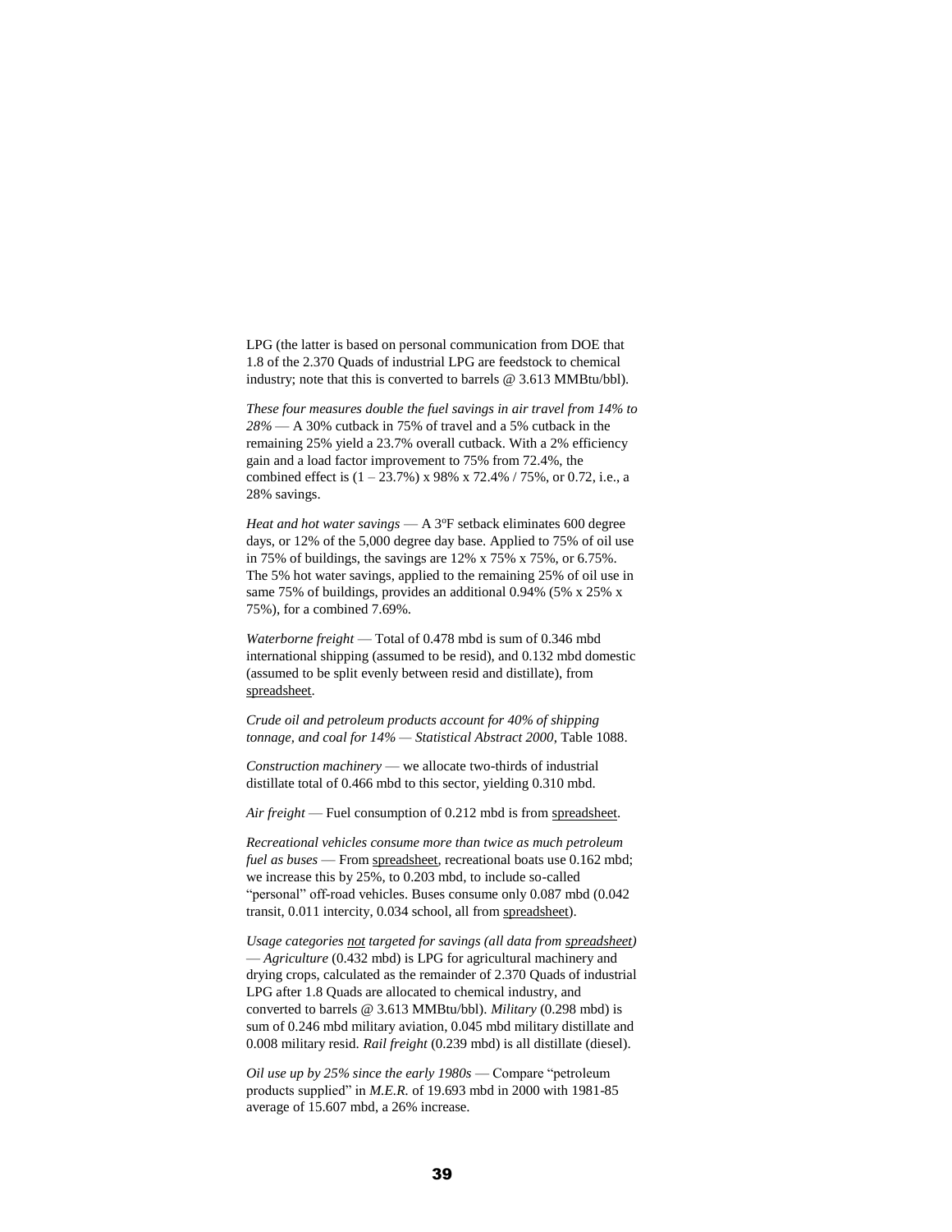LPG (the latter is based on personal communication from DOE that 1.8 of the 2.370 Quads of industrial LPG are feedstock to chemical industry; note that this is converted to barrels @ 3.613 MMBtu/bbl).

*These four measures double the fuel savings in air travel from 14% to 28%* — A 30% cutback in 75% of travel and a 5% cutback in the remaining 25% yield a 23.7% overall cutback. With a 2% efficiency gain and a load factor improvement to 75% from 72.4%, the combined effect is (1 – 23.7%) x 98% x 72.4% / 75%, or 0.72, i.e., a 28% savings.

*Heat and hot water savings* — A 3°F setback eliminates 600 degree days, or 12% of the 5,000 degree day base. Applied to 75% of oil use in 75% of buildings, the savings are 12% x 75% x 75%, or 6.75%. The 5% hot water savings, applied to the remaining 25% of oil use in same 75% of buildings, provides an additional 0.94% (5% x 25% x 75%), for a combined 7.69%.

*Waterborne freight* — Total of 0.478 mbd is sum of 0.346 mbd international shipping (assumed to be resid), and 0.132 mbd domestic (assumed to be split evenly between resid and distillate), from spreadsheet.

*Crude oil and petroleum products account for 40% of shipping tonnage, and coal for 14% — Statistical Abstract 2000*, Table 1088.

*Construction machinery* — we allocate two-thirds of industrial distillate total of 0.466 mbd to this sector, yielding 0.310 mbd.

*Air freight* — Fuel consumption of 0.212 mbd is from spreadsheet.

*Recreational vehicles consume more than twice as much petroleum fuel as buses* — From spreadsheet, recreational boats use 0.162 mbd; we increase this by 25%, to 0.203 mbd, to include so-called "personal" off-road vehicles. Buses consume only 0.087 mbd (0.042 transit, 0.011 intercity, 0.034 school, all from spreadsheet).

*Usage categories not targeted for savings (all data from spreadsheet)* — *Agriculture* (0.432 mbd) is LPG for agricultural machinery and drying crops, calculated as the remainder of 2.370 Quads of industrial LPG after 1.8 Quads are allocated to chemical industry, and converted to barrels @ 3.613 MMBtu/bbl). *Military* (0.298 mbd) is sum of 0.246 mbd military aviation, 0.045 mbd military distillate and 0.008 military resid. *Rail freight* (0.239 mbd) is all distillate (diesel).

*Oil use up by 25% since the early 1980s* — Compare "petroleum products supplied" in *M.E.R.* of 19.693 mbd in 2000 with 1981-85 average of 15.607 mbd, a 26% increase.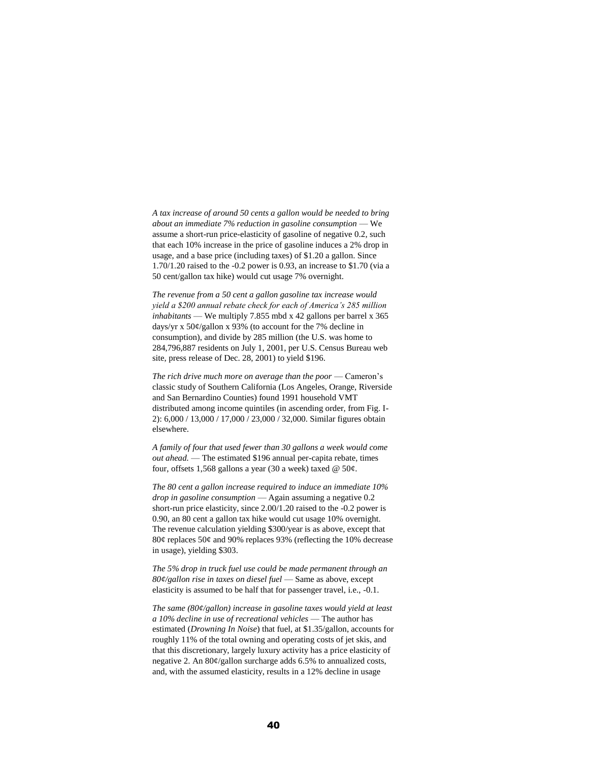*A tax increase of around 50 cents a gallon would be needed to bring about an immediate 7% reduction in gasoline consumption* — We assume a short-run price-elasticity of gasoline of negative 0.2, such that each 10% increase in the price of gasoline induces a 2% drop in usage, and a base price (including taxes) of $1.20 a gallon. Since 1.70/1.20 raised to the -0.2 power is 0.93, an increase to $1.70 (via a 50 cent/gallon tax hike) would cut usage 7% overnight.

*The revenue from a 50 cent a gallon gasoline tax increase would yield a $200 annual rebate check for each of America's 285 million inhabitants* — We multiply 7.855 mbd x 42 gallons per barrel x 365 days/yr x 50¢/gallon x 93% (to account for the 7% decline in consumption), and divide by 285 million (the U.S. was home to 284,796,887 residents on July 1, 2001, per U.S. Census Bureau web site, press release of Dec. 28, 2001) to yield $196.

*The rich drive much more on average than the poor* — Cameron's classic study of Southern California (Los Angeles, Orange, Riverside and San Bernardino Counties) found 1991 household VMT distributed among income quintiles (in ascending order, from Fig. I-2): 6,000 / 13,000 / 17,000 / 23,000 / 32,000. Similar figures obtain elsewhere.

*A family of four that used fewer than 30 gallons a week would come out ahead.* — The estimated $196 annual per-capita rebate, times four, offsets 1,568 gallons a year (30 a week) taxed @ 50¢.

*The 80 cent a gallon increase required to induce an immediate 10% drop in gasoline consumption* — Again assuming a negative 0.2 short-run price elasticity, since 2.00/1.20 raised to the -0.2 power is 0.90, an 80 cent a gallon tax hike would cut usage 10% overnight. The revenue calculation yielding $300/year is as above, except that 80¢ replaces 50¢ and 90% replaces 93% (reflecting the 10% decrease in usage), yielding $303.

*The 5% drop in truck fuel use could be made permanent through an 80¢/gallon rise in taxes on diesel fuel* — Same as above, except elasticity is assumed to be half that for passenger travel, i.e., -0.1.

*The same (80¢/gallon) increase in gasoline taxes would yield at least a 10% decline in use of recreational vehicles* — The author has estimated (*Drowning In Noise*) that fuel, at $1.35/gallon, accounts for roughly 11% of the total owning and operating costs of jet skis, and that this discretionary, largely luxury activity has a price elasticity of negative 2. An 80¢/gallon surcharge adds 6.5% to annualized costs, and, with the assumed elasticity, results in a 12% decline in usage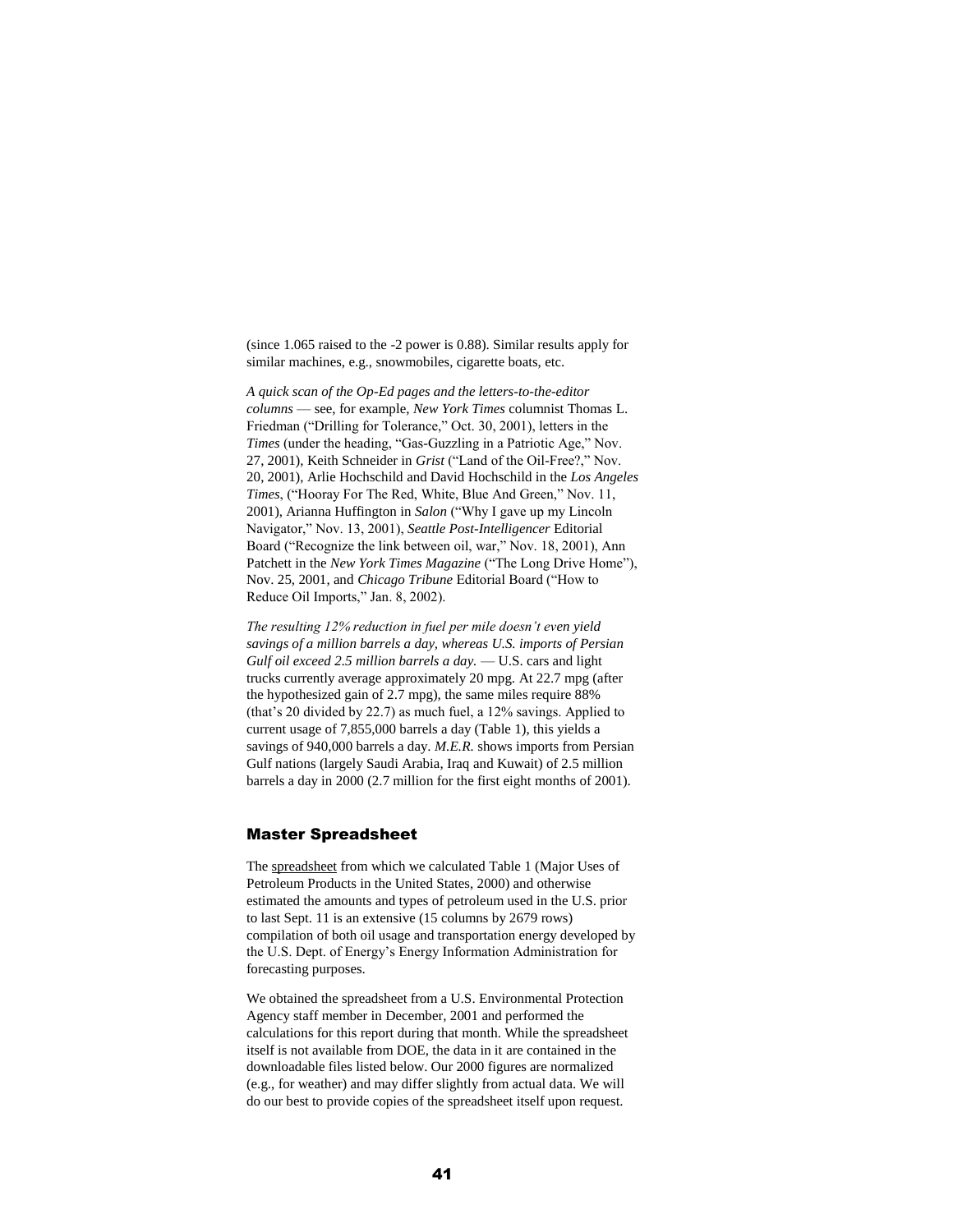(since 1.065 raised to the -2 power is 0.88). Similar results apply for similar machines, e.g., snowmobiles, cigarette boats, etc.

*A quick scan of the Op-Ed pages and the letters-to-the-editor columns* — see, for example, *New York Times* columnist Thomas L. Friedman ("Drilling for Tolerance," Oct. 30, 2001), letters in the *Times* (under the heading, "Gas-Guzzling in a Patriotic Age," Nov. 27, 2001), Keith Schneider in *Grist* ("Land of the Oil-Free?," Nov. 20, 2001), Arlie Hochschild and David Hochschild in the *Los Angeles Times*, ("Hooray For The Red, White, Blue And Green," Nov. 11, 2001), Arianna Huffington in *Salon* ("Why I gave up my Lincoln Navigator," Nov. 13, 2001), *Seattle Post-Intelligencer* Editorial Board ("Recognize the link between oil, war," Nov. 18, 2001), Ann Patchett in the *New York Times Magazine* ("The Long Drive Home"), Nov. 25, 2001, and *Chicago Tribune* Editorial Board ("How to Reduce Oil Imports," Jan. 8, 2002).

*The resulting 12% reduction in fuel per mile doesn't even yield savings of a million barrels a day, whereas U.S. imports of Persian Gulf oil exceed 2.5 million barrels a day.* — U.S. cars and light trucks currently average approximately 20 mpg. At 22.7 mpg (after the hypothesized gain of 2.7 mpg), the same miles require 88% (that's 20 divided by 22.7) as much fuel, a 12% savings. Applied to current usage of 7,855,000 barrels a day (Table 1), this yields a savings of 940,000 barrels a day. *M.E.R.* shows imports from Persian Gulf nations (largely Saudi Arabia, Iraq and Kuwait) of 2.5 million barrels a day in 2000 (2.7 million for the first eight months of 2001).

## Master Spreadsheet

The spreadsheet from which we calculated Table 1 (Major Uses of Petroleum Products in the United States, 2000) and otherwise estimated the amounts and types of petroleum used in the U.S. prior to last Sept. 11 is an extensive (15 columns by 2679 rows) compilation of both oil usage and transportation energy developed by the U.S. Dept. of Energy's Energy Information Administration for forecasting purposes.

We obtained the spreadsheet from a U.S. Environmental Protection Agency staff member in December, 2001 and performed the calculations for this report during that month. While the spreadsheet itself is not available from DOE, the data in it are contained in the downloadable files listed below. Our 2000 figures are normalized (e.g., for weather) and may differ slightly from actual data. We will do our best to provide copies of the spreadsheet itself upon request.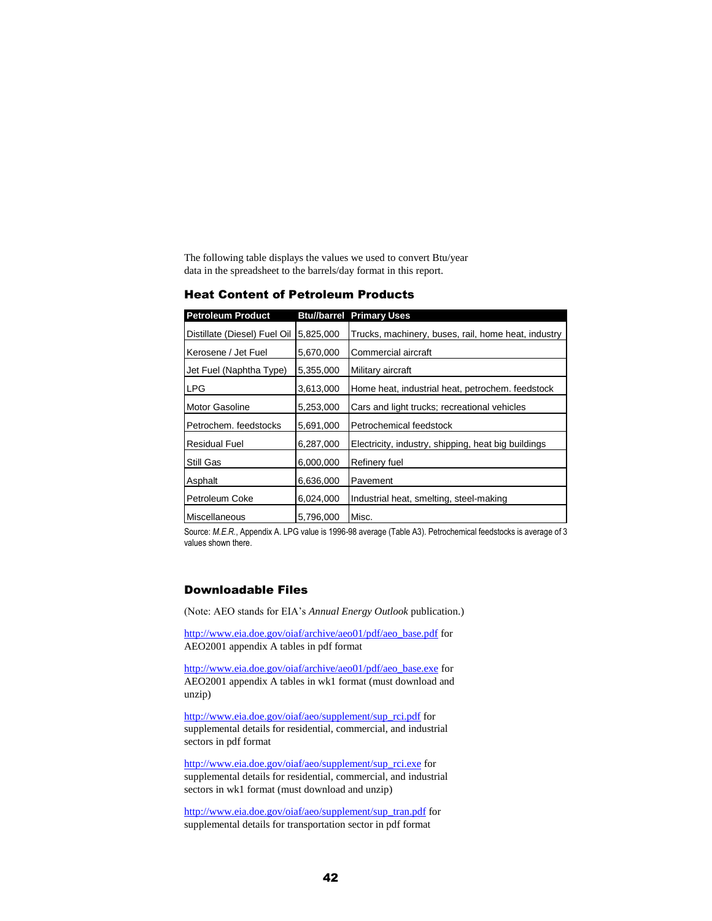The following table displays the values we used to convert Btu/year data in the spreadsheet to the barrels/day format in this report.

### Heat Content of Petroleum Products

| Petroleum Product | Btu//barrel | Primary Uses |
|---|---|---|
| Distillate (Diesel) Fuel Oil | 5,825,000 | Trucks, machinery, buses, rail, home heat, industry |
| Kerosene / Jet Fuel | 5,670,000 | Commercial aircraft |
| Jet Fuel (Naphtha Type) | 5,355,000 | Military aircraft |
| LPG | 3,613,000 | Home heat, industrial heat, petrochem. feedstock |
| Motor Gasoline | 5,253,000 | Cars and light trucks; recreational vehicles |
| Petrochem. feedstocks | 5,691,000 | Petrochemical feedstock |
| Residual Fuel | 6,287,000 | Electricity, industry, shipping, heat big buildings |
| Still Gas | 6,000,000 | Refinery fuel |
| Asphalt | 6,636,000 | Pavement |
| Petroleum Coke | 6,024,000 | Industrial heat, smelting, steel-making |
| Miscellaneous | 5,796,000 | Misc. |

Source: *M.E.R.*, Appendix A. LPG value is 1996-98 average (Table A3). Petrochemical feedstocks is average of 3 values shown there.

### Downloadable Files

(Note: AEO stands for EIA's *Annual Energy Outlook* publication.)

http://www.eia.doe.gov/oiaf/archive/aeo01/pdf/aeo_base.pdf for AEO2001 appendix A tables in pdf format

http://www.eia.doe.gov/oiaf/archive/aeo01/pdf/aeo_base.exe for AEO2001 appendix A tables in wk1 format (must download and unzip)

http://www.eia.doe.gov/oiaf/aeo/supplement/sup_rci.pdf for supplemental details for residential, commercial, and industrial sectors in pdf format

http://www.eia.doe.gov/oiaf/aeo/supplement/sup_rci.exe for supplemental details for residential, commercial, and industrial sectors in wk1 format (must download and unzip)

http://www.eia.doe.gov/oiaf/aeo/supplement/sup_tran.pdf for supplemental details for transportation sector in pdf format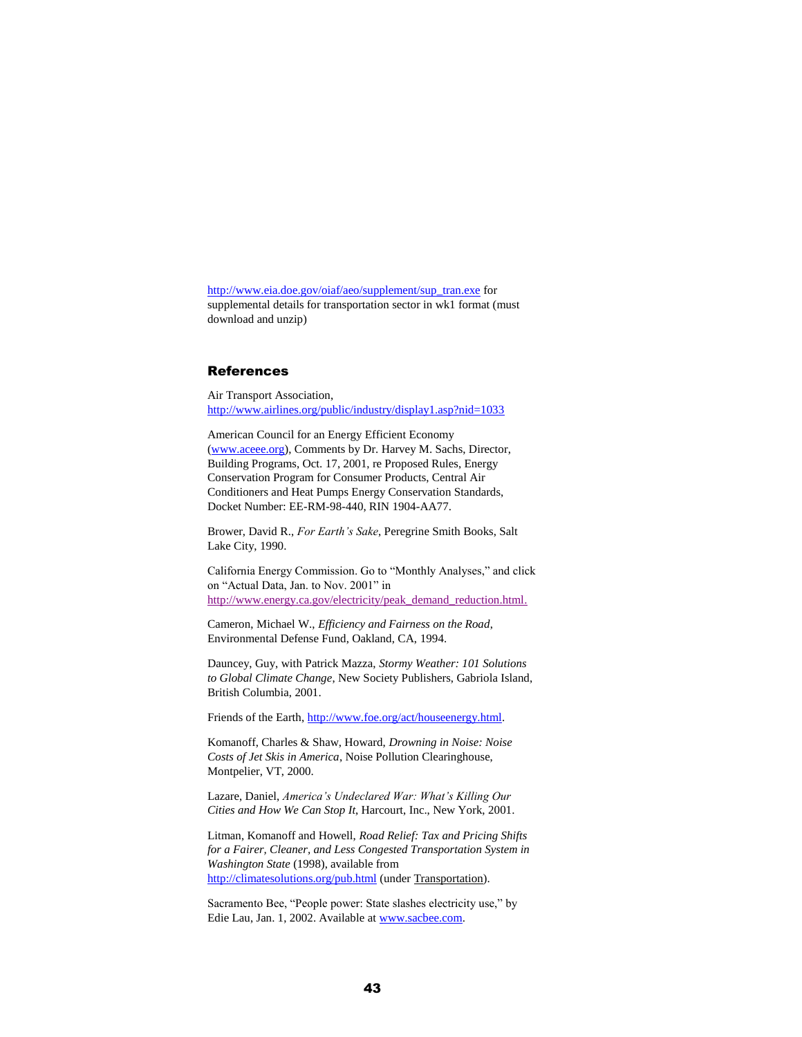http://www.eia.doe.gov/oiaf/aeo/supplement/sup_tran.exe for supplemental details for transportation sector in wk1 format (must download and unzip)

## References

Air Transport Association, http://www.airlines.org/public/industry/display1.asp?nid=1033

American Council for an Energy Efficient Economy (www.aceee.org), Comments by Dr. Harvey M. Sachs, Director, Building Programs, Oct. 17, 2001, re Proposed Rules, Energy Conservation Program for Consumer Products, Central Air Conditioners and Heat Pumps Energy Conservation Standards, Docket Number: EE-RM-98-440, RIN 1904-AA77.

Brower, David R., *For Earth's Sake*, Peregrine Smith Books, Salt Lake City, 1990.

California Energy Commission. Go to "Monthly Analyses," and click on "Actual Data, Jan. to Nov. 2001" in http://www.energy.ca.gov/electricity/peak_demand_reduction.html.

Cameron, Michael W., *Efficiency and Fairness on the Road*, Environmental Defense Fund, Oakland, CA, 1994.

Dauncey, Guy, with Patrick Mazza, *Stormy Weather: 101 Solutions to Global Climate Change*, New Society Publishers, Gabriola Island, British Columbia, 2001.

Friends of the Earth, http://www.foe.org/act/houseenergy.html.

Komanoff, Charles & Shaw, Howard, *Drowning in Noise: Noise Costs of Jet Skis in America*, Noise Pollution Clearinghouse, Montpelier, VT, 2000.

Lazare, Daniel, *America's Undeclared War: What's Killing Our Cities and How We Can Stop It*, Harcourt, Inc., New York, 2001.

Litman, Komanoff and Howell, *Road Relief: Tax and Pricing Shifts for a Fairer, Cleaner, and Less Congested Transportation System in Washington State* (1998), available from http://climatesolutions.org/pub.html (under Transportation).

Sacramento Bee, "People power: State slashes electricity use," by Edie Lau, Jan. 1, 2002. Available at www.sacbee.com.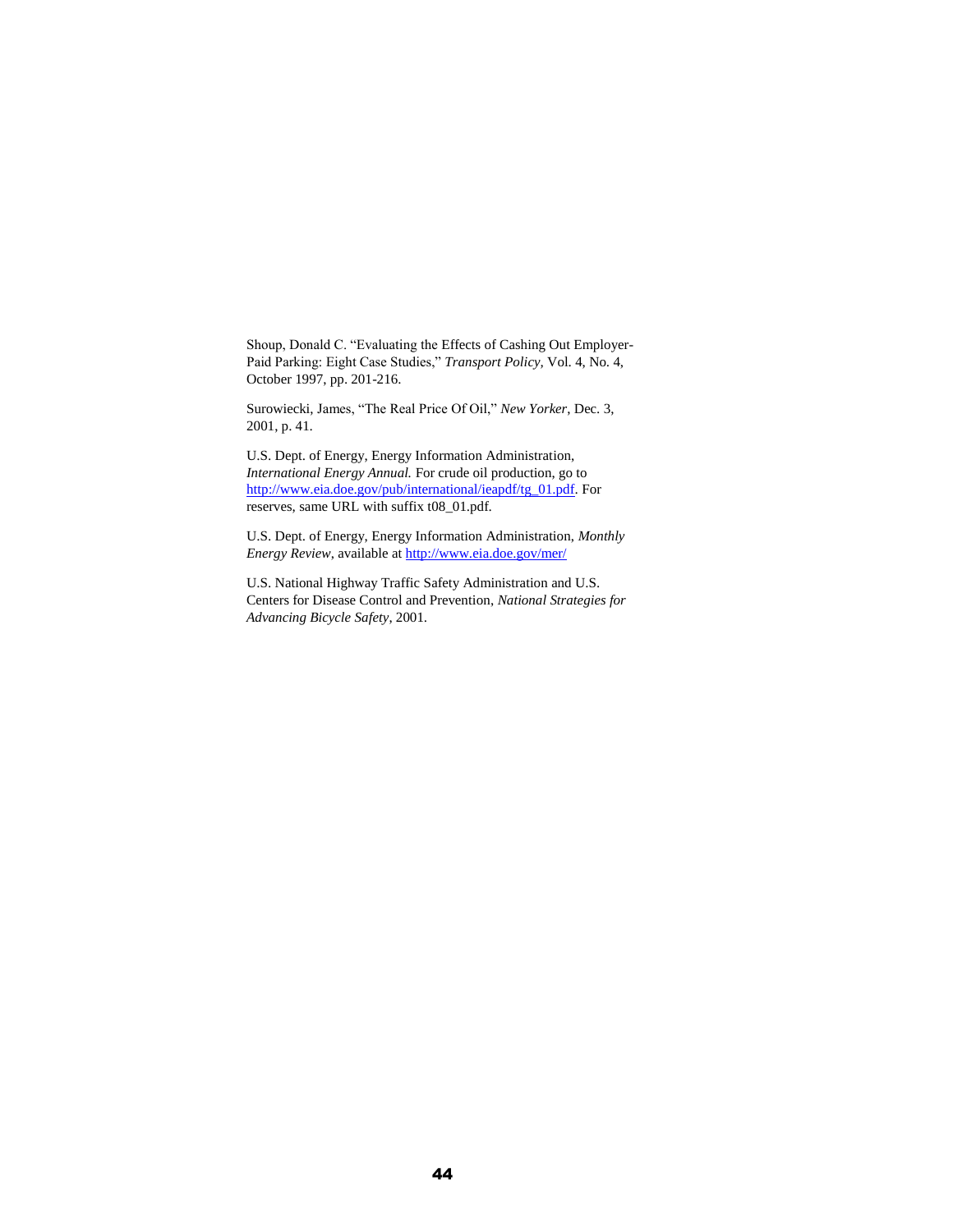Shoup, Donald C. "Evaluating the Effects of Cashing Out Employer-Paid Parking: Eight Case Studies," *Transport Policy*, Vol. 4, No. 4, October 1997, pp. 201-216.

Surowiecki, James, "The Real Price Of Oil," *New Yorker*, Dec. 3, 2001, p. 41.

U.S. Dept. of Energy, Energy Information Administration, *International Energy Annual.* For crude oil production, go to http://www.eia.doe.gov/pub/international/ieapdf/tg_01.pdf. For reserves, same URL with suffix t08_01.pdf.

U.S. Dept. of Energy, Energy Information Administration, *Monthly Energy Review*, available at http://www.eia.doe.gov/mer/

U.S. National Highway Traffic Safety Administration and U.S. Centers for Disease Control and Prevention, *National Strategies for Advancing Bicycle Safety*, 2001.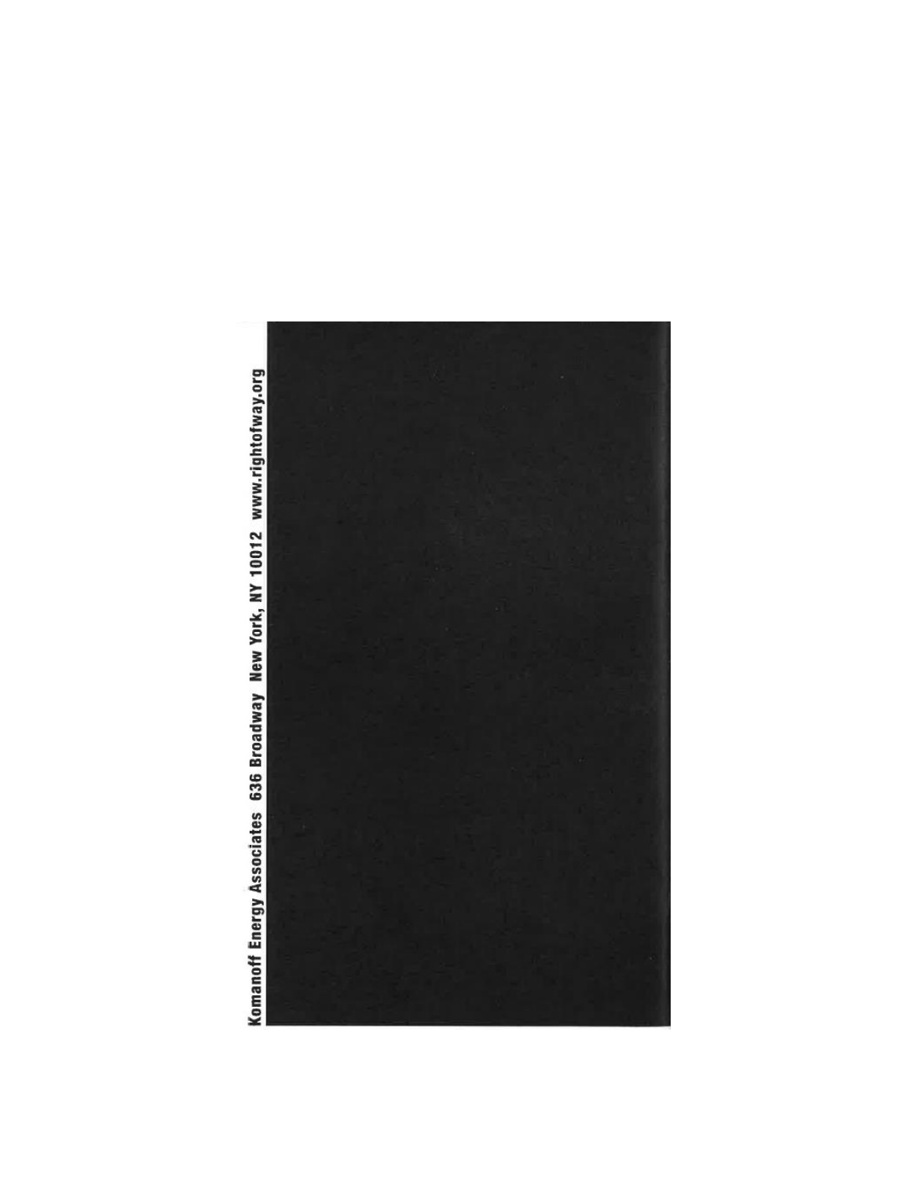Komanoff Energy Associates 636 Broadway New York, NY 10012 www.rightofway.org